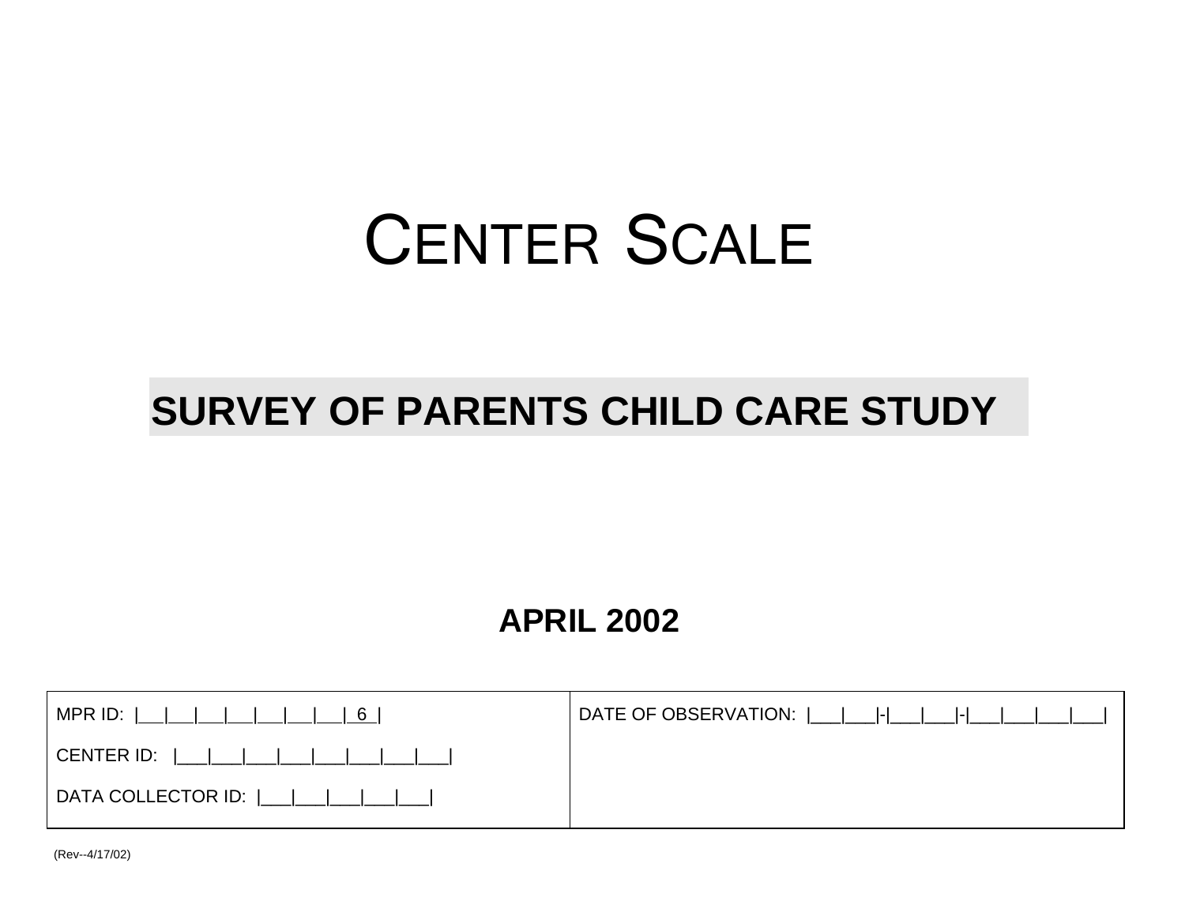# CENTER SCALE

## SURVEY OF PARENTS CHILD CARE STUDY

**APRIL 2002**

| MPR ID: \|\_\_\|\_\_\|\_\_\|\_\_\|\_\_\|\_\_\|\_\_\|\_\_\| 6 \| | DATE OF OBSERVATION: \|\_\_\_\|\_\_\_\|-\|\_\_\_\|\_\_\_\|-\|\_\_\_\|\_\_\_\|\_\_\_\|\_\_\_\| |
|---|---|
| CENTER ID: \|\_\_\_\|\_\_\_\|\_\_\_\|\_\_\_\|\_\_\_\|\_\_\_\|\_\_\_\|\_\_\_\| | |
| DATA COLLECTOR ID: \|\_\_\_\|\_\_\_\|\_\_\_\|\_\_\_\|\_\_\_\| | |

(Rev--4/17/02)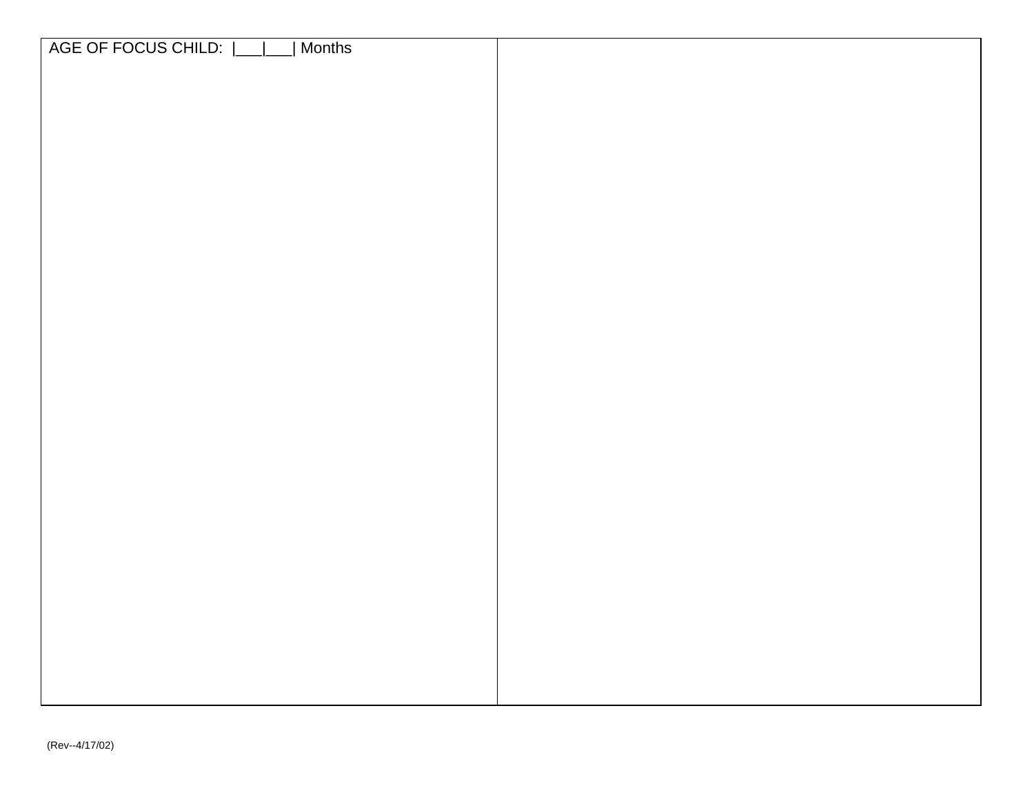| AGE OF FOCUS CHILD: &#124;___&#124;___&#124; Months | |
|---|---|
| | |

(Rev--4/17/02)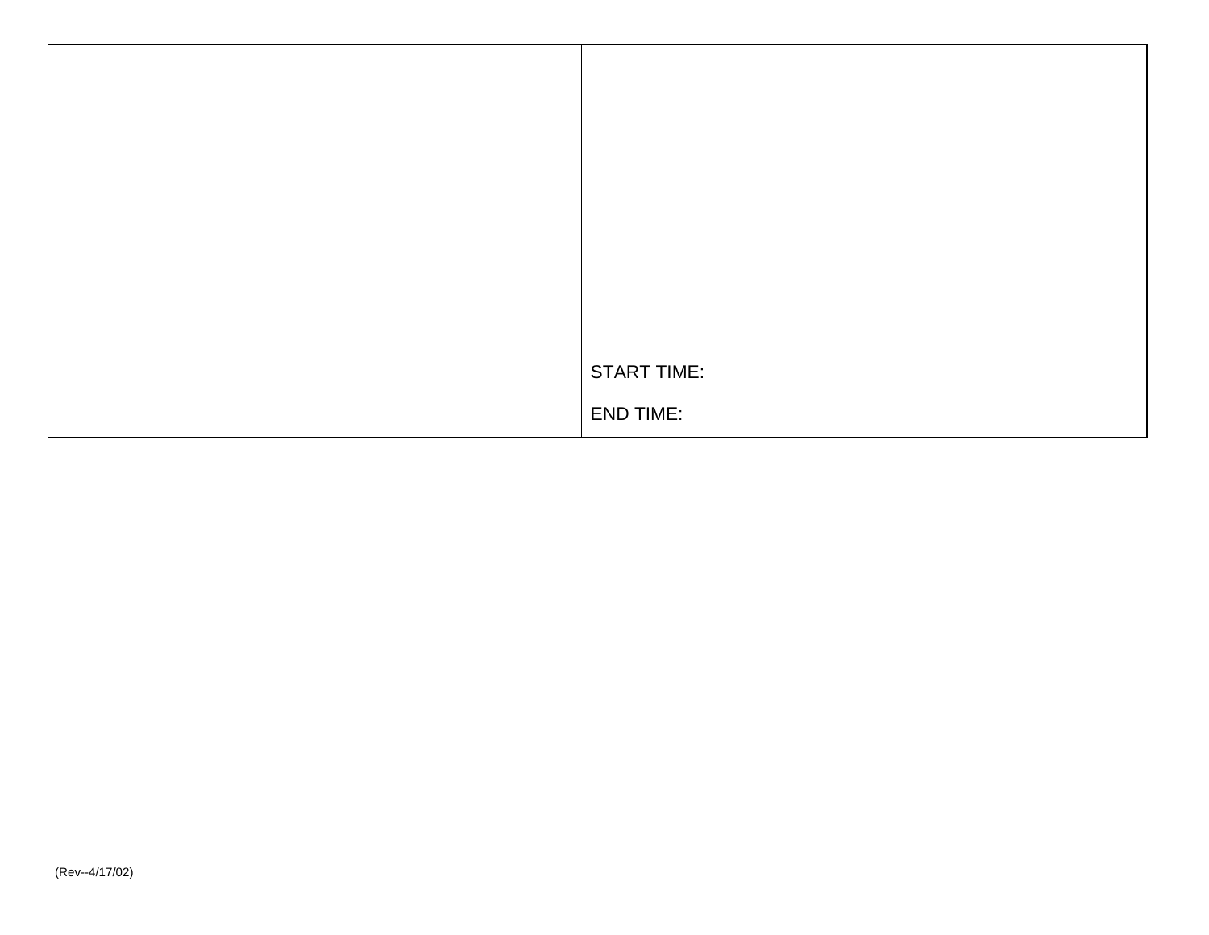|  |  |
|---|---|
|  | START TIME:<br><br>END TIME: |

(Rev--4/17/02)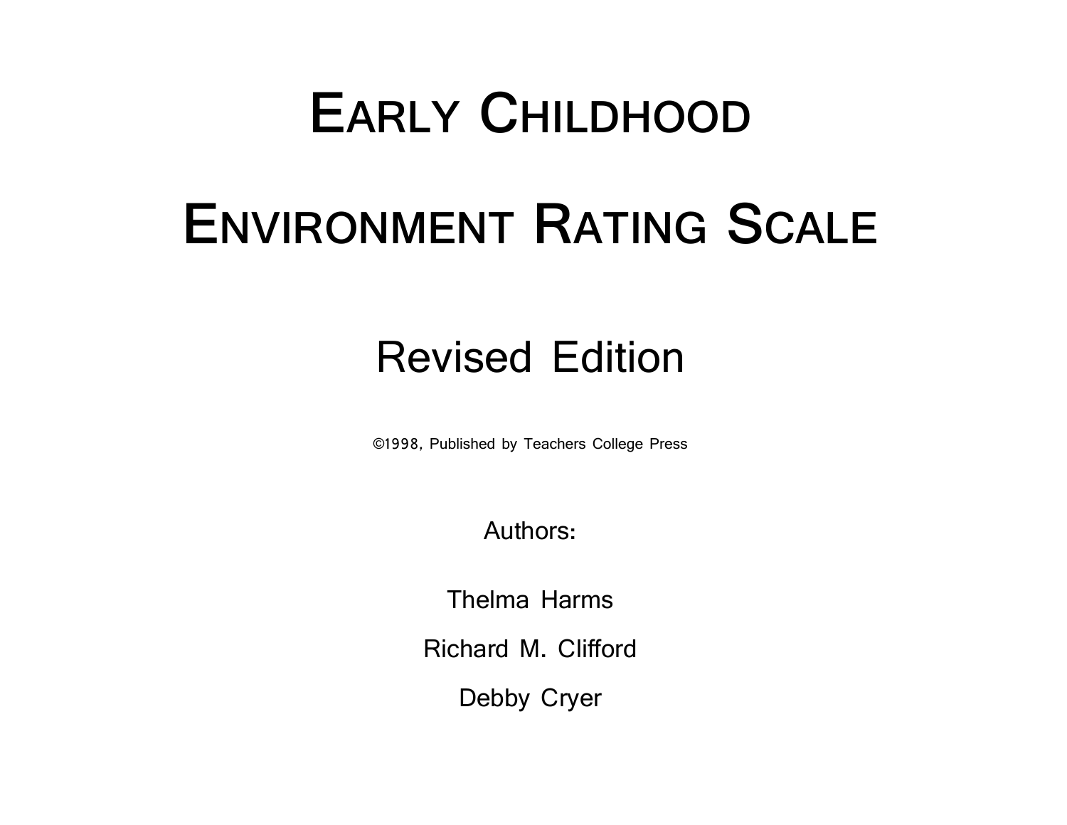# Early Childhood Environment Rating Scale

## Revised Edition

©1998, Published by Teachers College Press

Authors:

Thelma Harms

Richard M. Clifford

Debby Cryer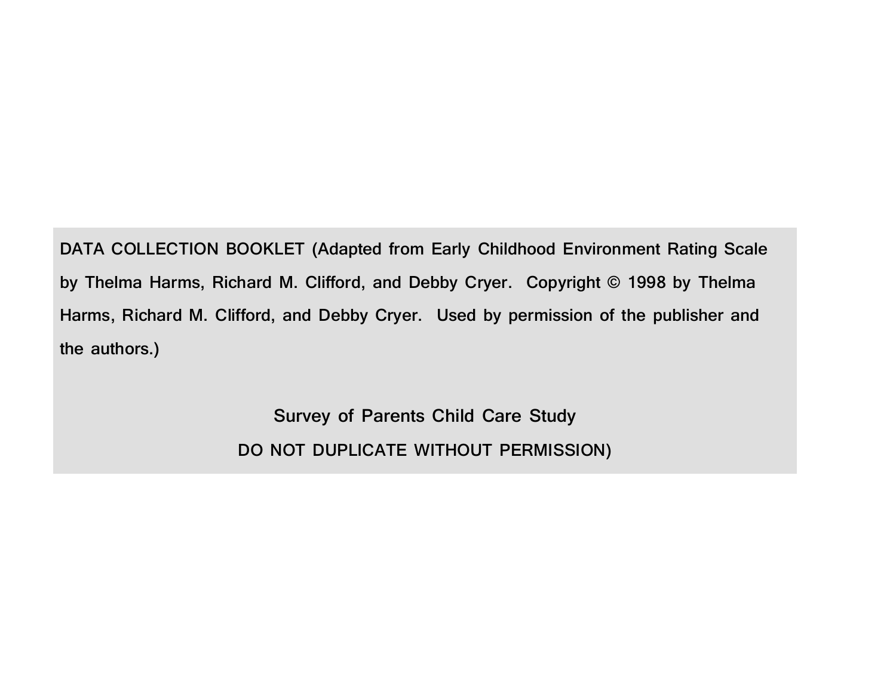DATA COLLECTION BOOKLET (Adapted from Early Childhood Environment Rating Scale by Thelma Harms, Richard M. Clifford, and Debby Cryer. Copyright © 1998 by Thelma Harms, Richard M. Clifford, and Debby Cryer. Used by permission of the publisher and the authors.)

Survey of Parents Child Care Study

DO NOT DUPLICATE WITHOUT PERMISSION)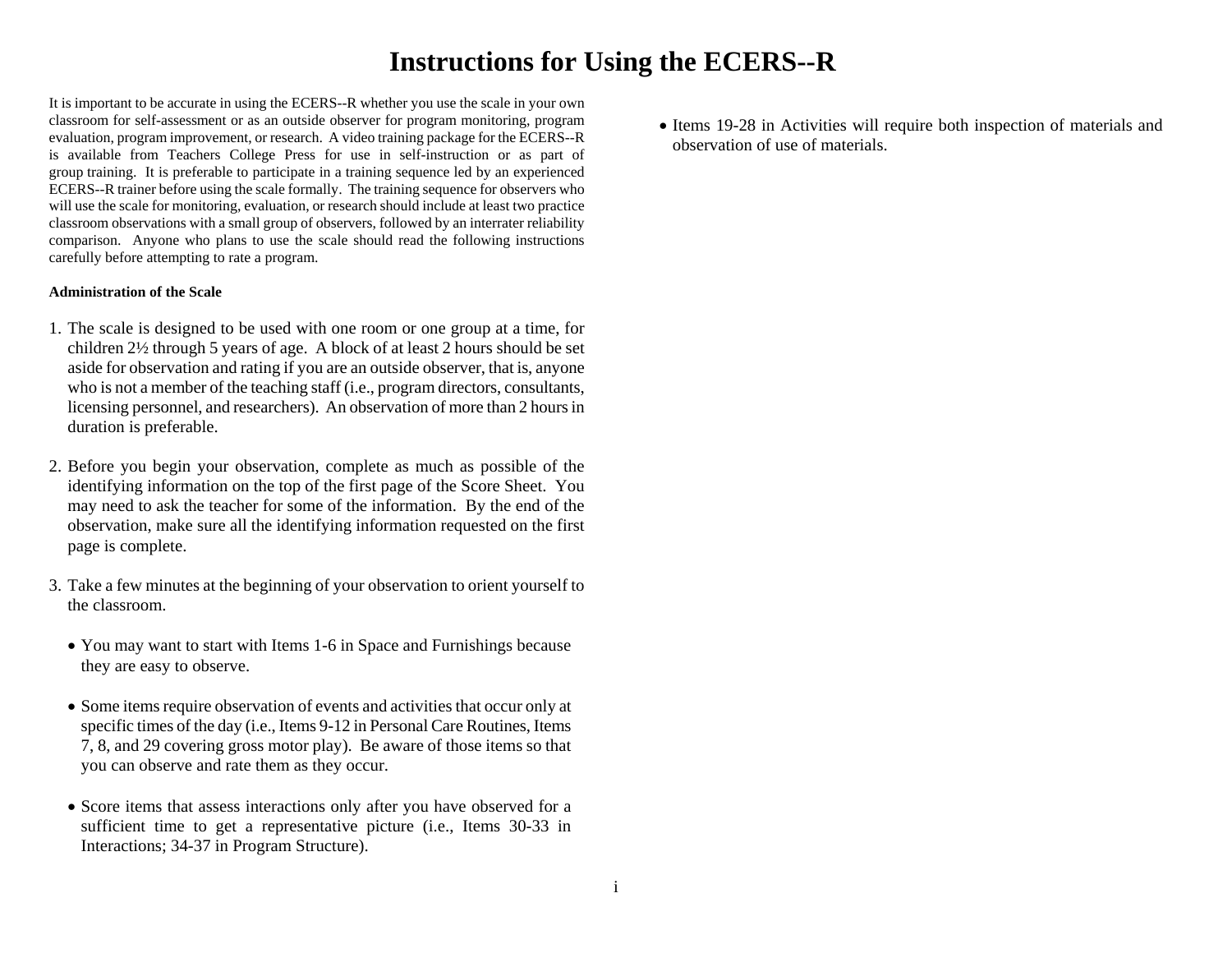# Instructions for Using the ECERS--R

It is important to be accurate in using the ECERS--R whether you use the scale in your own classroom for self-assessment or as an outside observer for program monitoring, program evaluation, program improvement, or research. A video training package for the ECERS--R is available from Teachers College Press for use in self-instruction or as part of group training. It is preferable to participate in a training sequence led by an experienced ECERS--R trainer before using the scale formally. The training sequence for observers who will use the scale for monitoring, evaluation, or research should include at least two practice classroom observations with a small group of observers, followed by an interrater reliability comparison. Anyone who plans to use the scale should read the following instructions carefully before attempting to rate a program.

**Administration of the Scale**

1. The scale is designed to be used with one room or one group at a time, for children 2½ through 5 years of age. A block of at least 2 hours should be set aside for observation and rating if you are an outside observer, that is, anyone who is not a member of the teaching staff (i.e., program directors, consultants, licensing personnel, and researchers). An observation of more than 2 hours in duration is preferable.

2. Before you begin your observation, complete as much as possible of the identifying information on the top of the first page of the Score Sheet. You may need to ask the teacher for some of the information. By the end of the observation, make sure all the identifying information requested on the first page is complete.

3. Take a few minutes at the beginning of your observation to orient yourself to the classroom.

   - You may want to start with Items 1-6 in Space and Furnishings because they are easy to observe.

   - Some items require observation of events and activities that occur only at specific times of the day (i.e., Items 9-12 in Personal Care Routines, Items 7, 8, and 29 covering gross motor play). Be aware of those items so that you can observe and rate them as they occur.

   - Score items that assess interactions only after you have observed for a sufficient time to get a representative picture (i.e., Items 30-33 in Interactions; 34-37 in Program Structure).

   - Items 19-28 in Activities will require both inspection of materials and observation of use of materials.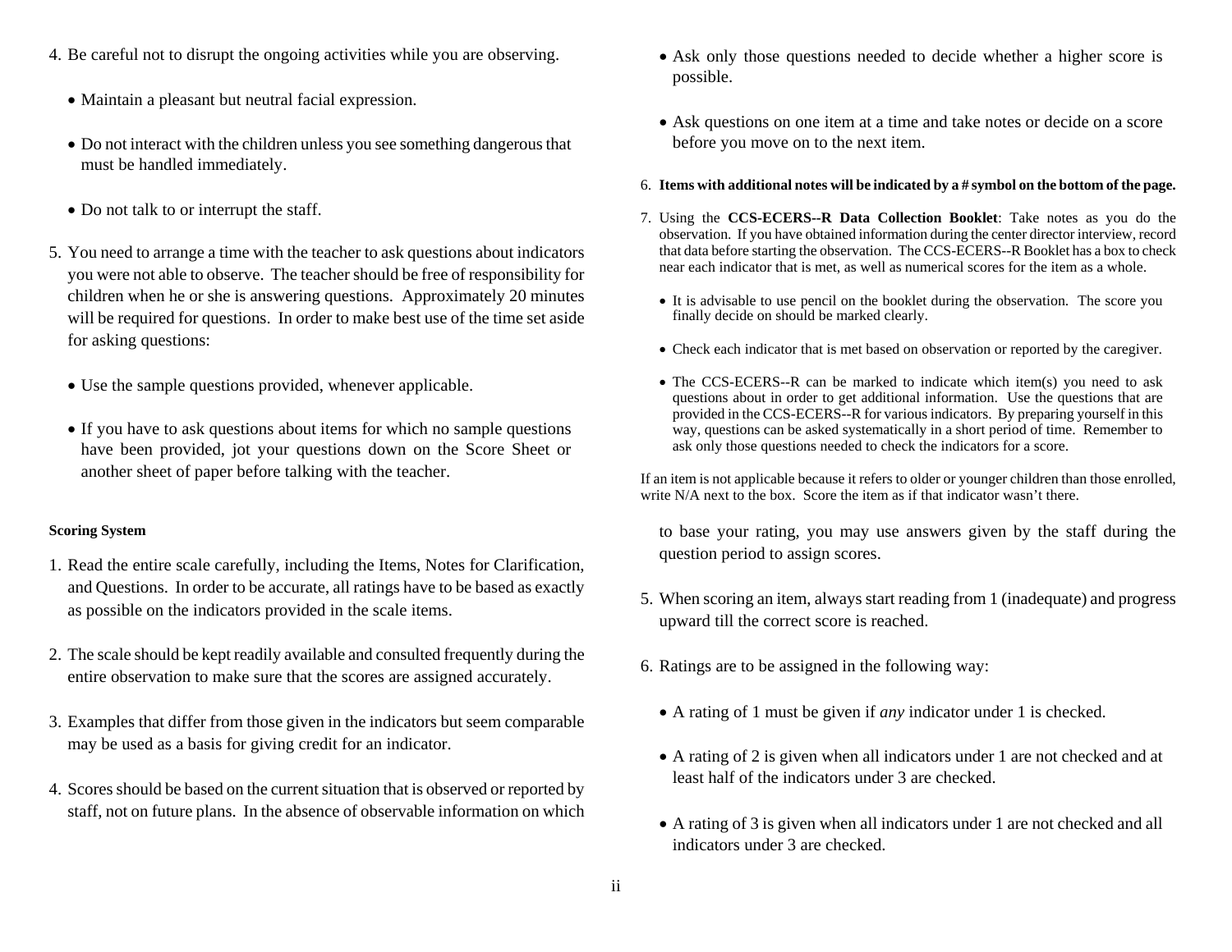4. Be careful not to disrupt the ongoing activities while you are observing.

   - Maintain a pleasant but neutral facial expression.

   - Do not interact with the children unless you see something dangerous that must be handled immediately.

   - Do not talk to or interrupt the staff.

5. You need to arrange a time with the teacher to ask questions about indicators you were not able to observe. The teacher should be free of responsibility for children when he or she is answering questions. Approximately 20 minutes will be required for questions. In order to make best use of the time set aside for asking questions:

   - Use the sample questions provided, whenever applicable.

   - If you have to ask questions about items for which no sample questions have been provided, jot your questions down on the Score Sheet or another sheet of paper before talking with the teacher.

**Scoring System**

1. Read the entire scale carefully, including the Items, Notes for Clarification, and Questions. In order to be accurate, all ratings have to be based as exactly as possible on the indicators provided in the scale items.

2. The scale should be kept readily available and consulted frequently during the entire observation to make sure that the scores are assigned accurately.

3. Examples that differ from those given in the indicators but seem comparable may be used as a basis for giving credit for an indicator.

4. Scores should be based on the current situation that is observed or reported by staff, not on future plans. In the absence of observable information on which

   - Ask only those questions needed to decide whether a higher score is possible.

   - Ask questions on one item at a time and take notes or decide on a score before you move on to the next item.

6. **Items with additional notes will be indicated by a # symbol on the bottom of the page.**

7. Using the **CCS-ECERS--R Data Collection Booklet**: Take notes as you do the observation. If you have obtained information during the center director interview, record that data before starting the observation. The CCS-ECERS--R Booklet has a box to check near each indicator that is met, as well as numerical scores for the item as a whole.

   - It is advisable to use pencil on the booklet during the observation. The score you finally decide on should be marked clearly.

   - Check each indicator that is met based on observation or reported by the caregiver.

   - The CCS-ECERS--R can be marked to indicate which item(s) you need to ask questions about in order to get additional information. Use the questions that are provided in the CCS-ECERS--R for various indicators. By preparing yourself in this way, questions can be asked systematically in a short period of time. Remember to ask only those questions needed to check the indicators for a score.

If an item is not applicable because it refers to older or younger children than those enrolled, write N/A next to the box. Score the item as if that indicator wasn't there.

to base your rating, you may use answers given by the staff during the question period to assign scores.

5. When scoring an item, always start reading from 1 (inadequate) and progress upward till the correct score is reached.

6. Ratings are to be assigned in the following way:

   - A rating of 1 must be given if *any* indicator under 1 is checked.

   - A rating of 2 is given when all indicators under 1 are not checked and at least half of the indicators under 3 are checked.

   - A rating of 3 is given when all indicators under 1 are not checked and all indicators under 3 are checked.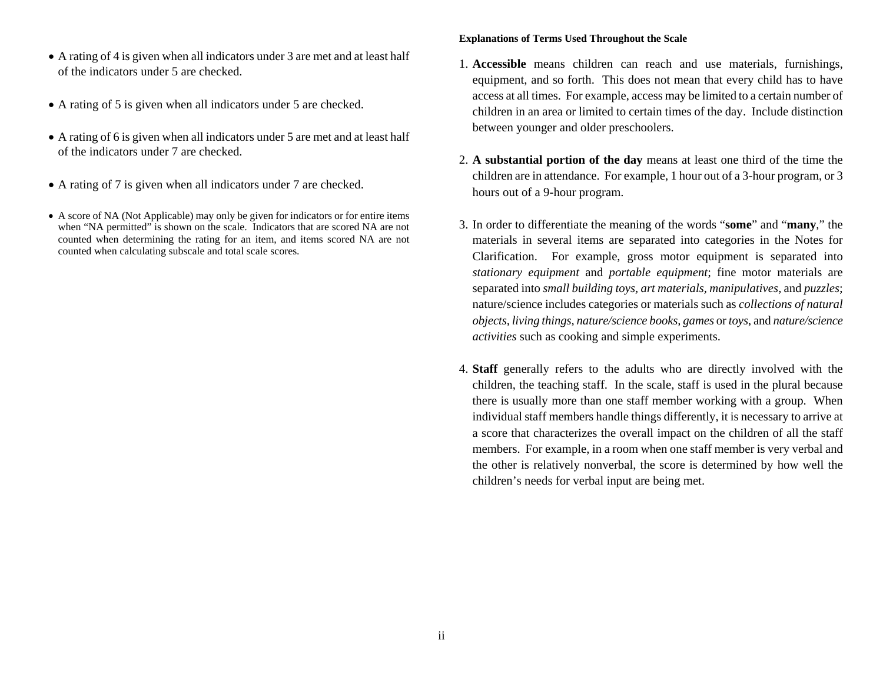- A rating of 4 is given when all indicators under 3 are met and at least half of the indicators under 5 are checked.

- A rating of 5 is given when all indicators under 5 are checked.

- A rating of 6 is given when all indicators under 5 are met and at least half of the indicators under 7 are checked.

- A rating of 7 is given when all indicators under 7 are checked.

- A score of NA (Not Applicable) may only be given for indicators or for entire items when "NA permitted" is shown on the scale. Indicators that are scored NA are not counted when determining the rating for an item, and items scored NA are not counted when calculating subscale and total scale scores.

**Explanations of Terms Used Throughout the Scale**

1. **Accessible** means children can reach and use materials, furnishings, equipment, and so forth. This does not mean that every child has to have access at all times. For example, access may be limited to a certain number of children in an area or limited to certain times of the day. Include distinction between younger and older preschoolers.

2. **A substantial portion of the day** means at least one third of the time the children are in attendance. For example, 1 hour out of a 3-hour program, or 3 hours out of a 9-hour program.

3. In order to differentiate the meaning of the words "**some**" and "**many**," the materials in several items are separated into categories in the Notes for Clarification. For example, gross motor equipment is separated into *stationary equipment* and *portable equipment*; fine motor materials are separated into *small building toys, art materials, manipulatives,* and *puzzles*; nature/science includes categories or materials such as *collections of natural objects, living things, nature/science books, games* or *toys*, and *nature/science activities* such as cooking and simple experiments.

4. **Staff** generally refers to the adults who are directly involved with the children, the teaching staff. In the scale, staff is used in the plural because there is usually more than one staff member working with a group. When individual staff members handle things differently, it is necessary to arrive at a score that characterizes the overall impact on the children of all the staff members. For example, in a room when one staff member is very verbal and the other is relatively nonverbal, the score is determined by how well the children's needs for verbal input are being met.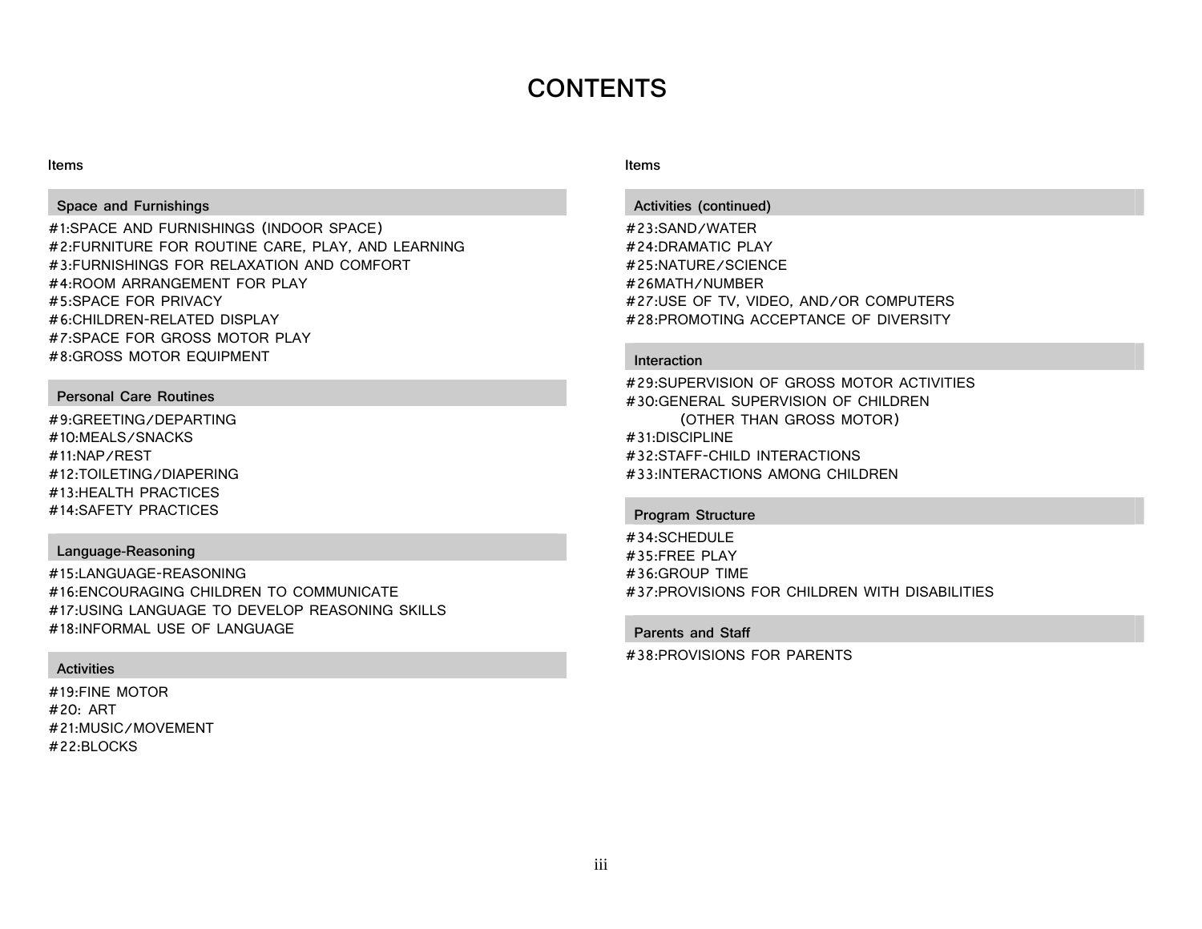# CONTENTS

Items

## Space and Furnishings

#1:SPACE AND FURNISHINGS (INDOOR SPACE)
#2:FURNITURE FOR ROUTINE CARE, PLAY, AND LEARNING
#3:FURNISHINGS FOR RELAXATION AND COMFORT
#4:ROOM ARRANGEMENT FOR PLAY
#5:SPACE FOR PRIVACY
#6:CHILDREN-RELATED DISPLAY
#7:SPACE FOR GROSS MOTOR PLAY
#8:GROSS MOTOR EQUIPMENT

## Personal Care Routines

#9:GREETING/DEPARTING
#10:MEALS/SNACKS
#11:NAP/REST
#12:TOILETING/DIAPERING
#13:HEALTH PRACTICES
#14:SAFETY PRACTICES

## Language-Reasoning

#15:LANGUAGE-REASONING
#16:ENCOURAGING CHILDREN TO COMMUNICATE
#17:USING LANGUAGE TO DEVELOP REASONING SKILLS
#18:INFORMAL USE OF LANGUAGE

## Activities

#19:FINE MOTOR
#20: ART
#21:MUSIC/MOVEMENT
#22:BLOCKS

Items

## Activities (continued)

#23:SAND/WATER
#24:DRAMATIC PLAY
#25:NATURE/SCIENCE
#26MATH/NUMBER
#27:USE OF TV, VIDEO, AND/OR COMPUTERS
#28:PROMOTING ACCEPTANCE OF DIVERSITY

## Interaction

#29:SUPERVISION OF GROSS MOTOR ACTIVITIES
#30:GENERAL SUPERVISION OF CHILDREN
(OTHER THAN GROSS MOTOR)
#31:DISCIPLINE
#32:STAFF-CHILD INTERACTIONS
#33:INTERACTIONS AMONG CHILDREN

## Program Structure

#34:SCHEDULE
#35:FREE PLAY
#36:GROUP TIME
#37:PROVISIONS FOR CHILDREN WITH DISABILITIES

## Parents and Staff

#38:PROVISIONS FOR PARENTS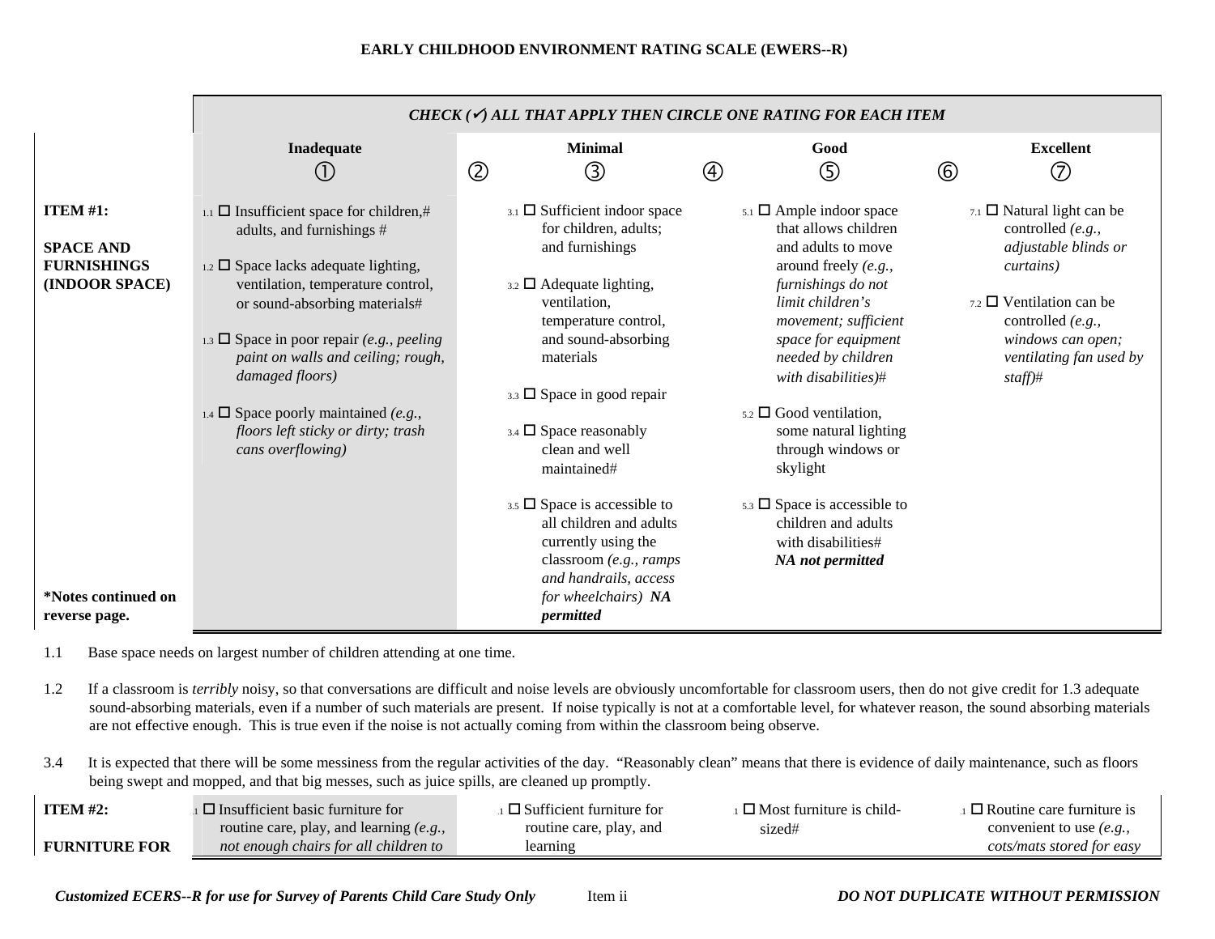**EARLY CHILDHOOD ENVIRONMENT RATING SCALE (EWERS--R)**

| | *CHECK (✓) ALL THAT APPLY THEN CIRCLE ONE RATING FOR EACH ITEM* | | | | | | |
|---|---|---|---|---|---|---|---|
| | **Inadequate** ① | ② | **Minimal** ③ | ④ | **Good** ⑤ | ⑥ | **Excellent** ⑦ |
| **ITEM #1:** **SPACE AND FURNISHINGS (INDOOR SPACE)** **\*Notes continued on reverse page.** | 1.1 ☐ Insufficient space for children,# adults, and furnishings # <br><br> 1.2 ☐ Space lacks adequate lighting, ventilation, temperature control, or sound-absorbing materials# <br><br> 1.3 ☐ Space in poor repair *(e.g., peeling paint on walls and ceiling; rough, damaged floors)* <br><br> 1.4 ☐ Space poorly maintained *(e.g., floors left sticky or dirty; trash cans overflowing)* | | 3.1 ☐ Sufficient indoor space for children, adults; and furnishings <br><br> 3.2 ☐ Adequate lighting, ventilation, temperature control, and sound-absorbing materials <br><br> 3.3 ☐ Space in good repair <br><br> 3.4 ☐ Space reasonably clean and well maintained# <br><br> 3.5 ☐ Space is accessible to all children and adults currently using the classroom *(e.g., ramps and handrails, access for wheelchairs)* ***NA permitted*** | | 5.1 ☐ Ample indoor space that allows children and adults to move around freely *(e.g., furnishings do not limit children's movement; sufficient space for equipment needed by children with disabilities)*# <br><br> 5.2 ☐ Good ventilation, some natural lighting through windows or skylight <br><br> 5.3 ☐ Space is accessible to children and adults with disabilities# ***NA not permitted*** | | 7.1 ☐ Natural light can be controlled *(e.g., adjustable blinds or curtains)* <br><br> 7.2 ☐ Ventilation can be controlled *(e.g., windows can open; ventilating fan used by staff)*# |

1.1 Base space needs on largest number of children attending at one time.

1.2 If a classroom is *terribly* noisy, so that conversations are difficult and noise levels are obviously uncomfortable for classroom users, then do not give credit for 1.3 adequate sound-absorbing materials, even if a number of such materials are present. If noise typically is not at a comfortable level, for whatever reason, the sound absorbing materials are not effective enough. This is true even if the noise is not actually coming from within the classroom being observe.

3.4 It is expected that there will be some messiness from the regular activities of the day. "Reasonably clean" means that there is evidence of daily maintenance, such as floors being swept and mopped, and that big messes, such as juice spills, are cleaned up promptly.

| | | | | | | | |
|---|---|---|---|---|---|---|---|
| **ITEM #2:** **FURNITURE FOR** | .1 ☐ Insufficient basic furniture for routine care, play, and learning *(e.g., not enough chairs for all children to* | | .1 ☐ Sufficient furniture for routine care, play, and learning | | 1 ☐ Most furniture is child-sized# | | .1 ☐ Routine care furniture is convenient to use *(e.g., cots/mats stored for easy* |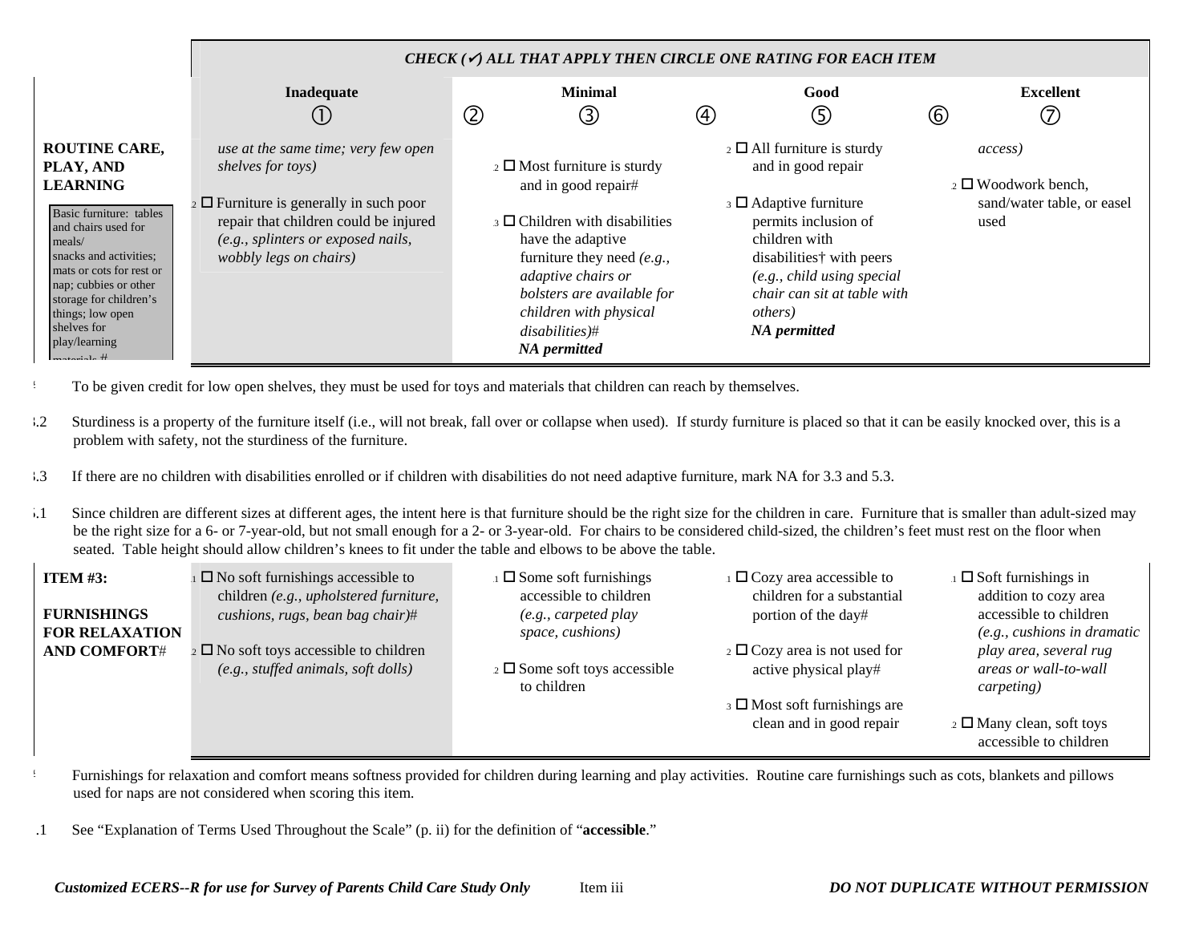| CHECK (✓) ALL THAT APPLY THEN CIRCLE ONE RATING FOR EACH ITEM | Inadequate ① | ② | Minimal ③ | ④ | Good ⑤ | ⑥ | Excellent ⑦ |
|---|---|---|---|---|---|---|---|
| **ROUTINE CARE, PLAY, AND LEARNING** Basic furniture: tables and chairs used for meals/ snacks and activities; mats or cots for rest or nap; cubbies or other storage for children's things; low open shelves for play/learning materials # | *use at the same time; very few open shelves for toys)* <br><br> .2 ☐ Furniture is generally in such poor repair that children could be injured *(e.g., splinters or exposed nails, wobbly legs on chairs)* | | .2 ☐ Most furniture is sturdy and in good repair# <br><br> .3 ☐ Children with disabilities have the adaptive furniture they need *(e.g., adaptive chairs or bolsters are available for children with physical disabilities)#* <br> ***NA permitted*** | | .2 ☐ All furniture is sturdy and in good repair <br><br> .3 ☐ Adaptive furniture permits inclusion of children with disabilities† with peers *(e.g., child using special chair can sit at table with others)* <br> ***NA permitted*** | | *access)* <br><br> .2 ☐ Woodwork bench, sand/water table, or easel used |

\# To be given credit for low open shelves, they must be used for toys and materials that children can reach by themselves.

3.2 Sturdiness is a property of the furniture itself (i.e., will not break, fall over or collapse when used). If sturdy furniture is placed so that it can be easily knocked over, this is a problem with safety, not the sturdiness of the furniture.

3.3 If there are no children with disabilities enrolled or if children with disabilities do not need adaptive furniture, mark NA for 3.3 and 5.3.

5.1 Since children are different sizes at different ages, the intent here is that furniture should be the right size for the children in care. Furniture that is smaller than adult-sized may be the right size for a 6- or 7-year-old, but not small enough for a 2- or 3-year-old. For chairs to be considered child-sized, the children's feet must rest on the floor when seated. Table height should allow children's knees to fit under the table and elbows to be above the table.

| | Inadequate ① | ② | Minimal ③ | ④ | Good ⑤ | ⑥ | Excellent ⑦ |
|---|---|---|---|---|---|---|---|
| **ITEM #3: FURNISHINGS FOR RELAXATION AND COMFORT**# | .1 ☐ No soft furnishings accessible to children *(e.g., upholstered furniture, cushions, rugs, bean bag chair)#* <br><br> .2 ☐ No soft toys accessible to children *(e.g., stuffed animals, soft dolls)* | | .1 ☐ Some soft furnishings accessible to children *(e.g., carpeted play space, cushions)* <br><br> .2 ☐ Some soft toys accessible to children | | .1 ☐ Cozy area accessible to children for a substantial portion of the day# <br><br> .2 ☐ Cozy area is not used for active physical play# <br><br> .3 ☐ Most soft furnishings are clean and in good repair | | .1 ☐ Soft furnishings in addition to cozy area accessible to children *(e.g., cushions in dramatic play area, several rug areas or wall-to-wall carpeting)* <br><br> .2 ☐ Many clean, soft toys accessible to children |

\# Furnishings for relaxation and comfort means softness provided for children during learning and play activities. Routine care furnishings such as cots, blankets and pillows used for naps are not considered when scoring this item.

1.1 See "Explanation of Terms Used Throughout the Scale" (p. ii) for the definition of "**accessible**."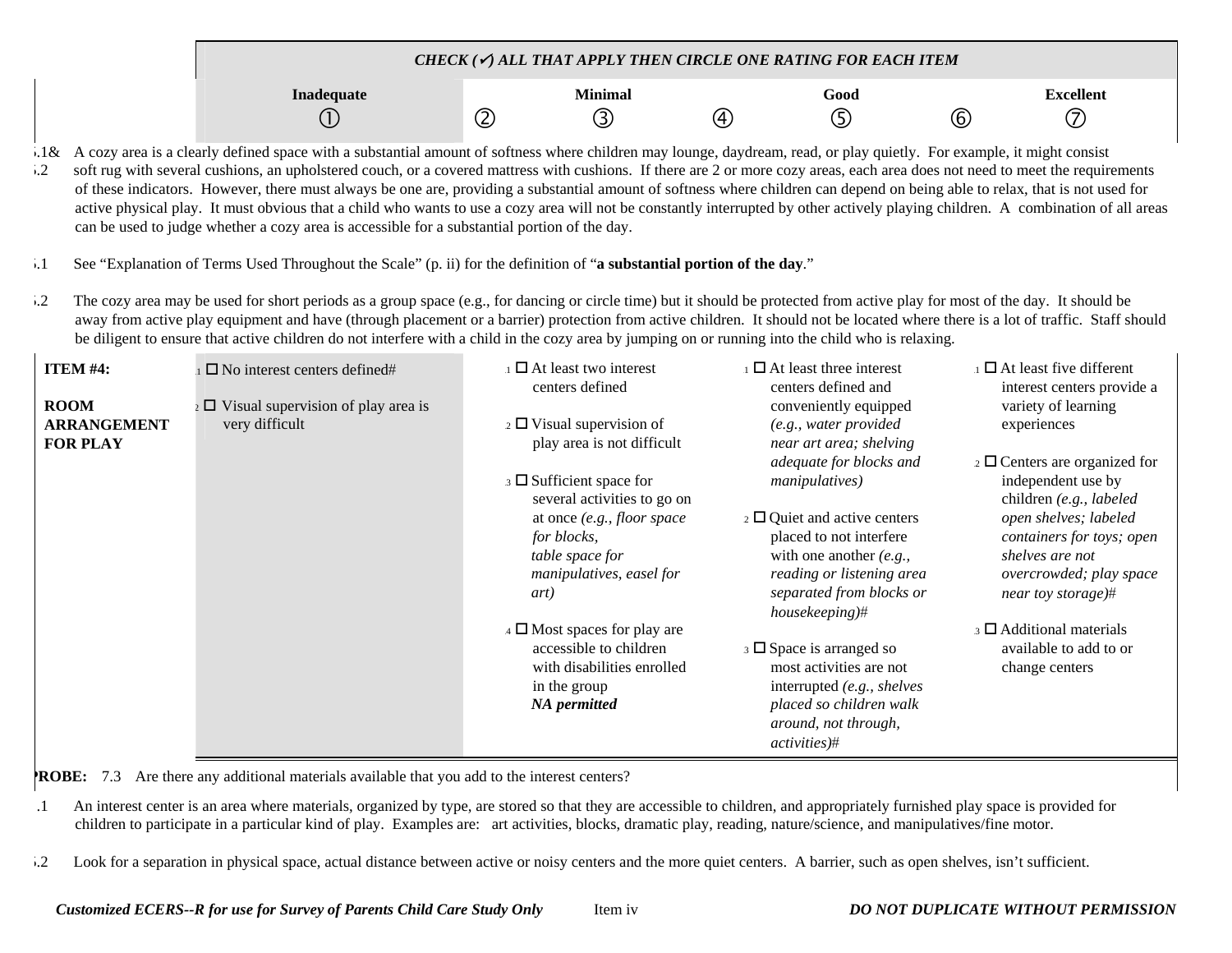| | CHECK (✓) ALL THAT APPLY THEN CIRCLE ONE RATING FOR EACH ITEM | | | | | | |
|---|---|---|---|---|---|---|---|
| | **Inadequate** | | **Minimal** | | **Good** | | **Excellent** |
| | ① | ② | ③ | ④ | ⑤ | ⑥ | ⑦ |

5.1& 5.2 A cozy area is a clearly defined space with a substantial amount of softness where children may lounge, daydream, read, or play quietly. For example, it might consist soft rug with several cushions, an upholstered couch, or a covered mattress with cushions. If there are 2 or more cozy areas, each area does not need to meet the requirements of these indicators. However, there must always be one are, providing a substantial amount of softness where children can depend on being able to relax, that is not used for active physical play. It must obvious that a child who wants to use a cozy area will not be constantly interrupted by other actively playing children. A combination of all areas can be used to judge whether a cozy area is accessible for a substantial portion of the day.

5.1 See "Explanation of Terms Used Throughout the Scale" (p. ii) for the definition of "**a substantial portion of the day**."

5.2 The cozy area may be used for short periods as a group space (e.g., for dancing or circle time) but it should be protected from active play for most of the day. It should be away from active play equipment and have (through placement or a barrier) protection from active children. It should not be located where there is a lot of traffic. Staff should be diligent to ensure that active children do not interfere with a child in the cozy area by jumping on or running into the child who is relaxing.

| **ITEM #4:** **ROOM ARRANGEMENT FOR PLAY** | Inadequate | Minimal | Good | Excellent |
|---|---|---|---|---|
| | 1.1 ☐ No interest centers defined# <br> 1.2 ☐ Visual supervision of play area is very difficult | 3.1 ☐ At least two interest centers defined <br> 3.2 ☐ Visual supervision of play area is not difficult <br> 3.3 ☐ Sufficient space for several activities to go on at once *(e.g., floor space for blocks, table space for manipulatives, easel for art)* <br> 3.4 ☐ Most spaces for play are accessible to children with disabilities enrolled in the group ***NA permitted*** | 5.1 ☐ At least three interest centers defined and conveniently equipped *(e.g., water provided near art area; shelving adequate for blocks and manipulatives)* <br> 5.2 ☐ Quiet and active centers placed to not interfere with one another *(e.g., reading or listening area separated from blocks or housekeeping)*# <br> 5.3 ☐ Space is arranged so most activities are not interrupted *(e.g., shelves placed so children walk around, not through, activities)*# | 7.1 ☐ At least five different interest centers provide a variety of learning experiences <br> 7.2 ☐ Centers are organized for independent use by children *(e.g., labeled open shelves; labeled containers for toys; open shelves are not overcrowded; play space near toy storage)*# <br> 7.3 ☐ Additional materials available to add to or change centers |

**PROBE:** 7.3 Are there any additional materials available that you add to the interest centers?

1.1 An interest center is an area where materials, organized by type, are stored so that they are accessible to children, and appropriately furnished play space is provided for children to participate in a particular kind of play. Examples are: art activities, blocks, dramatic play, reading, nature/science, and manipulatives/fine motor.

5.2 Look for a separation in physical space, actual distance between active or noisy centers and the more quiet centers. A barrier, such as open shelves, isn't sufficient.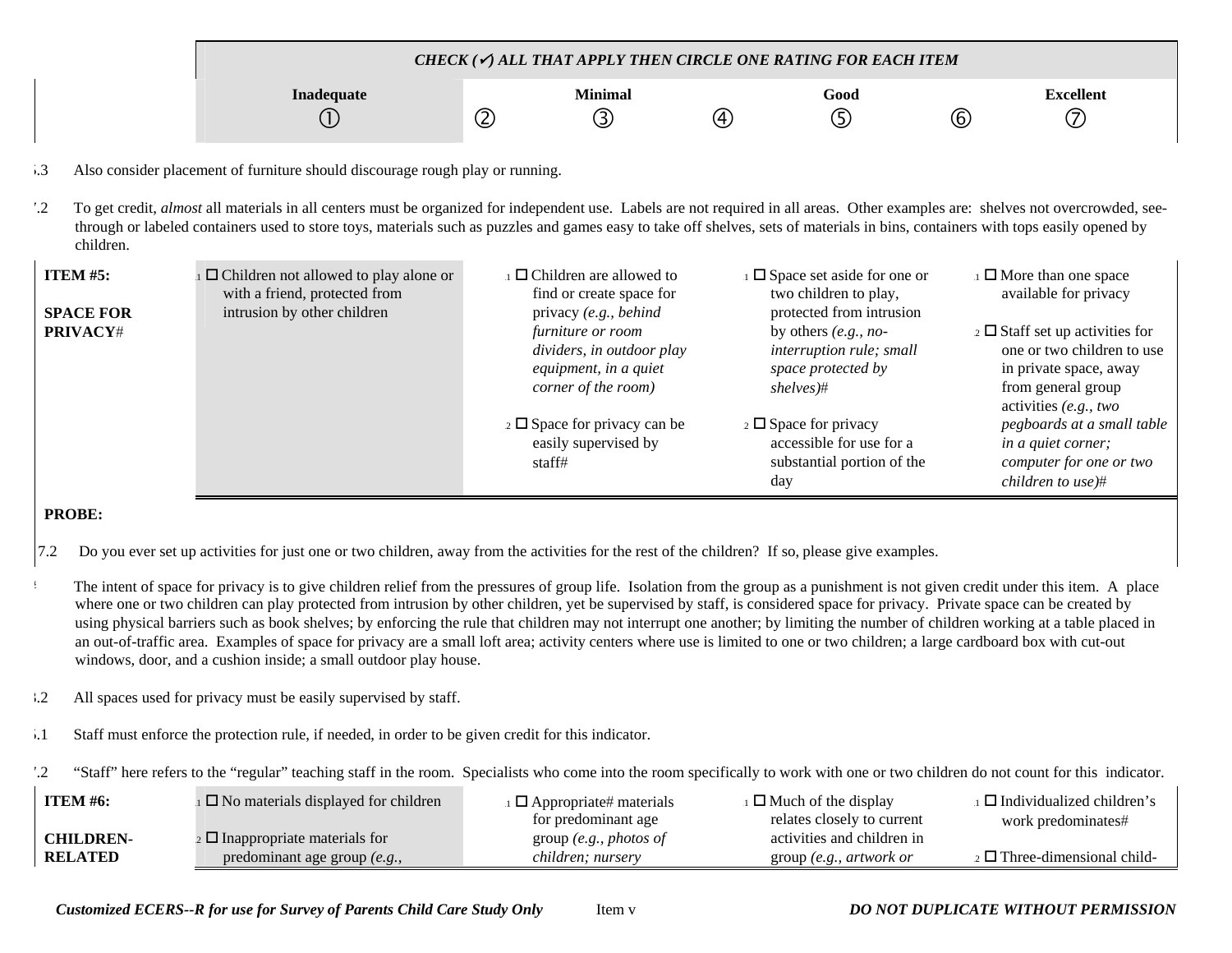| | CHECK (✓) ALL THAT APPLY THEN CIRCLE ONE RATING FOR EACH ITEM | | | | | | |
|---|---|---|---|---|---|---|---|
| | Inadequate | | Minimal | | Good | | Excellent |
| | ① | ② | ③ | ④ | ⑤ | ⑥ | ⑦ |

5.3 Also consider placement of furniture should discourage rough play or running.

7.2 To get credit, *almost* all materials in all centers must be organized for independent use. Labels are not required in all areas. Other examples are: shelves not overcrowded, see-through or labeled containers used to store toys, materials such as puzzles and games easy to take off shelves, sets of materials in bins, containers with tops easily opened by children.

| Item | Inadequate | Minimal | Good | Excellent |
|---|---|---|---|---|
| **ITEM #5:** **SPACE FOR PRIVACY**# | .1 ☐ Children not allowed to play alone or with a friend, protected from intrusion by other children | .1 ☐ Children are allowed to find or create space for privacy *(e.g., behind furniture or room dividers, in outdoor play equipment, in a quiet corner of the room)* <br><br> .2 ☐ Space for privacy can be easily supervised by staff# | .1 ☐ Space set aside for one or two children to play, protected from intrusion by others *(e.g., no-interruption rule; small space protected by shelves)*# <br><br> .2 ☐ Space for privacy accessible for use for a substantial portion of the day | .1 ☐ More than one space available for privacy <br><br> .2 ☐ Staff set up activities for one or two children to use in private space, away from general group activities *(e.g., two pegboards at a small table in a quiet corner; computer for one or two children to use)*# |

**PROBE:**

7.2 Do you ever set up activities for just one or two children, away from the activities for the rest of the children? If so, please give examples.

# The intent of space for privacy is to give children relief from the pressures of group life. Isolation from the group as a punishment is not given credit under this item. A place where one or two children can play protected from intrusion by other children, yet be supervised by staff, is considered space for privacy. Private space can be created by using physical barriers such as book shelves; by enforcing the rule that children may not interrupt one another; by limiting the number of children working at a table placed in an out-of-traffic area. Examples of space for privacy are a small loft area; activity centers where use is limited to one or two children; a large cardboard box with cut-out windows, door, and a cushion inside; a small outdoor play house.

3.2 All spaces used for privacy must be easily supervised by staff.

5.1 Staff must enforce the protection rule, if needed, in order to be given credit for this indicator.

7.2 "Staff" here refers to the "regular" teaching staff in the room. Specialists who come into the room specifically to work with one or two children do not count for this indicator.

| Item | Inadequate | Minimal | Good | Excellent |
|---|---|---|---|---|
| **ITEM #6:** **CHILDREN-RELATED** | .1 ☐ No materials displayed for children <br><br> .2 ☐ Inappropriate materials for predominant age group *(e.g.,* | .1 ☐ Appropriate# materials for predominant age group *(e.g., photos of children; nursery* | .1 ☐ Much of the display relates closely to current activities and children in group *(e.g., artwork or* | .1 ☐ Individualized children's work predominates# <br><br> .2 ☐ Three-dimensional child- |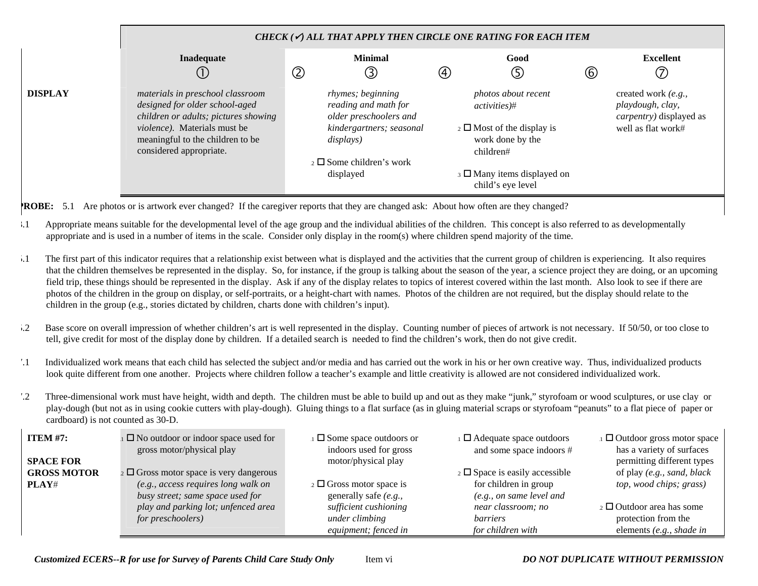| | CHECK (✔) ALL THAT APPLY THEN CIRCLE ONE RATING FOR EACH ITEM | | | | | | |
|---|---|---|---|---|---|---|---|
| | **Inadequate** ① | ② | **Minimal** ③ | ④ | **Good** ⑤ | ⑥ | **Excellent** ⑦ |
| **DISPLAY** | *materials in preschool classroom designed for older school-aged children or adults; pictures showing violence).* Materials must be meaningful to the children to be considered appropriate. | | *rhymes; beginning reading and math for older preschoolers and kindergartners; seasonal displays)*<br><br>.2 ☐ Some children's work displayed | | *photos about recent activities)*#<br><br>.2 ☐ Most of the display is work done by the children#<br><br>.3 ☐ Many items displayed on child's eye level | | created work *(e.g., playdough, clay, carpentry)* displayed as well as flat work# |

**PROBE:** 5.1 Are photos or is artwork ever changed? If the caregiver reports that they are changed ask: About how often are they changed?

3.1 Appropriate means suitable for the developmental level of the age group and the individual abilities of the children. This concept is also referred to as developmentally appropriate and is used in a number of items in the scale. Consider only display in the room(s) where children spend majority of the time.

5.1 The first part of this indicator requires that a relationship exist between what is displayed and the activities that the current group of children is experiencing. It also requires that the children themselves be represented in the display. So, for instance, if the group is talking about the season of the year, a science project they are doing, or an upcoming field trip, these things should be represented in the display. Ask if any of the display relates to topics of interest covered within the last month. Also look to see if there are photos of the children in the group on display, or self-portraits, or a height-chart with names. Photos of the children are not required, but the display should relate to the children in the group (e.g., stories dictated by children, charts done with children's input).

5.2 Base score on overall impression of whether children's art is well represented in the display. Counting number of pieces of artwork is not necessary. If 50/50, or too close to tell, give credit for most of the display done by children. If a detailed search is needed to find the children's work, then do not give credit.

7.1 Individualized work means that each child has selected the subject and/or media and has carried out the work in his or her own creative way. Thus, individualized products look quite different from one another. Projects where children follow a teacher's example and little creativity is allowed are not considered individualized work.

7.2 Three-dimensional work must have height, width and depth. The children must be able to build up and out as they make "junk," styrofoam or wood sculptures, or use clay or play-dough (but not as in using cookie cutters with play-dough). Gluing things to a flat surface (as in gluing material scraps or styrofoam "peanuts" to a flat piece of paper or cardboard) is not counted as 30-D.

| | Inadequate | Minimal | Good | Excellent |
|---|---|---|---|---|
| **ITEM #7:**<br><br>**SPACE FOR GROSS MOTOR PLAY**# | .1 ☐ No outdoor or indoor space used for gross motor/physical play<br><br>.2 ☐ Gross motor space is very dangerous *(e.g., access requires long walk on busy street; same space used for play and parking lot; unfenced area for preschoolers)* | .1 ☐ Some space outdoors or indoors used for gross motor/physical play<br><br>.2 ☐ Gross motor space is generally safe *(e.g., sufficient cushioning under climbing equipment; fenced in* | .1 ☐ Adequate space outdoors and some space indoors #<br><br>.2 ☐ Space is easily accessible for children in group *(e.g., on same level and near classroom; no barriers for children with* | .1 ☐ Outdoor gross motor space has a variety of surfaces permitting different types of play *(e.g., sand, black top, wood chips; grass)*<br><br>.2 ☐ Outdoor area has some protection from the elements *(e.g., shade in* |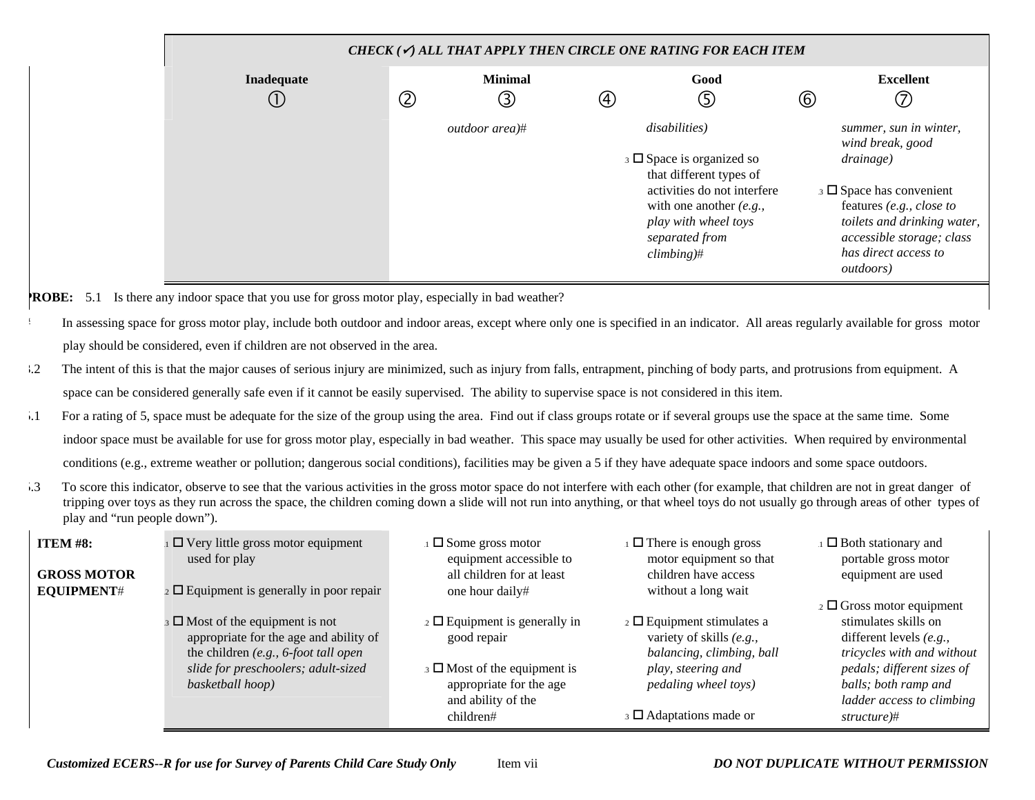| | CHECK (✓) ALL THAT APPLY THEN CIRCLE ONE RATING FOR EACH ITEM | | | | | | |
|---|---|---|---|---|---|---|---|
| | **Inadequate** ① | ② | **Minimal** ③ | ④ | **Good** ⑤ | ⑥ | **Excellent** ⑦ |
| | | | *outdoor area)*# | | *disabilities)*<br><br>.3 ☐ Space is organized so that different types of activities do not interfere with one another *(e.g., play with wheel toys separated from climbing)*# | | *summer, sun in winter, wind break, good drainage)*<br><br>.3 ☐ Space has convenient features *(e.g., close to toilets and drinking water, accessible storage; class has direct access to outdoors)* |

**PROBE:** 5.1 Is there any indoor space that you use for gross motor play, especially in bad weather?

In assessing space for gross motor play, include both outdoor and indoor areas, except where only one is specified in an indicator. All areas regularly available for gross motor play should be considered, even if children are not observed in the area.

3.2 The intent of this is that the major causes of serious injury are minimized, such as injury from falls, entrapment, pinching of body parts, and protrusions from equipment. A space can be considered generally safe even if it cannot be easily supervised. The ability to supervise space is not considered in this item.

5.1 For a rating of 5, space must be adequate for the size of the group using the area. Find out if class groups rotate or if several groups use the space at the same time. Some indoor space must be available for use for gross motor play, especially in bad weather. This space may usually be used for other activities. When required by environmental conditions (e.g., extreme weather or pollution; dangerous social conditions), facilities may be given a 5 if they have adequate space indoors and some space outdoors.

5.3 To score this indicator, observe to see that the various activities in the gross motor space do not interfere with each other (for example, that children are not in great danger of tripping over toys as they run across the space, the children coming down a slide will not run into anything, or that wheel toys do not usually go through areas of other types of play and "run people down").

| **ITEM #8: GROSS MOTOR EQUIPMENT**# | **Inadequate** | **Minimal** | **Good** | **Excellent** |
|---|---|---|---|---|
| | .1 ☐ Very little gross motor equipment used for play<br><br>.2 ☐ Equipment is generally in poor repair<br><br>.3 ☐ Most of the equipment is not appropriate for the age and ability of the children *(e.g., 6-foot tall open slide for preschoolers; adult-sized basketball hoop)* | .1 ☐ Some gross motor equipment accessible to all children for at least one hour daily#<br><br>.2 ☐ Equipment is generally in good repair<br><br>.3 ☐ Most of the equipment is appropriate for the age and ability of the children# | .1 ☐ There is enough gross motor equipment so that children have access without a long wait<br><br>.2 ☐ Equipment stimulates a variety of skills *(e.g., balancing, climbing, ball play, steering and pedaling wheel toys)*<br><br>.3 ☐ Adaptations made or | .1 ☐ Both stationary and portable gross motor equipment are used<br><br>.2 ☐ Gross motor equipment stimulates skills on different levels *(e.g., tricycles with and without pedals; different sizes of balls; both ramp and ladder access to climbing structure)*# |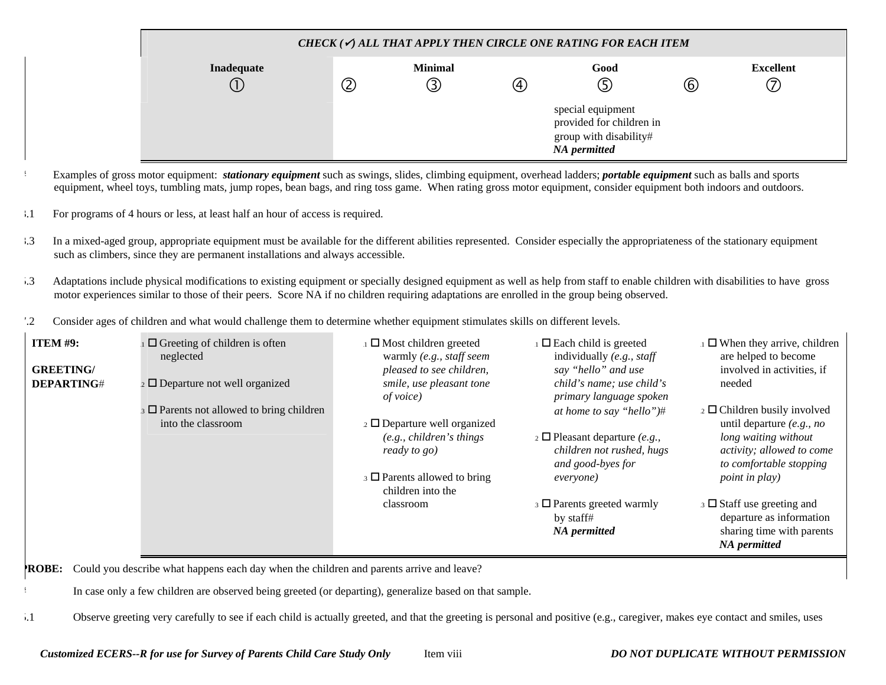**CHECK (✔) ALL THAT APPLY THEN CIRCLE ONE RATING FOR EACH ITEM**

| | Inadequate ① | ② | Minimal ③ | ④ | Good ⑤ | ⑥ | Excellent ⑦ |
|---|---|---|---|---|---|---|---|
| | | | | | special equipment provided for children in group with disability# *NA permitted* | | |

Examples of gross motor equipment: ***stationary equipment*** such as swings, slides, climbing equipment, overhead ladders; ***portable equipment*** such as balls and sports equipment, wheel toys, tumbling mats, jump ropes, bean bags, and ring toss game. When rating gross motor equipment, consider equipment both indoors and outdoors.

3.1 For programs of 4 hours or less, at least half an hour of access is required.

3.3 In a mixed-aged group, appropriate equipment must be available for the different abilities represented. Consider especially the appropriateness of the stationary equipment such as climbers, since they are permanent installations and always accessible.

5.3 Adaptations include physical modifications to existing equipment or specially designed equipment as well as help from staff to enable children with disabilities to have gross motor experiences similar to those of their peers. Score NA if no children requiring adaptations are enrolled in the group being observed.

7.2 Consider ages of children and what would challenge them to determine whether equipment stimulates skills on different levels.

| ITEM | Inadequate ① | Minimal ③ | Good ⑤ | Excellent ⑦ |
|---|---|---|---|---|
| **ITEM #9: GREETING/ DEPARTING**# | 1.1 ☐ Greeting of children is often neglected<br><br>1.2 ☐ Departure not well organized<br><br>1.3 ☐ Parents not allowed to bring children into the classroom | 3.1 ☐ Most children greeted warmly *(e.g., staff seem pleased to see children, smile, use pleasant tone of voice)*<br><br>3.2 ☐ Departure well organized *(e.g., children's things ready to go)*<br><br>3.3 ☐ Parents allowed to bring children into the classroom | 5.1 ☐ Each child is greeted individually *(e.g., staff say "hello" and use child's name; use child's primary language spoken at home to say "hello")*#<br><br>5.2 ☐ Pleasant departure *(e.g., children not rushed, hugs and good-byes for everyone)*<br><br>5.3 ☐ Parents greeted warmly by staff# *NA permitted* | 7.1 ☐ When they arrive, children are helped to become involved in activities, if needed<br><br>7.2 ☐ Children busily involved until departure *(e.g., no long waiting without activity; allowed to come to comfortable stopping point in play)*<br><br>7.3 ☐ Staff use greeting and departure as information sharing time with parents *NA permitted* |

**PROBE:** Could you describe what happens each day when the children and parents arrive and leave?

In case only a few children are observed being greeted (or departing), generalize based on that sample.

5.1 Observe greeting very carefully to see if each child is actually greeted, and that the greeting is personal and positive (e.g., caregiver, makes eye contact and smiles, uses

*Customized ECERS--R for use for Survey of Parents Child Care Study Only* Item viii ***DO NOT DUPLICATE WITHOUT PERMISSION***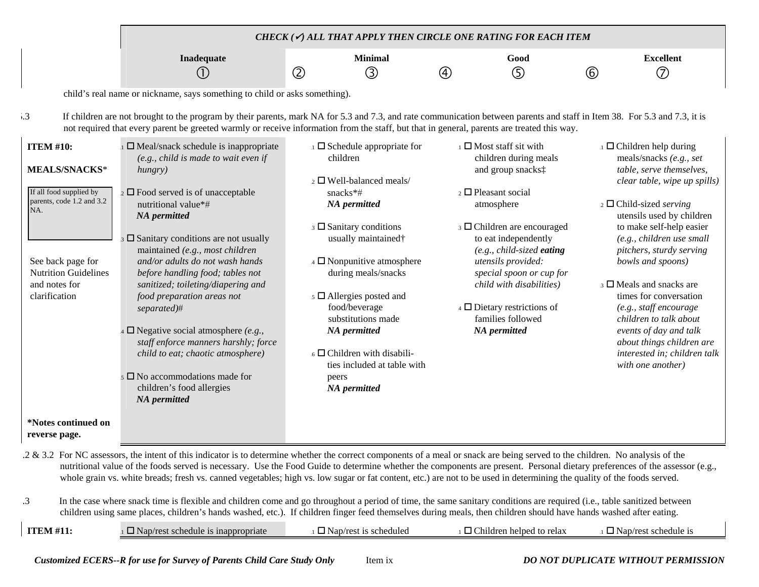| | CHECK (✓) ALL THAT APPLY THEN CIRCLE ONE RATING FOR EACH ITEM | | | | | | |
|---|---|---|---|---|---|---|---|
| | **Inadequate** | | **Minimal** | | **Good** | | **Excellent** |
| | ① | ② | ③ | ④ | ⑤ | ⑥ | ⑦ |

child's real name or nickname, says something to child or asks something).

5.3 If children are not brought to the program by their parents, mark NA for 5.3 and 7.3, and rate communication between parents and staff in Item 38. For 5.3 and 7.3, it is not required that every parent be greeted warmly or receive information from the staff, but that in general, parents are treated this way.

| | Inadequate ① | Minimal ③ | Good ⑤ | Excellent ⑦ |
|---|---|---|---|---|
| **ITEM #10:** **MEALS/SNACKS***<br><br>If all food supplied by parents, code 1.2 and 3.2 NA.<br><br>See back page for Nutrition Guidelines and notes for clarification<br><br>***Notes continued on reverse page.** | .1 ☐ Meal/snack schedule is inappropriate *(e.g., child is made to wait even if hungry)*<br><br>.2 ☐ Food served is of unacceptable nutritional value*# ***NA permitted***<br><br>.3 ☐ Sanitary conditions are not usually maintained *(e.g., most children and/or adults do not wash hands before handling food; tables not sanitized; toileting/diapering and food preparation areas not separated)*#<br><br>.4 ☐ Negative social atmosphere *(e.g., staff enforce manners harshly; force child to eat; chaotic atmosphere)*<br><br>.5 ☐ No accommodations made for children's food allergies ***NA permitted*** | .1 ☐ Schedule appropriate for children<br><br>.2 ☐ Well-balanced meals/ snacks*# ***NA permitted***<br><br>.3 ☐ Sanitary conditions usually maintained†<br><br>.4 ☐ Nonpunitive atmosphere during meals/snacks<br><br>.5 ☐ Allergies posted and food/beverage substitutions made ***NA permitted***<br><br>.6 ☐ Children with disabilities included at table with peers ***NA permitted*** | .1 ☐ Most staff sit with children during meals and group snacks‡<br><br>.2 ☐ Pleasant social atmosphere<br><br>.3 ☐ Children are encouraged to eat independently *(e.g., child-sized **eating** utensils provided: special spoon or cup for child with disabilities)*<br><br>.4 ☐ Dietary restrictions of families followed ***NA permitted*** | .1 ☐ Children help during meals/snacks *(e.g., set table, serve themselves, clear table, wipe up spills)*<br><br>.2 ☐ Child-sized *serving* utensils used by children to make self-help easier *(e.g., children use small pitchers, sturdy serving bowls and spoons)*<br><br>.3 ☐ Meals and snacks are times for conversation *(e.g., staff encourage children to talk about events of day and talk about things children are interested in; children talk with one another)* |

1.2 & 3.2 For NC assessors, the intent of this indicator is to determine whether the correct components of a meal or snack are being served to the children. No analysis of the nutritional value of the foods served is necessary. Use the Food Guide to determine whether the components are present. Personal dietary preferences of the assessor (e.g., whole grain vs. white breads; fresh vs. canned vegetables; high vs. low sugar or fat content, etc.) are not to be used in determining the quality of the foods served.

1.3 In the case where snack time is flexible and children come and go throughout a period of time, the same sanitary conditions are required (i.e., table sanitized between children using same places, children's hands washed, etc.). If children finger feed themselves during meals, then children should have hands washed after eating.

| **ITEM #11:** | .1 ☐ Nap/rest schedule is inappropriate | .1 ☐ Nap/rest is scheduled | .1 ☐ Children helped to relax | .1 ☐ Nap/rest schedule is |
|---|---|---|---|---|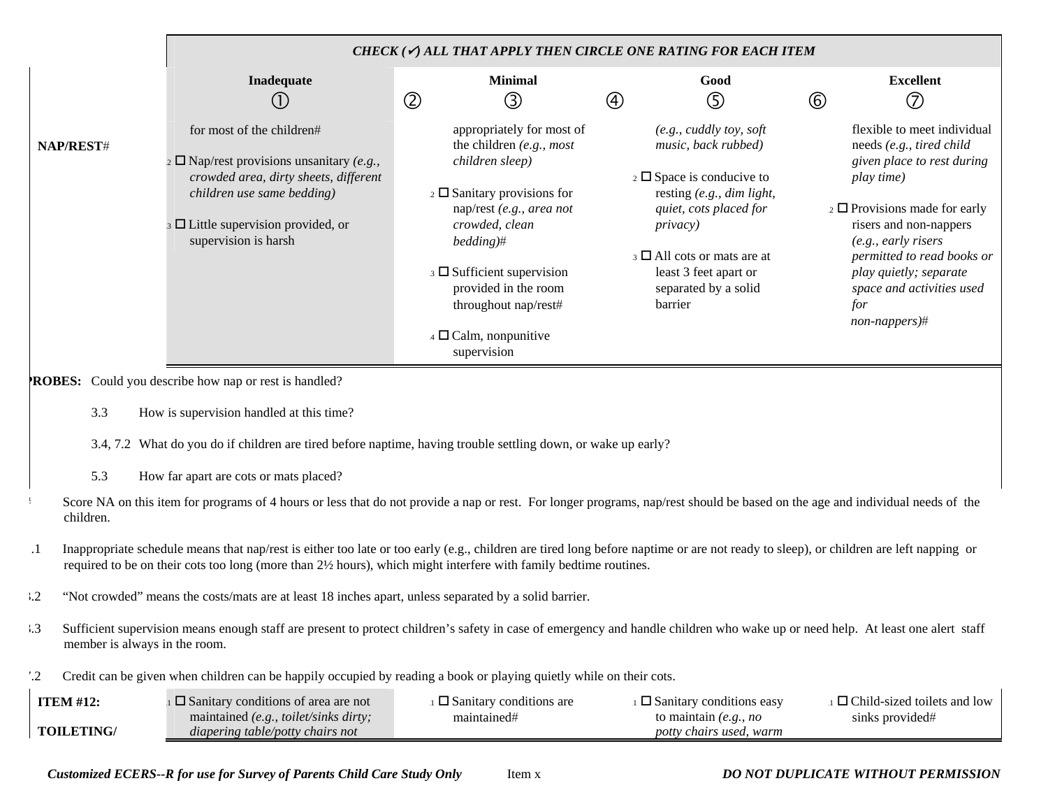**CHECK (✔) ALL THAT APPLY THEN CIRCLE ONE RATING FOR EACH ITEM**

| | Inadequate ① | ② | Minimal ③ | ④ | Good ⑤ | ⑥ | Excellent ⑦ |
|---|---|---|---|---|---|---|---|
| **NAP/REST**# | for most of the children#<br><br>.2 ☐ Nap/rest provisions unsanitary *(e.g., crowded area, dirty sheets, different children use same bedding)*<br><br>.3 ☐ Little supervision provided, or supervision is harsh | | appropriately for most of the children *(e.g., most children sleep)*<br><br>.2 ☐ Sanitary provisions for nap/rest *(e.g., area not crowded, clean bedding)*#<br><br>.3 ☐ Sufficient supervision provided in the room throughout nap/rest#<br><br>.4 ☐ Calm, nonpunitive supervision | | *(e.g., cuddly toy, soft music, back rubbed)*<br><br>.2 ☐ Space is conducive to resting *(e.g., dim light, quiet, cots placed for privacy)*<br><br>.3 ☐ All cots or mats are at least 3 feet apart or separated by a solid barrier | | flexible to meet individual needs *(e.g., tired child given place to rest during play time)*<br><br>.2 ☐ Provisions made for early risers and non-nappers *(e.g., early risers permitted to read books or play quietly; separate space and activities used for non-nappers)*# |

**PROBES:** Could you describe how nap or rest is handled?

3.3 How is supervision handled at this time?

3.4, 7.2 What do you do if children are tired before naptime, having trouble settling down, or wake up early?

5.3 How far apart are cots or mats placed?

\# Score NA on this item for programs of 4 hours or less that do not provide a nap or rest. For longer programs, nap/rest should be based on the age and individual needs of the children.

1.1 Inappropriate schedule means that nap/rest is either too late or too early (e.g., children are tired long before naptime or are not ready to sleep), or children are left napping or required to be on their cots too long (more than 2½ hours), which might interfere with family bedtime routines.

3.2 "Not crowded" means the costs/mats are at least 18 inches apart, unless separated by a solid barrier.

3.3 Sufficient supervision means enough staff are present to protect children's safety in case of emergency and handle children who wake up or need help. At least one alert staff member is always in the room.

7.2 Credit can be given when children can be happily occupied by reading a book or playing quietly while on their cots.

| | Inadequate ① | ② | Minimal ③ | ④ | Good ⑤ | ⑥ | Excellent ⑦ |
|---|---|---|---|---|---|---|---|
| **ITEM #12:**<br><br>**TOILETING/** | .1 ☐ Sanitary conditions of area are not maintained *(e.g., toilet/sinks dirty; diapering table/potty chairs not* | | .1 ☐ Sanitary conditions are maintained# | | .1 ☐ Sanitary conditions easy to maintain *(e.g., no potty chairs used, warm* | | .1 ☐ Child-sized toilets and low sinks provided# |

*Customized ECERS--R for use for Survey of Parents Child Care Study Only* Item x ***DO NOT DUPLICATE WITHOUT PERMISSION***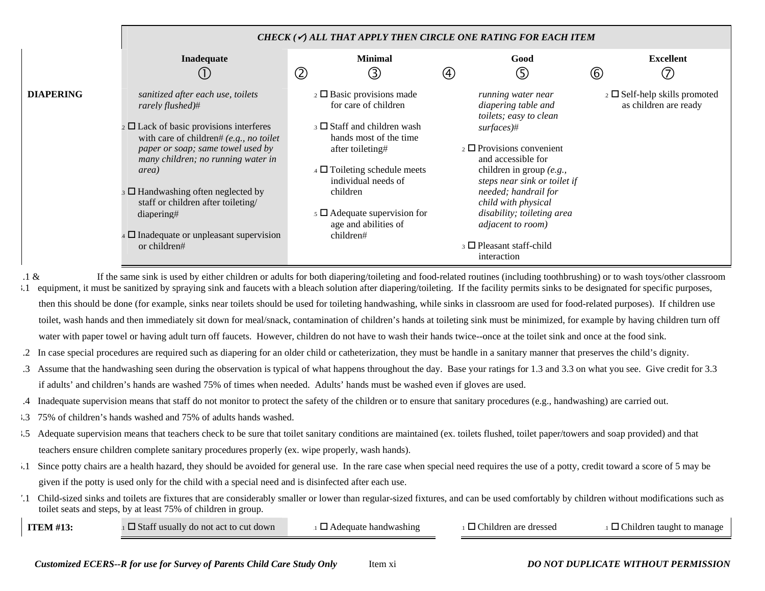| | CHECK (✓) ALL THAT APPLY THEN CIRCLE ONE RATING FOR EACH ITEM | | | | | | |
|---|---|---|---|---|---|---|---|
| | **Inadequate** | | **Minimal** | | **Good** | | **Excellent** |
| | ① | ② | ③ | ④ | ⑤ | ⑥ | ⑦ |
| **DIAPERING** | *sanitized after each use, toilets rarely flushed)#*<br><br>.2 ☐ Lack of basic provisions interferes with care of children# *(e.g., no toilet paper or soap; same towel used by many children; no running water in area)*<br><br>.3 ☐ Handwashing often neglected by staff or children after toileting/ diapering#<br><br>.4 ☐ Inadequate or unpleasant supervision or children# | | .2 ☐ Basic provisions made for care of children<br><br>.3 ☐ Staff and children wash hands most of the time after toileting#<br><br>.4 ☐ Toileting schedule meets individual needs of children<br><br>.5 ☐ Adequate supervision for age and abilities of children# | | *running water near diapering table and toilets; easy to clean surfaces)#*<br><br>.2 ☐ Provisions convenient and accessible for children in group *(e.g., steps near sink or toilet if needed; handrail for child with physical disability; toileting area adjacent to room)*<br><br>.3 ☐ Pleasant staff-child interaction | | .2 ☐ Self-help skills promoted as children are ready |

.1 & .1 If the same sink is used by either children or adults for both diapering/toileting and food-related routines (including toothbrushing) or to wash toys/other classroom equipment, it must be sanitized by spraying sink and faucets with a bleach solution after diapering/toileting. If the facility permits sinks to be designated for specific purposes, then this should be done (for example, sinks near toilets should be used for toileting handwashing, while sinks in classroom are used for food-related purposes). If children use toilet, wash hands and then immediately sit down for meal/snack, contamination of children's hands at toileting sink must be minimized, for example by having children turn off water with paper towel or having adult turn off faucets. However, children do not have to wash their hands twice--once at the toilet sink and once at the food sink.

.2 In case special procedures are required such as diapering for an older child or catheterization, they must be handle in a sanitary manner that preserves the child's dignity.

.3 Assume that the handwashing seen during the observation is typical of what happens throughout the day. Base your ratings for 1.3 and 3.3 on what you see. Give credit for 3.3 if adults' and children's hands are washed 75% of times when needed. Adults' hands must be washed even if gloves are used.

.4 Inadequate supervision means that staff do not monitor to protect the safety of the children or to ensure that sanitary procedures (e.g., handwashing) are carried out.

3.3 75% of children's hands washed and 75% of adults hands washed.

3.5 Adequate supervision means that teachers check to be sure that toilet sanitary conditions are maintained (ex. toilets flushed, toilet paper/towers and soap provided) and that teachers ensure children complete sanitary procedures properly (ex. wipe properly, wash hands).

5.1 Since potty chairs are a health hazard, they should be avoided for general use. In the rare case when special need requires the use of a potty, credit toward a score of 5 may be given if the potty is used only for the child with a special need and is disinfected after each use.

7.1 Child-sized sinks and toilets are fixtures that are considerably smaller or lower than regular-sized fixtures, and can be used comfortably by children without modifications such as toilet seats and steps, by at least 75% of children in group.

| **ITEM #13:** | .1 ☐ Staff usually do not act to cut down | .1 ☐ Adequate handwashing | .1 ☐ Children are dressed | .1 ☐ Children taught to manage |
|---|---|---|---|---|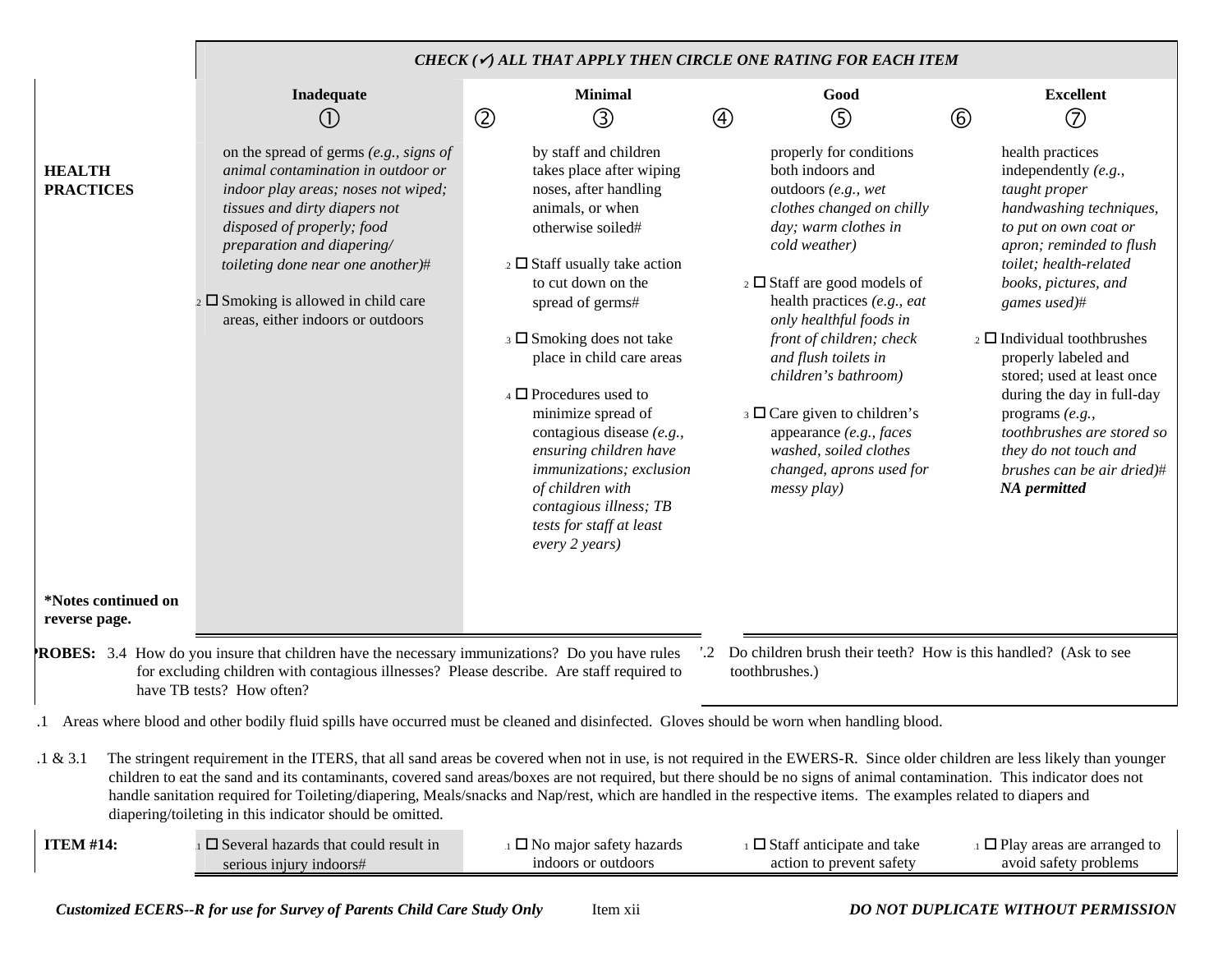*CHECK (✓) ALL THAT APPLY THEN CIRCLE ONE RATING FOR EACH ITEM*

| | Inadequate ① | ② | Minimal ③ | ④ | Good ⑤ | ⑥ | Excellent ⑦ |
|---|---|---|---|---|---|---|---|
| **HEALTH PRACTICES** | on the spread of germs *(e.g., signs of animal contamination in outdoor or indoor play areas; noses not wiped; tissues and dirty diapers not disposed of properly; food preparation and diapering/ toileting done near one another)*# <br><br> .2 ☐ Smoking is allowed in child care areas, either indoors or outdoors | | by staff and children takes place after wiping noses, after handling animals, or when otherwise soiled# <br><br> .2 ☐ Staff usually take action to cut down on the spread of germs# <br><br> .3 ☐ Smoking does not take place in child care areas <br><br> .4 ☐ Procedures used to minimize spread of contagious disease *(e.g., ensuring children have immunizations; exclusion of children with contagious illness; TB tests for staff at least every 2 years)* | | properly for conditions both indoors and outdoors *(e.g., wet clothes changed on chilly day; warm clothes in cold weather)* <br><br> .2 ☐ Staff are good models of health practices *(e.g., eat only healthful foods in front of children; check and flush toilets in children's bathroom)* <br><br> .3 ☐ Care given to children's appearance *(e.g., faces washed, soiled clothes changed, aprons used for messy play)* | | health practices independently *(e.g., taught proper handwashing techniques, to put on own coat or apron; reminded to flush toilet; health-related books, pictures, and games used)*# <br><br> .2 ☐ Individual toothbrushes properly labeled and stored; used at least once during the day in full-day programs *(e.g., toothbrushes are stored so they do not touch and brushes can be air dried)*# ***NA permitted*** |
| **\*Notes continued on reverse page.** | | | | | | | |

**PROBES:** 3.4 How do you insure that children have the necessary immunizations? Do you have rules for excluding children with contagious illnesses? Please describe. Are staff required to have TB tests? How often?

7.2 Do children brush their teeth? How is this handled? (Ask to see toothbrushes.)

.1 Areas where blood and other bodily fluid spills have occurred must be cleaned and disinfected. Gloves should be worn when handling blood.

.1 & 3.1 The stringent requirement in the ITERS, that all sand areas be covered when not in use, is not required in the EWERS-R. Since older children are less likely than younger children to eat the sand and its contaminants, covered sand areas/boxes are not required, but there should be no signs of animal contamination. This indicator does not handle sanitation required for Toileting/diapering, Meals/snacks and Nap/rest, which are handled in the respective items. The examples related to diapers and diapering/toileting in this indicator should be omitted.

| **ITEM #14:** | .1 ☐ Several hazards that could result in serious injury indoors# | .1 ☐ No major safety hazards indoors or outdoors | .1 ☐ Staff anticipate and take action to prevent safety | .1 ☐ Play areas are arranged to avoid safety problems |
|---|---|---|---|---|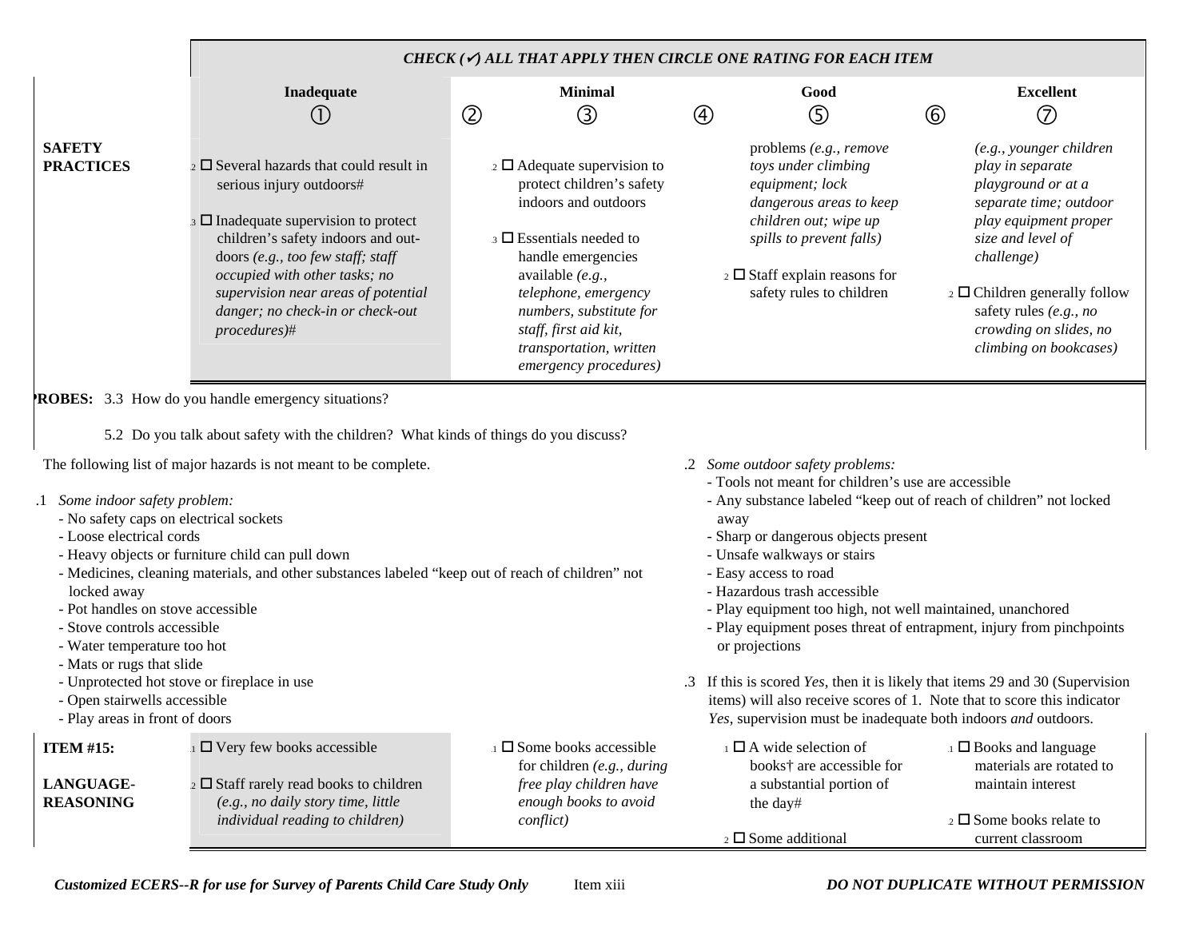| | *CHECK (✓) ALL THAT APPLY THEN CIRCLE ONE RATING FOR EACH ITEM* | | | | | | |
|---|---|---|---|---|---|---|---|
| | **Inadequate** ① | ② | **Minimal** ③ | ④ | **Good** ⑤ | ⑥ | **Excellent** ⑦ |
| **SAFETY PRACTICES** | .2 ☐ Several hazards that could result in serious injury outdoors# <br><br> .3 ☐ Inadequate supervision to protect children's safety indoors and outdoors *(e.g., too few staff; staff occupied with other tasks; no supervision near areas of potential danger; no check-in or check-out procedures)*# | | .2 ☐ Adequate supervision to protect children's safety indoors and outdoors <br><br> .3 ☐ Essentials needed to handle emergencies available *(e.g., telephone, emergency numbers, substitute for staff, first aid kit, transportation, written emergency procedures)* | | problems *(e.g., remove toys under climbing equipment; lock dangerous areas to keep children out; wipe up spills to prevent falls)* <br><br> .2 ☐ Staff explain reasons for safety rules to children | | *(e.g., younger children play in separate playground or at a separate time; outdoor play equipment proper size and level of challenge)* <br><br> .2 ☐ Children generally follow safety rules *(e.g., no crowding on slides, no climbing on bookcases)* |

**PROBES:** 3.3 How do you handle emergency situations?

5.2 Do you talk about safety with the children? What kinds of things do you discuss?

The following list of major hazards is not meant to be complete.

.1 *Some indoor safety problem:*
- No safety caps on electrical sockets
- Loose electrical cords
- Heavy objects or furniture child can pull down
- Medicines, cleaning materials, and other substances labeled "keep out of reach of children" not locked away
- Pot handles on stove accessible
- Stove controls accessible
- Water temperature too hot
- Mats or rugs that slide
- Unprotected hot stove or fireplace in use
- Open stairwells accessible
- Play areas in front of doors

.2 *Some outdoor safety problems:*
- Tools not meant for children's use are accessible
- Any substance labeled "keep out of reach of children" not locked away
- Sharp or dangerous objects present
- Unsafe walkways or stairs
- Easy access to road
- Hazardous trash accessible
- Play equipment too high, not well maintained, unanchored
- Play equipment poses threat of entrapment, injury from pinchpoints or projections

.3 If this is scored *Yes*, then it is likely that items 29 and 30 (Supervision items) will also receive scores of 1. Note that to score this indicator *Yes*, supervision must be inadequate both indoors *and* outdoors.

| | Inadequate | Minimal | Good | Excellent |
|---|---|---|---|---|
| **ITEM #15:** <br><br> **LANGUAGE-REASONING** | .1 ☐ Very few books accessible <br><br> .2 ☐ Staff rarely read books to children *(e.g., no daily story time, little individual reading to children)* | .1 ☐ Some books accessible for children *(e.g., during free play children have enough books to avoid conflict)* | .1 ☐ A wide selection of books† are accessible for a substantial portion of the day# <br><br> .2 ☐ Some additional | .1 ☐ Books and language materials are rotated to maintain interest <br><br> .2 ☐ Some books relate to current classroom |

*Customized ECERS--R for use for Survey of Parents Child Care Study Only* Item xiii *DO NOT DUPLICATE WITHOUT PERMISSION*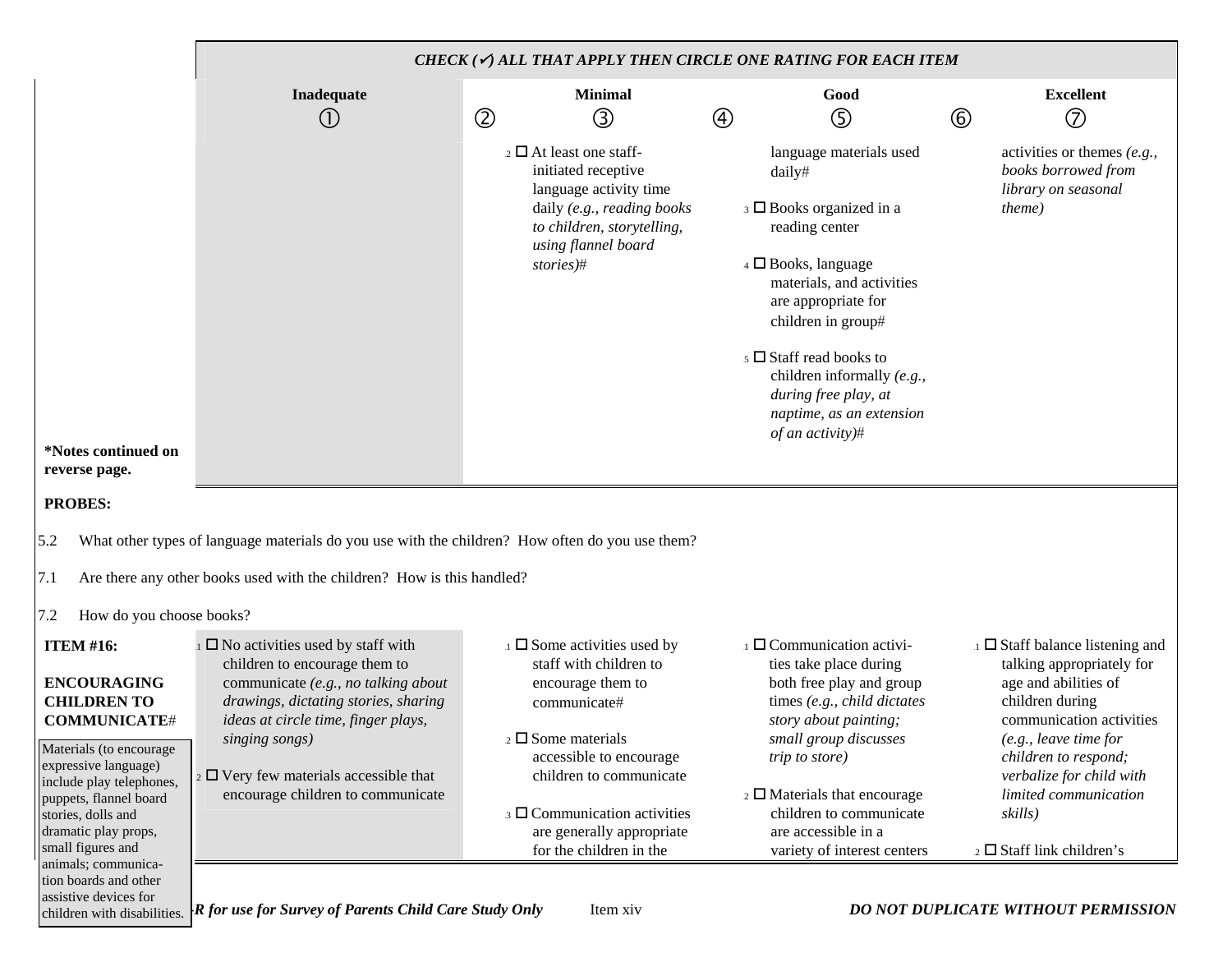*CHECK (✓) ALL THAT APPLY THEN CIRCLE ONE RATING FOR EACH ITEM*

| | Inadequate ① | ② | Minimal ③ | ④ | Good ⑤ | ⑥ | Excellent ⑦ |
|---|---|---|---|---|---|---|---|
| **\*Notes continued on reverse page.** | | | .2 ☐ At least one staff-initiated receptive language activity time daily *(e.g., reading books to children, storytelling, using flannel board stories)*# | | language materials used daily#<br><br>.3 ☐ Books organized in a reading center<br><br>.4 ☐ Books, language materials, and activities are appropriate for children in group#<br><br>.5 ☐ Staff read books to children informally *(e.g., during free play, at naptime, as an extension of an activity)*# | | activities or themes *(e.g., books borrowed from library on seasonal theme)* |

**PROBES:**

5.2 What other types of language materials do you use with the children? How often do you use them?

7.1 Are there any other books used with the children? How is this handled?

7.2 How do you choose books?

| | Inadequate ① | ② | Minimal ③ | ④ | Good ⑤ | ⑥ | Excellent ⑦ |
|---|---|---|---|---|---|---|---|
| **ITEM #16:**<br><br>**ENCOURAGING CHILDREN TO COMMUNICATE**#<br><br>Materials (to encourage expressive language) include play telephones, puppets, flannel board stories, dolls and dramatic play props, small figures and animals; communication boards and other assistive devices for children with disabilities. | .1 ☐ No activities used by staff with children to encourage them to communicate *(e.g., no talking about drawings, dictating stories, sharing ideas at circle time, finger plays, singing songs)*<br><br>.2 ☐ Very few materials accessible that encourage children to communicate | | .1 ☐ Some activities used by staff with children to encourage them to communicate#<br><br>.2 ☐ Some materials accessible to encourage children to communicate<br><br>.3 ☐ Communication activities are generally appropriate for the children in the | | .1 ☐ Communication activities take place during both free play and group times *(e.g., child dictates story about painting; small group discusses trip to store)*<br><br>.2 ☐ Materials that encourage children to communicate are accessible in a variety of interest centers | | .1 ☐ Staff balance listening and talking appropriately for age and abilities of children during communication activities *(e.g., leave time for children to respond; verbalize for child with limited communication skills)*<br><br>.2 ☐ Staff link children's |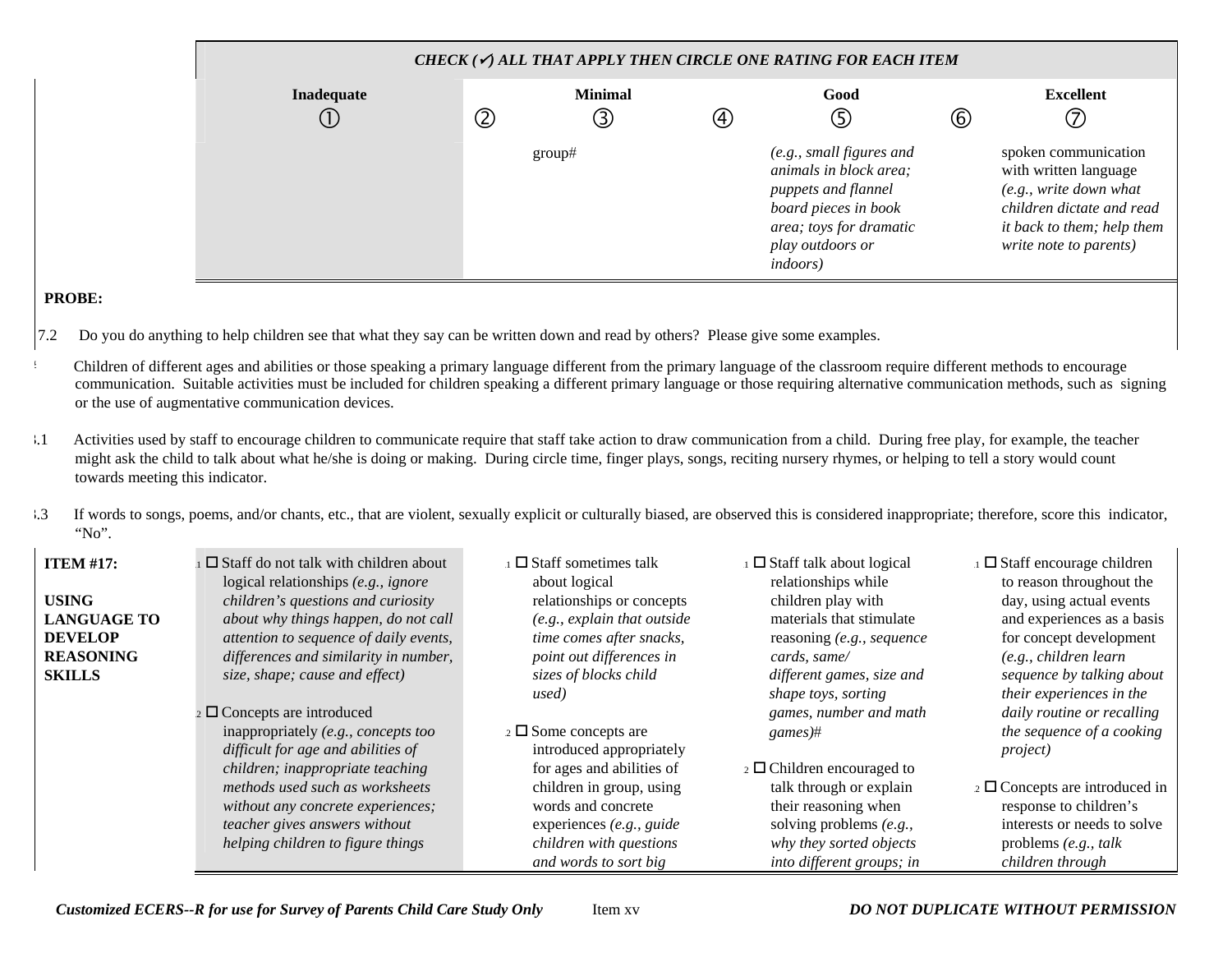| | **CHECK (✓) ALL THAT APPLY THEN CIRCLE ONE RATING FOR EACH ITEM** | | | | | | |
|---|---|---|---|---|---|---|---|
| | **Inadequate** ① | ② | **Minimal** ③ | ④ | **Good** ⑤ | ⑥ | **Excellent** ⑦ |
| | | | group# | | *(e.g., small figures and animals in block area; puppets and flannel board pieces in book area; toys for dramatic play outdoors or indoors)* | | spoken communication with written language *(e.g., write down what children dictate and read it back to them; help them write note to parents)* |

**PROBE:**

7.2 Do you do anything to help children see that what they say can be written down and read by others? Please give some examples.

# Children of different ages and abilities or those speaking a primary language different from the primary language of the classroom require different methods to encourage communication. Suitable activities must be included for children speaking a different primary language or those requiring alternative communication methods, such as signing or the use of augmentative communication devices.

3.1 Activities used by staff to encourage children to communicate require that staff take action to draw communication from a child. During free play, for example, the teacher might ask the child to talk about what he/she is doing or making. During circle time, finger plays, songs, reciting nursery rhymes, or helping to tell a story would count towards meeting this indicator.

3.3 If words to songs, poems, and/or chants, etc., that are violent, sexually explicit or culturally biased, are observed this is considered inappropriate; therefore, score this indicator, "No".

| | Inadequate ① | Minimal ③ | Good ⑤ | Excellent ⑦ |
|---|---|---|---|---|
| **ITEM #17:**<br><br>**USING LANGUAGE TO DEVELOP REASONING SKILLS** | 1.1 ☐ Staff do not talk with children about logical relationships *(e.g., ignore children's questions and curiosity about why things happen, do not call attention to sequence of daily events, differences and similarity in number, size, shape; cause and effect)*<br><br>1.2 ☐ Concepts are introduced inappropriately *(e.g., concepts too difficult for age and abilities of children; inappropriate teaching methods used such as worksheets without any concrete experiences; teacher gives answers without helping children to figure things* | 3.1 ☐ Staff sometimes talk about logical relationships or concepts *(e.g., explain that outside time comes after snacks, point out differences in sizes of blocks child used)*<br><br>3.2 ☐ Some concepts are introduced appropriately for ages and abilities of children in group, using words and concrete experiences *(e.g., guide children with questions and words to sort big* | 5.1 ☐ Staff talk about logical relationships while children play with materials that stimulate reasoning *(e.g., sequence cards, same/ different games, size and shape toys, sorting games, number and math games)*#<br><br>5.2 ☐ Children encouraged to talk through or explain their reasoning when solving problems *(e.g., why they sorted objects into different groups; in* | 7.1 ☐ Staff encourage children to reason throughout the day, using actual events and experiences as a basis for concept development *(e.g., children learn sequence by talking about their experiences in the daily routine or recalling the sequence of a cooking project)*<br><br>7.2 ☐ Concepts are introduced in response to children's interests or needs to solve problems *(e.g., talk children through* |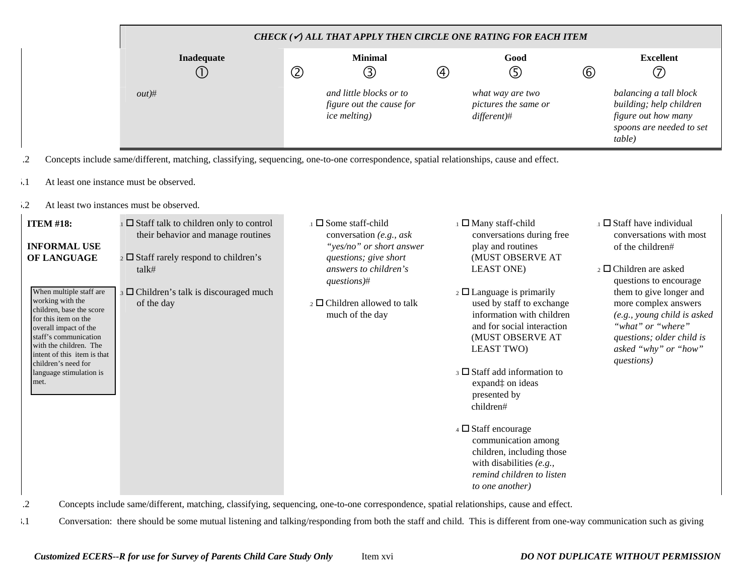| | **CHECK (✔) ALL THAT APPLY THEN CIRCLE ONE RATING FOR EACH ITEM** | | | | | | |
|---|---|---|---|---|---|---|---|
| | **Inadequate** ① | ② | **Minimal** ③ | ④ | **Good** ⑤ | ⑥ | **Excellent** ⑦ |
| | *out)#* | | *and little blocks or to figure out the cause for ice melting)* | | *what way are two pictures the same or different)#* | | *balancing a tall block building; help children figure out how many spoons are needed to set table)* |

.2 Concepts include same/different, matching, classifying, sequencing, one-to-one correspondence, spatial relationships, cause and effect.

.1 At least one instance must be observed.

.2 At least two instances must be observed.

| **ITEM #18:** **INFORMAL USE OF LANGUAGE** | Inadequate ① | ② | Minimal ③ | ④ | Good ⑤ | ⑥ | Excellent ⑦ |
|---|---|---|---|---|---|---|---|
| When multiple staff are working with the children, base the score for this item on the overall impact of the staff's communication with the children. The intent of this item is that children's need for language stimulation is met. | 1 ☐ Staff talk to children only to control their behavior and manage routines<br><br>2 ☐ Staff rarely respond to children's talk#<br><br>3 ☐ Children's talk is discouraged much of the day | | .1 ☐ Some staff-child conversation *(e.g., ask "yes/no" or short answer questions; give short answers to children's questions)#*<br><br>.2 ☐ Children allowed to talk much of the day | | 1 ☐ Many staff-child conversations during free play and routines (MUST OBSERVE AT LEAST ONE)<br><br>2 ☐ Language is primarily used by staff to exchange information with children and for social interaction (MUST OBSERVE AT LEAST TWO)<br><br>3 ☐ Staff add information to expand‡ on ideas presented by children#<br><br>4 ☐ Staff encourage communication among children, including those with disabilities *(e.g., remind children to listen to one another)* | | .1 ☐ Staff have individual conversations with most of the children#<br><br>.2 ☐ Children are asked questions to encourage them to give longer and more complex answers *(e.g., young child is asked "what" or "where" questions; older child is asked "why" or "how" questions)* |

.2 Concepts include same/different, matching, classifying, sequencing, one-to-one correspondence, spatial relationships, cause and effect.

.1 Conversation: there should be some mutual listening and talking/responding from both the staff and child. This is different from one-way communication such as giving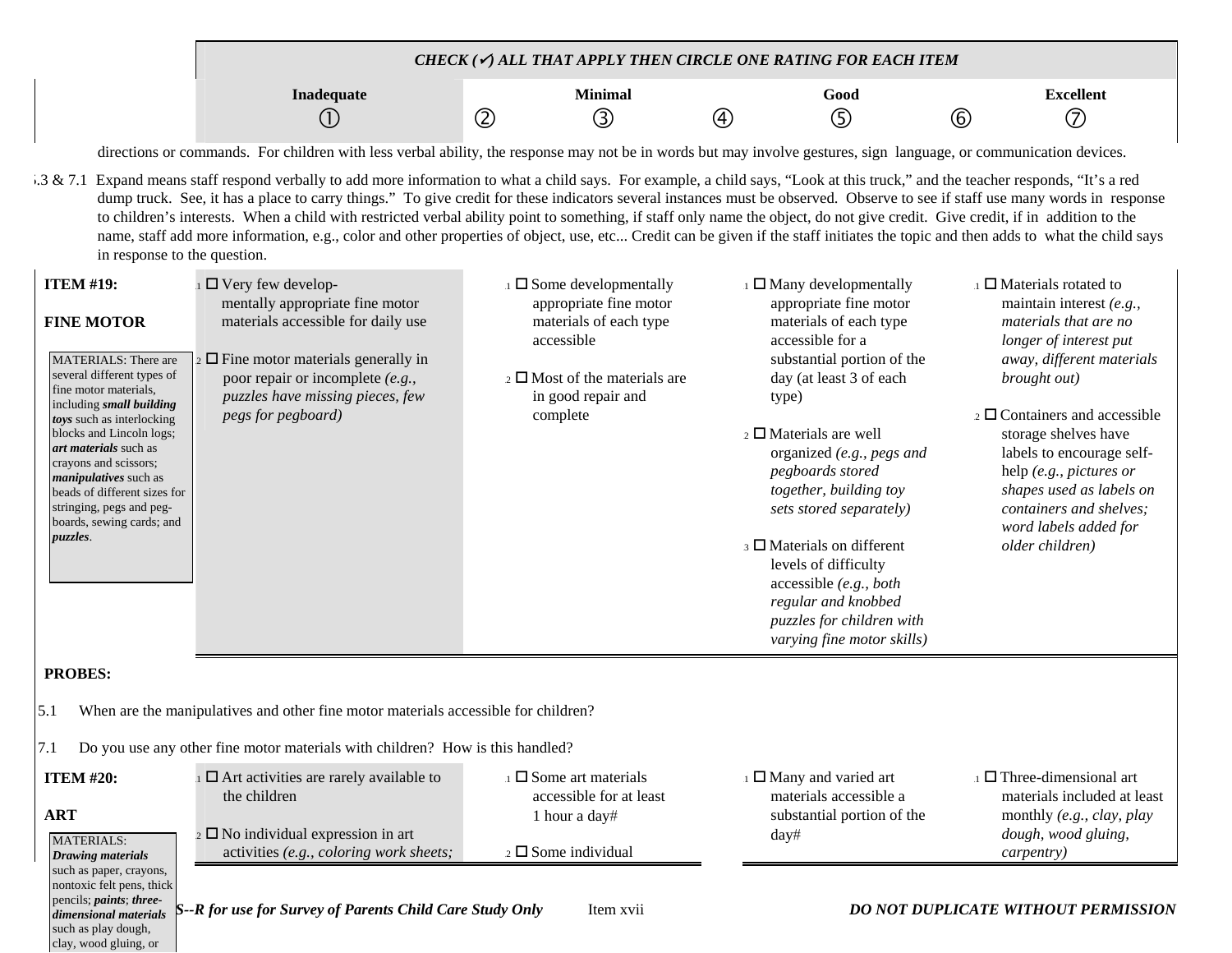| | CHECK (✓) ALL THAT APPLY THEN CIRCLE ONE RATING FOR EACH ITEM | | | | | | |
|---|---|---|---|---|---|---|---|
| | **Inadequate** | | **Minimal** | | **Good** | | **Excellent** |
| | ① | ② | ③ | ④ | ⑤ | ⑥ | ⑦ |

directions or commands. For children with less verbal ability, the response may not be in words but may involve gestures, sign language, or communication devices.

5.3 & 7.1 Expand means staff respond verbally to add more information to what a child says. For example, a child says, "Look at this truck," and the teacher responds, "It's a red dump truck. See, it has a place to carry things." To give credit for these indicators several instances must be observed. Observe to see if staff use many words in response to children's interests. When a child with restricted verbal ability point to something, if staff only name the object, do not give credit. Give credit, if in addition to the name, staff add more information, e.g., color and other properties of object, use, etc... Credit can be given if the staff initiates the topic and then adds to what the child says in response to the question.

| ITEM | Inadequate (1) | Minimal (3) | Good (5) | Excellent (7) |
|---|---|---|---|---|
| **ITEM #19: FINE MOTOR**<br><br>MATERIALS: There are several different types of fine motor materials, including ***small building toys*** such as interlocking blocks and Lincoln logs; ***art materials*** such as crayons and scissors; ***manipulatives*** such as beads of different sizes for stringing, pegs and peg-boards, sewing cards; and ***puzzles***. | 1.1 ☐ Very few developmentally appropriate fine motor materials accessible for daily use<br><br>1.2 ☐ Fine motor materials generally in poor repair or incomplete *(e.g., puzzles have missing pieces, few pegs for pegboard)* | 3.1 ☐ Some developmentally appropriate fine motor materials of each type accessible<br><br>3.2 ☐ Most of the materials are in good repair and complete | 5.1 ☐ Many developmentally appropriate fine motor materials of each type accessible for a substantial portion of the day (at least 3 of each type)<br><br>5.2 ☐ Materials are well organized *(e.g., pegs and pegboards stored together, building toy sets stored separately)*<br><br>5.3 ☐ Materials on different levels of difficulty accessible *(e.g., both regular and knobbed puzzles for children with varying fine motor skills)* | 7.1 ☐ Materials rotated to maintain interest *(e.g., materials that are no longer of interest put away, different materials brought out)*<br><br>7.2 ☐ Containers and accessible storage shelves have labels to encourage self-help *(e.g., pictures or shapes used as labels on containers and shelves; word labels added for older children)* |

**PROBES:**

5.1 When are the manipulatives and other fine motor materials accessible for children?

7.1 Do you use any other fine motor materials with children? How is this handled?

| ITEM | Inadequate (1) | Minimal (3) | Good (5) | Excellent (7) |
|---|---|---|---|---|
| **ITEM #20: ART**<br><br>MATERIALS: ***Drawing materials*** such as paper, crayons, nontoxic felt pens, thick pencils; ***paints***; ***three-dimensional materials*** such as play dough, clay, wood gluing, or | 1.1 ☐ Art activities are rarely available to the children<br><br>1.2 ☐ No individual expression in art activities *(e.g., coloring work sheets;* | 3.1 ☐ Some art materials accessible for at least 1 hour a day#<br><br>3.2 ☐ Some individual | 5.1 ☐ Many and varied art materials accessible a substantial portion of the day# | 7.1 ☐ Three-dimensional art materials included at least monthly *(e.g., clay, play dough, wood gluing, carpentry)* |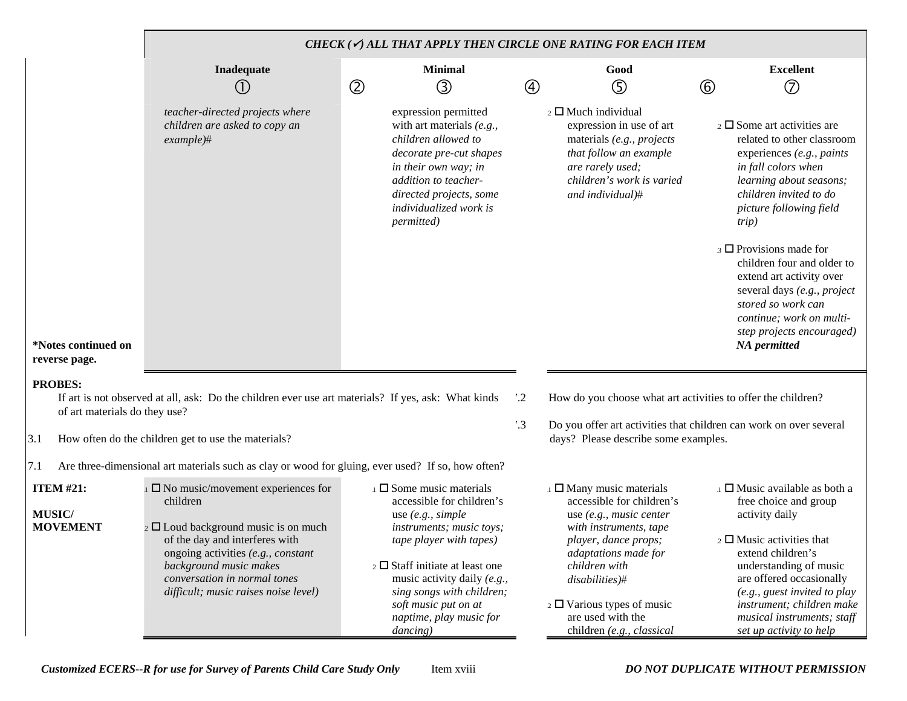**CHECK (✓) ALL THAT APPLY THEN CIRCLE ONE RATING FOR EACH ITEM**

| | Inadequate ① | ② | Minimal ③ | ④ | Good ⑤ | ⑥ | Excellent ⑦ |
|---|---|---|---|---|---|---|---|
| | *teacher-directed projects where children are asked to copy an example)#* | | expression permitted with art materials *(e.g., children allowed to decorate pre-cut shapes in their own way; in addition to teacher-directed projects, some individualized work is permitted)* | | .2 ☐ Much individual expression in use of art materials *(e.g., projects that follow an example are rarely used; children's work is varied and individual)#* | | .2 ☐ Some art activities are related to other classroom experiences *(e.g., paints in fall colors when learning about seasons; children invited to do picture following field trip)*<br><br>.3 ☐ Provisions made for children four and older to extend art activity over several days *(e.g., project stored so work can continue; work on multi-step projects encouraged)* ***NA permitted*** |
| **\*Notes continued on reverse page.** | | | | | | | |

**PROBES:**

If art is not observed at all, ask: Do the children ever use art materials? If yes, ask: What kinds of art materials do they use?

3.1 How often do the children get to use the materials?

7.1 Are three-dimensional art materials such as clay or wood for gluing, ever used? If so, how often?

7.2 How do you choose what art activities to offer the children?

7.3 Do you offer art activities that children can work on over several days? Please describe some examples.

| | Inadequate ① | ② | Minimal ③ | ④ | Good ⑤ | ⑥ | Excellent ⑦ |
|---|---|---|---|---|---|---|---|
| **ITEM #21:**<br><br>**MUSIC/ MOVEMENT** | .1 ☐ No music/movement experiences for children<br><br>.2 ☐ Loud background music is on much of the day and interferes with ongoing activities *(e.g., constant background music makes conversation in normal tones difficult; music raises noise level)* | | .1 ☐ Some music materials accessible for children's use *(e.g., simple instruments; music toys; tape player with tapes)*<br><br>.2 ☐ Staff initiate at least one music activity daily *(e.g., sing songs with children; soft music put on at naptime, play music for dancing)* | | .1 ☐ Many music materials accessible for children's use *(e.g., music center with instruments, tape player, dance props; adaptations made for children with disabilities)#*<br><br>.2 ☐ Various types of music are used with the children *(e.g., classical* | | .1 ☐ Music available as both a free choice and group activity daily<br><br>.2 ☐ Music activities that extend children's understanding of music are offered occasionally *(e.g., guest invited to play instrument; children make musical instruments; staff set up activity to help* |

*Customized ECERS--R for use for Survey of Parents Child Care Study Only* Item xviii ***DO NOT DUPLICATE WITHOUT PERMISSION***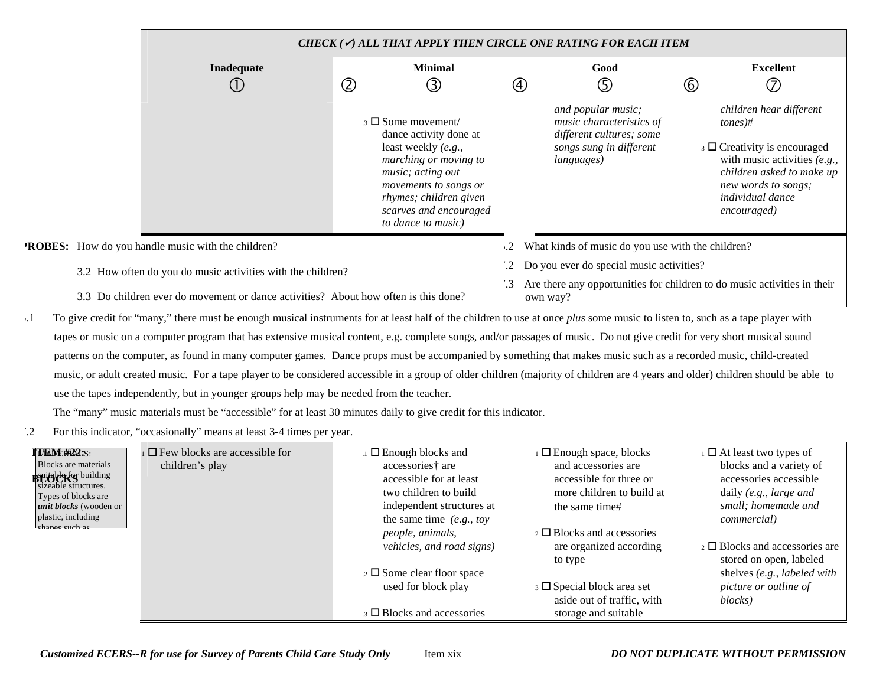**CHECK (✓) ALL THAT APPLY THEN CIRCLE ONE RATING FOR EACH ITEM**

| | Inadequate ① | ② | Minimal ③ | ④ | Good ⑤ | ⑥ | Excellent ⑦ |
|---|---|---|---|---|---|---|---|
| | | | .3 ☐ Some movement/ dance activity done at least weekly *(e.g., marching or moving to music; acting out movements to songs or rhymes; children given scarves and encouraged to dance to music)* | | *and popular music; music characteristics of different cultures; some songs sung in different languages)* | | *children hear different tones)*# <br> .3 ☐ Creativity is encouraged with music activities *(e.g., children asked to make up new words to songs; individual dance encouraged)* |

**PROBES:** How do you handle music with the children?

3.2 How often do you do music activities with the children?

3.3 Do children ever do movement or dance activities? About how often is this done?

5.2 What kinds of music do you use with the children?

7.2 Do you ever do special music activities?

7.3 Are there any opportunities for children to do music activities in their own way?

5.1 To give credit for "many," there must be enough musical instruments for at least half of the children to use at once *plus* some music to listen to, such as a tape player with tapes or music on a computer program that has extensive musical content, e.g. complete songs, and/or passages of music. Do not give credit for very short musical sound patterns on the computer, as found in many computer games. Dance props must be accompanied by something that makes music such as a recorded music, child-created music, or adult created music. For a tape player to be considered accessible in a group of older children (majority of children are 4 years and older) children should be able to use the tapes independently, but in younger groups help may be needed from the teacher.

The "many" music materials must be "accessible" for at least 30 minutes daily to give credit for this indicator.

7.2 For this indicator, "occasionally" means at least 3-4 times per year.

| ITEM #22: BLOCKS | Inadequate ① | ② | Minimal ③ | ④ | Good ⑤ | ⑥ | Excellent ⑦ |
|---|---|---|---|---|---|---|---|
| DEFINITIONS: Blocks are materials suitable for building sizeable structures. Types of blocks are ***unit blocks*** (wooden or plastic, including shapes such as | .1 ☐ Few blocks are accessible for children's play | | .1 ☐ Enough blocks and accessories† are accessible for at least two children to build independent structures at the same time *(e.g., toy people, animals, vehicles, and road signs)* <br> .2 ☐ Some clear floor space used for block play <br> .3 ☐ Blocks and accessories | | .1 ☐ Enough space, blocks and accessories are accessible for three or more children to build at the same time# <br> .2 ☐ Blocks and accessories are organized according to type <br> .3 ☐ Special block area set aside out of traffic, with storage and suitable | | .1 ☐ At least two types of blocks and a variety of accessories accessible daily *(e.g., large and small; homemade and commercial)* <br> .2 ☐ Blocks and accessories are stored on open, labeled shelves *(e.g., labeled with picture or outline of blocks)* |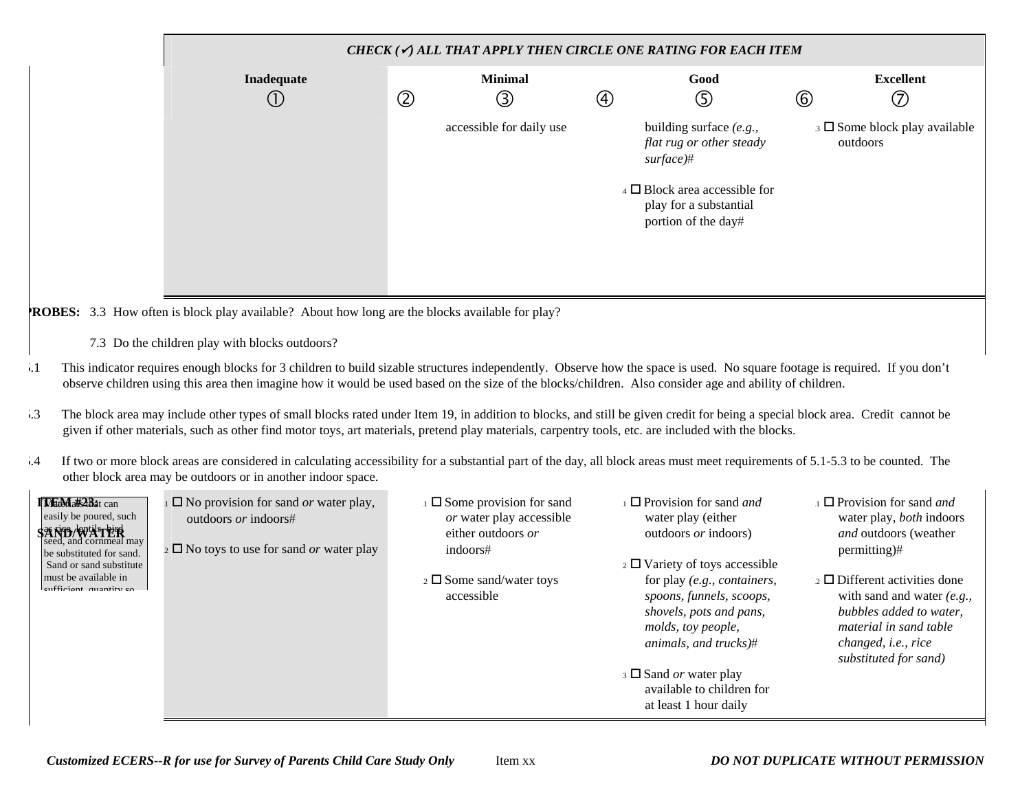| | CHECK (✓) ALL THAT APPLY THEN CIRCLE ONE RATING FOR EACH ITEM | | | | | | |
|---|---|---|---|---|---|---|---|
| | **Inadequate** | | **Minimal** | | **Good** | | **Excellent** |
| | ① | ② | ③ | ④ | ⑤ | ⑥ | ⑦ |
| | | | accessible for daily use | | building surface *(e.g., flat rug or other steady surface)*#<br><br>.4 ☐ Block area accessible for play for a substantial portion of the day# | | .3 ☐ Some block play available outdoors |

**PROBES:** 3.3 How often is block play available? About how long are the blocks available for play?

7.3 Do the children play with blocks outdoors?

5.1 This indicator requires enough blocks for 3 children to build sizable structures independently. Observe how the space is used. No square footage is required. If you don't observe children using this area then imagine how it would be used based on the size of the blocks/children. Also consider age and ability of children.

5.3 The block area may include other types of small blocks rated under Item 19, in addition to blocks, and still be given credit for being a special block area. Credit cannot be given if other materials, such as other find motor toys, art materials, pretend play materials, carpentry tools, etc. are included with the blocks.

5.4 If two or more block areas are considered in calculating accessibility for a substantial part of the day, all block areas must meet requirements of 5.1-5.3 to be counted. The other block area may be outdoors or in another indoor space.

| ITEM #23: SAND/WATER | Inadequate ① | Minimal ③ | Good ⑤ | Excellent ⑦ |
|---|---|---|---|---|
| Materials that can easily be poured, such as rice, lentils, bird seed, and cornmeal may be substituted for sand. Sand or sand substitute must be available in sufficient quantity so | .1 ☐ No provision for sand *or* water play, outdoors *or* indoors#<br><br>.2 ☐ No toys to use for sand *or* water play | .1 ☐ Some provision for sand *or* water play accessible either outdoors *or* indoors#<br><br>.2 ☐ Some sand/water toys accessible | .1 ☐ Provision for sand *and* water play (either outdoors *or* indoors)<br><br>.2 ☐ Variety of toys accessible for play *(e.g., containers, spoons, funnels, scoops, shovels, pots and pans, molds, toy people, animals, and trucks)*#<br><br>.3 ☐ Sand *or* water play available to children for at least 1 hour daily | .1 ☐ Provision for sand *and* water play, *both* indoors *and* outdoors (weather permitting)#<br><br>.2 ☐ Different activities done with sand and water *(e.g., bubbles added to water, material in sand table changed, i.e., rice substituted for sand)* |

*Customized ECERS--R for use for Survey of Parents Child Care Study Only* Item xx ***DO NOT DUPLICATE WITHOUT PERMISSION***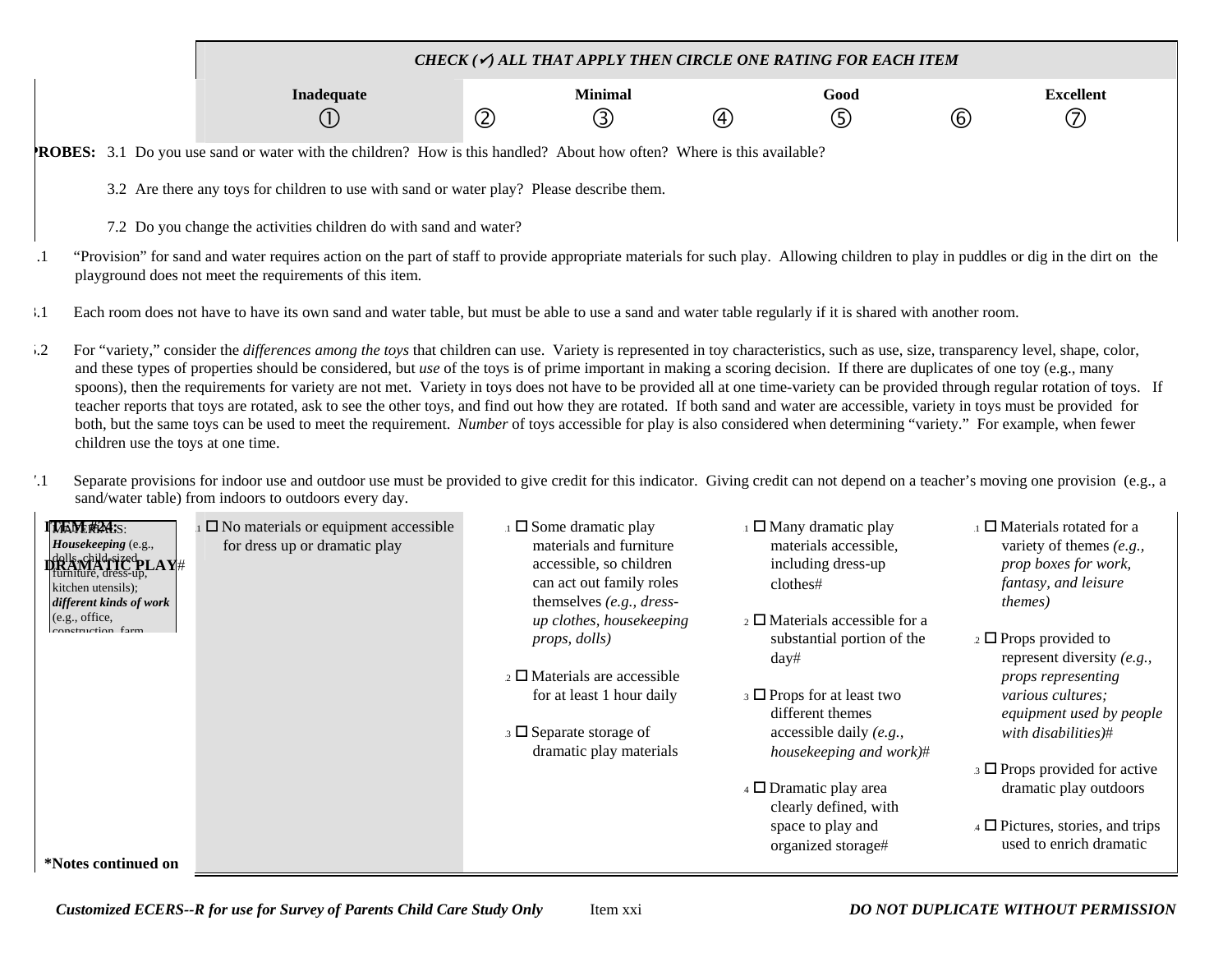| | CHECK (✓) ALL THAT APPLY THEN CIRCLE ONE RATING FOR EACH ITEM | | | | | | |
|---|---|---|---|---|---|---|---|
| | **Inadequate** | | **Minimal** | | **Good** | | **Excellent** |
| | ① | ② | ③ | ④ | ⑤ | ⑥ | ⑦ |

**PROBES:** 3.1 Do you use sand or water with the children? How is this handled? About how often? Where is this available?

3.2 Are there any toys for children to use with sand or water play? Please describe them.

7.2 Do you change the activities children do with sand and water?

1.1 "Provision" for sand and water requires action on the part of staff to provide appropriate materials for such play. Allowing children to play in puddles or dig in the dirt on the playground does not meet the requirements of this item.

3.1 Each room does not have to have its own sand and water table, but must be able to use a sand and water table regularly if it is shared with another room.

5.2 For "variety," consider the *differences among the toys* that children can use. Variety is represented in toy characteristics, such as use, size, transparency level, shape, color, and these types of properties should be considered, but *use* of the toys is of prime important in making a scoring decision. If there are duplicates of one toy (e.g., many spoons), then the requirements for variety are not met. Variety in toys does not have to be provided all at one time-variety can be provided through regular rotation of toys. If teacher reports that toys are rotated, ask to see the other toys, and find out how they are rotated. If both sand and water are accessible, variety in toys must be provided for both, but the same toys can be used to meet the requirement. *Number* of toys accessible for play is also considered when determining "variety." For example, when fewer children use the toys at one time.

7.1 Separate provisions for indoor use and outdoor use must be provided to give credit for this indicator. Giving credit can not depend on a teacher's moving one provision (e.g., a sand/water table) from indoors to outdoors every day.

| **ITEM #24: DRAMATIC PLAY#** | Inadequate | Minimal | Good | Excellent |
|---|---|---|---|---|
| MATERIALS: ***Housekeeping*** (e.g., dolls, child-sized furniture, dress-up, kitchen utensils); ***different kinds of work*** (e.g., office, construction, farm | 1.1 ☐ No materials or equipment accessible for dress up or dramatic play | 3.1 ☐ Some dramatic play materials and furniture accessible, so children can act out family roles themselves *(e.g., dress-up clothes, housekeeping props, dolls)*<br><br>3.2 ☐ Materials are accessible for at least 1 hour daily<br><br>3.3 ☐ Separate storage of dramatic play materials | 5.1 ☐ Many dramatic play materials accessible, including dress-up clothes#<br><br>5.2 ☐ Materials accessible for a substantial portion of the day#<br><br>5.3 ☐ Props for at least two different themes accessible daily *(e.g., housekeeping and work)*#<br><br>5.4 ☐ Dramatic play area clearly defined, with space to play and organized storage# | 7.1 ☐ Materials rotated for a variety of themes *(e.g., prop boxes for work, fantasy, and leisure themes)*<br><br>7.2 ☐ Props provided to represent diversity *(e.g., props representing various cultures; equipment used by people with disabilities)*#<br><br>7.3 ☐ Props provided for active dramatic play outdoors<br><br>7.4 ☐ Pictures, stories, and trips used to enrich dramatic |
| ***Notes continued on** | | | | |

*Customized ECERS--R for use for Survey of Parents Child Care Study Only* Item xxi ***DO NOT DUPLICATE WITHOUT PERMISSION***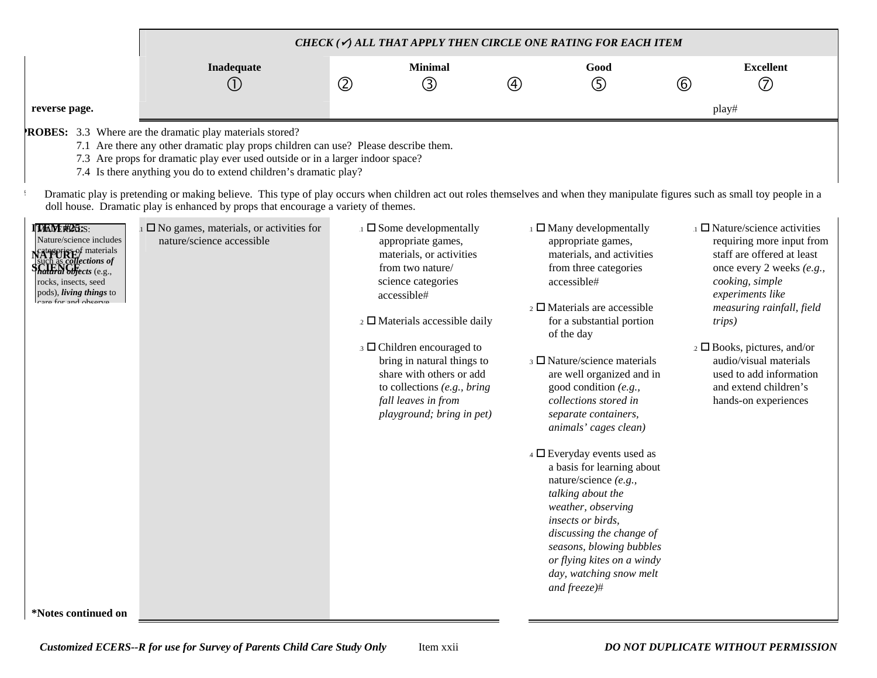| | CHECK (✓) ALL THAT APPLY THEN CIRCLE ONE RATING FOR EACH ITEM | | | | | | |
|---|---|---|---|---|---|---|---|
| | Inadequate | | Minimal | | Good | | Excellent |
| | ① | ② | ③ | ④ | ⑤ | ⑥ | ⑦ |
| reverse page. | | | | | | | play# |

**PROBES:** 3.3 Where are the dramatic play materials stored?
7.1 Are there any other dramatic play props children can use? Please describe them.
7.3 Are props for dramatic play ever used outside or in a larger indoor space?
7.4 Is there anything you do to extend children's dramatic play?

Dramatic play is pretending or making believe. This type of play occurs when children act out roles themselves and when they manipulate figures such as small toy people in a doll house. Dramatic play is enhanced by props that encourage a variety of themes.

| ITEM #25: NATURE/ SCIENCE | Inadequate | Minimal | Good | Excellent |
|---|---|---|---|---|
| NOTES: Nature/science includes categories of materials such as ***collections of natural objects*** (e.g., rocks, insects, seed pods), ***living things*** to care for and observe | 1.1 ☐ No games, materials, or activities for nature/science accessible | 3.1 ☐ Some developmentally appropriate games, materials, or activities from two nature/ science categories accessible#<br><br>3.2 ☐ Materials accessible daily<br><br>3.3 ☐ Children encouraged to bring in natural things to share with others or add to collections *(e.g., bring fall leaves in from playground; bring in pet)* | 5.1 ☐ Many developmentally appropriate games, materials, and activities from three categories accessible#<br><br>5.2 ☐ Materials are accessible for a substantial portion of the day<br><br>5.3 ☐ Nature/science materials are well organized and in good condition *(e.g., collections stored in separate containers, animals' cages clean)*<br><br>5.4 ☐ Everyday events used as a basis for learning about nature/science *(e.g., talking about the weather, observing insects or birds, discussing the change of seasons, blowing bubbles or flying kites on a windy day, watching snow melt and freeze)*# | 7.1 ☐ Nature/science activities requiring more input from staff are offered at least once every 2 weeks *(e.g., cooking, simple experiments like measuring rainfall, field trips)*<br><br>7.2 ☐ Books, pictures, and/or audio/visual materials used to add information and extend children's hands-on experiences |
| *Notes continued on | | | | |

*Customized ECERS--R for use for Survey of Parents Child Care Study Only* Item xxii ***DO NOT DUPLICATE WITHOUT PERMISSION***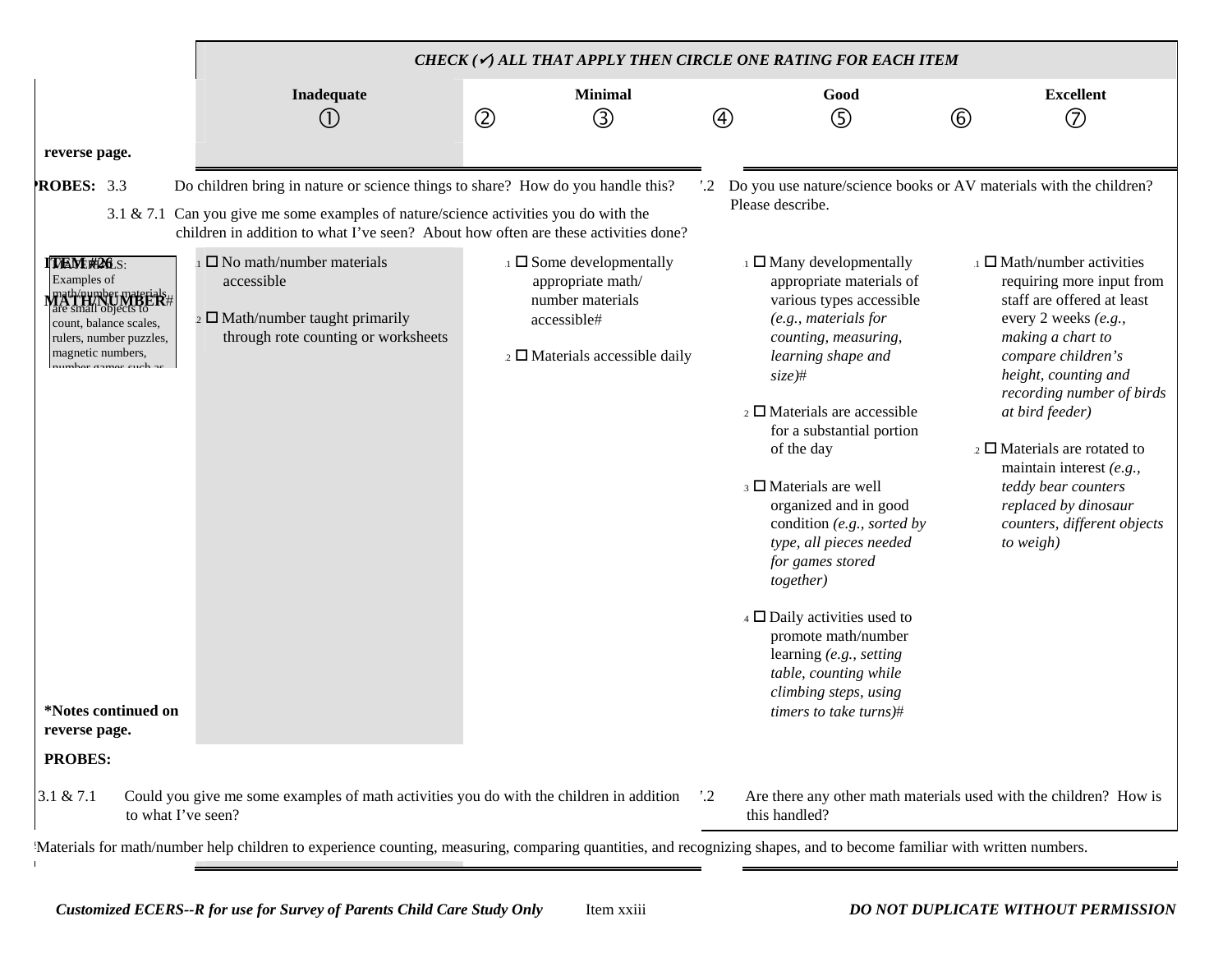**CHECK (✓) ALL THAT APPLY THEN CIRCLE ONE RATING FOR EACH ITEM**

| | Inadequate ① | ② | Minimal ③ | ④ | Good ⑤ | ⑥ | Excellent ⑦ |
|---|---|---|---|---|---|---|---|

reverse page.

**PROBES:** 3.3 Do children bring in nature or science things to share? How do you handle this?

3.1 & 7.1 Can you give me some examples of nature/science activities you do with the children in addition to what I've seen? About how often are these activities done?

7.2 Do you use nature/science books or AV materials with the children? Please describe.

**ITEM #26**

**MATH/NUMBER#**

NOTES:
Examples of math/number materials are small objects to count, balance scales, rulers, number puzzles, magnetic numbers, number games such as

| Inadequate ① | Minimal ③ | Good ⑤ | Excellent ⑦ |
|---|---|---|---|
| 1.1 □ No math/number materials accessible<br><br>1.2 □ Math/number taught primarily through rote counting or worksheets | 3.1 □ Some developmentally appropriate math/number materials accessible#<br><br>3.2 □ Materials accessible daily | 5.1 □ Many developmentally appropriate materials of various types accessible *(e.g., materials for counting, measuring, learning shape and size)*#<br><br>5.2 □ Materials are accessible for a substantial portion of the day<br><br>5.3 □ Materials are well organized and in good condition *(e.g., sorted by type, all pieces needed for games stored together)*<br><br>5.4 □ Daily activities used to promote math/number learning *(e.g., setting table, counting while climbing steps, using timers to take turns)*# | 7.1 □ Math/number activities requiring more input from staff are offered at least every 2 weeks *(e.g., making a chart to compare children's height, counting and recording number of birds at bird feeder)*<br><br>7.2 □ Materials are rotated to maintain interest *(e.g., teddy bear counters replaced by dinosaur counters, different objects to weigh)* |

***Notes continued on reverse page.**

**PROBES:**

3.1 & 7.1 Could you give me some examples of math activities you do with the children in addition to what I've seen?

7.2 Are there any other math materials used with the children? How is this handled?

#Materials for math/number help children to experience counting, measuring, comparing quantities, and recognizing shapes, and to become familiar with written numbers.

*Customized ECERS--R for use for Survey of Parents Child Care Study Only* Item xxiii ***DO NOT DUPLICATE WITHOUT PERMISSION***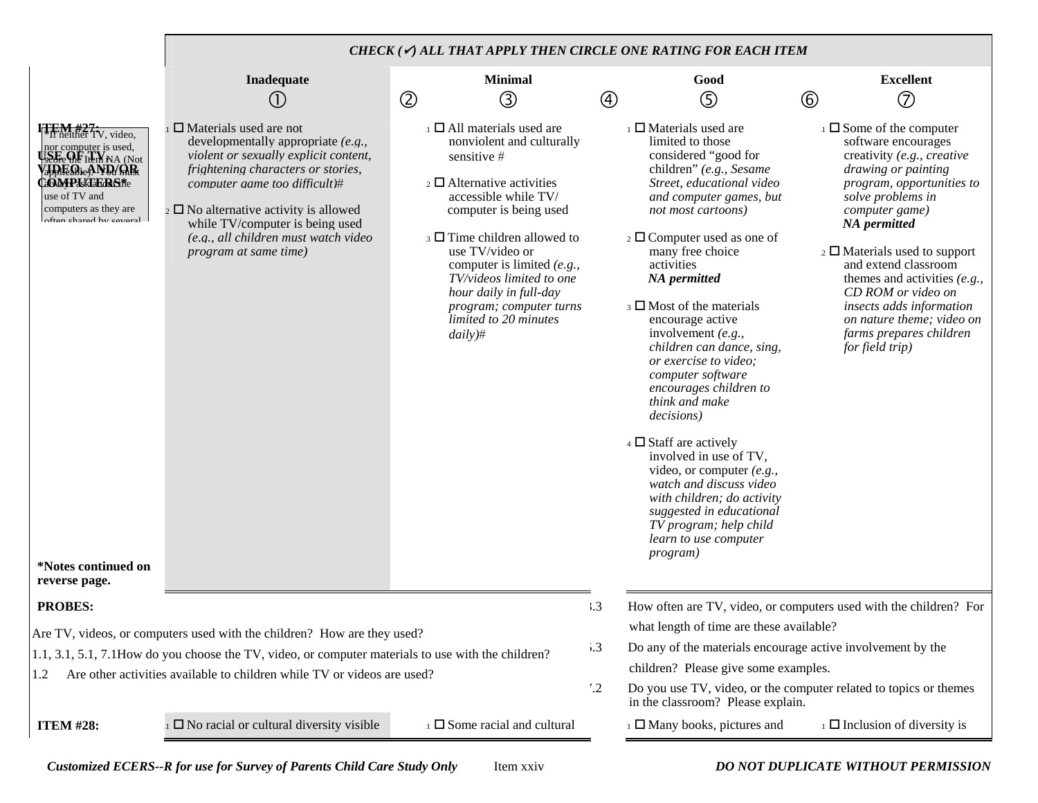**CHECK (✓) ALL THAT APPLY THEN CIRCLE ONE RATING FOR EACH ITEM**

| | Inadequate ① | ② | Minimal ③ | ④ | Good ⑤ | ⑥ | Excellent ⑦ |
|---|---|---|---|---|---|---|---|
| **ITEM #27: USE OF TV, VIDEO, AND/OR COMPUTERS*** <br><br> *If neither TV, video, nor computer is used, score the Item NA (Not applicable). You must always ask about the use of TV and computers as they are often shared by several <br><br> ***Notes continued on reverse page.** | .1 ☐ Materials used are not developmentally appropriate *(e.g., violent or sexually explicit content, frightening characters or stories, computer game too difficult)*# <br><br> .2 ☐ No alternative activity is allowed while TV/computer is being used *(e.g., all children must watch video program at same time)* | | .1 ☐ All materials used are nonviolent and culturally sensitive # <br><br> .2 ☐ Alternative activities accessible while TV/ computer is being used <br><br> .3 ☐ Time children allowed to use TV/video or computer is limited *(e.g., TV/videos limited to one hour daily in full-day program; computer turns limited to 20 minutes daily)*# | | .1 ☐ Materials used are limited to those considered "good for children" *(e.g., Sesame Street, educational video and computer games, but not most cartoons)* <br><br> .2 ☐ Computer used as one of many free choice activities ***NA permitted*** <br><br> .3 ☐ Most of the materials encourage active involvement *(e.g., children can dance, sing, or exercise to video; computer software encourages children to think and make decisions)* <br><br> .4 ☐ Staff are actively involved in use of TV, video, or computer *(e.g., watch and discuss video with children; do activity suggested in educational TV program; help child learn to use computer program)* | | .1 ☐ Some of the computer software encourages creativity *(e.g., creative drawing or painting program, opportunities to solve problems in computer game)* ***NA permitted*** <br><br> .2 ☐ Materials used to support and extend classroom themes and activities *(e.g., CD ROM or video on insects adds information on nature theme; video on farms prepares children for field trip)* |

**PROBES:**

Are TV, videos, or computers used with the children? How are they used?

1.1, 3.1, 5.1, 7.1 How do you choose the TV, video, or computer materials to use with the children?

1.2 Are other activities available to children while TV or videos are used?

3.3 How often are TV, video, or computers used with the children? For what length of time are these available?

5.3 Do any of the materials encourage active involvement by the children? Please give some examples.

7.2 Do you use TV, video, or the computer related to topics or themes in the classroom? Please explain.

| | Inadequate | Minimal | Good | Excellent |
|---|---|---|---|---|
| **ITEM #28:** | .1 ☐ No racial or cultural diversity visible | .1 ☐ Some racial and cultural | .1 ☐ Many books, pictures and | .1 ☐ Inclusion of diversity is |

*Customized ECERS--R for use for Survey of Parents Child Care Study Only* Item xxiv ***DO NOT DUPLICATE WITHOUT PERMISSION***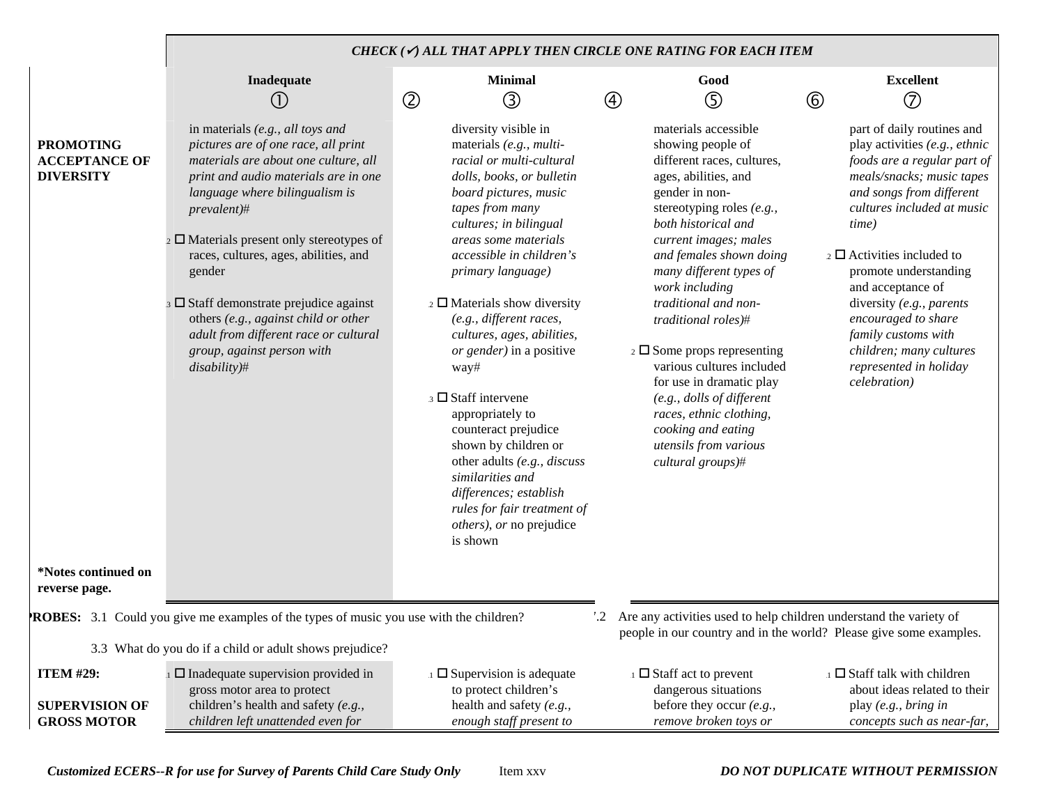**CHECK (✓) ALL THAT APPLY THEN CIRCLE ONE RATING FOR EACH ITEM**

| | Inadequate ① | ② | Minimal ③ | ④ | Good ⑤ | ⑥ | Excellent ⑦ |
|---|---|---|---|---|---|---|---|
| **PROMOTING ACCEPTANCE OF DIVERSITY** | in materials *(e.g., all toys and pictures are of one race, all print materials are about one culture, all print and audio materials are in one language where bilingualism is prevalent)*# <br><br> .2 ☐ Materials present only stereotypes of races, cultures, ages, abilities, and gender <br><br> .3 ☐ Staff demonstrate prejudice against others *(e.g., against child or other adult from different race or cultural group, against person with disability)*# | | diversity visible in materials *(e.g., multi-racial or multi-cultural dolls, books, or bulletin board pictures, music tapes from many cultures; in bilingual areas some materials accessible in children's primary language)* <br><br> .2 ☐ Materials show diversity *(e.g., different races, cultures, ages, abilities, or gender)* in a positive way# <br><br> .3 ☐ Staff intervene appropriately to counteract prejudice shown by children or other adults *(e.g., discuss similarities and differences; establish rules for fair treatment of others)*, *or* no prejudice is shown | | materials accessible showing people of different races, cultures, ages, abilities, and gender in non-stereotyping roles *(e.g., both historical and current images; males and females shown doing many different types of work including traditional and non-traditional roles)*# <br><br> .2 ☐ Some props representing various cultures included for use in dramatic play *(e.g., dolls of different races, ethnic clothing, cooking and eating utensils from various cultural groups)*# | | part of daily routines and play activities *(e.g., ethnic foods are a regular part of meals/snacks; music tapes and songs from different cultures included at music time)* <br><br> .2 ☐ Activities included to promote understanding and acceptance of diversity *(e.g., parents encouraged to share family customs with children; many cultures represented in holiday celebration)* |
| ***Notes continued on reverse page.** | | | | | | | |

**PROBES:** 3.1 Could you give me examples of the types of music you use with the children?

3.3 What do you do if a child or adult shows prejudice?

7.2 Are any activities used to help children understand the variety of people in our country and in the world? Please give some examples.

| | Inadequate ① | ② | Minimal ③ | ④ | Good ⑤ | ⑥ | Excellent ⑦ |
|---|---|---|---|---|---|---|---|
| **ITEM #29:** <br><br> **SUPERVISION OF GROSS MOTOR** | .1 ☐ Inadequate supervision provided in gross motor area to protect children's health and safety *(e.g., children left unattended even for* | | .1 ☐ Supervision is adequate to protect children's health and safety *(e.g., enough staff present to* | | .1 ☐ Staff act to prevent dangerous situations before they occur *(e.g., remove broken toys or* | | .1 ☐ Staff talk with children about ideas related to their play *(e.g., bring in concepts such as near-far,* |

*Customized ECERS--R for use for Survey of Parents Child Care Study Only* Item xxv ***DO NOT DUPLICATE WITHOUT PERMISSION***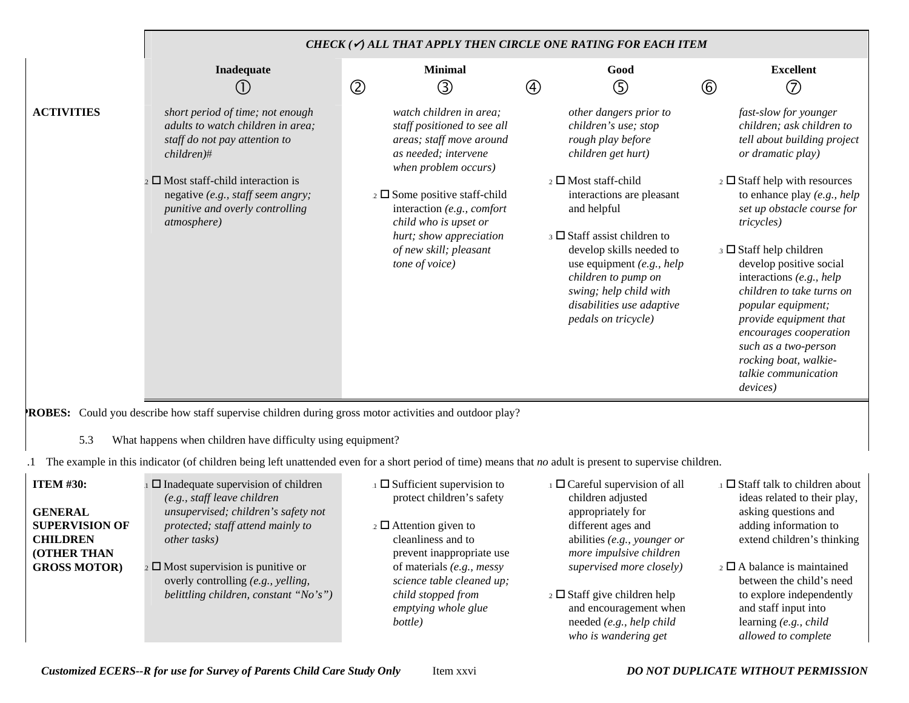**CHECK (✓) ALL THAT APPLY THEN CIRCLE ONE RATING FOR EACH ITEM**

| | Inadequate ① | ② | Minimal ③ | ④ | Good ⑤ | ⑥ | Excellent ⑦ |
|---|---|---|---|---|---|---|---|
| **ACTIVITIES** | *short period of time; not enough adults to watch children in area; staff do not pay attention to children)#*<br><br>.2 ☐ Most staff-child interaction is negative *(e.g., staff seem angry; punitive and overly controlling atmosphere)* | | *watch children in area; staff positioned to see all areas; staff move around as needed; intervene when problem occurs)*<br><br>.2 ☐ Some positive staff-child interaction *(e.g., comfort child who is upset or hurt; show appreciation of new skill; pleasant tone of voice)* | | *other dangers prior to children's use; stop rough play before children get hurt)*<br><br>.2 ☐ Most staff-child interactions are pleasant and helpful<br><br>.3 ☐ Staff assist children to develop skills needed to use equipment *(e.g., help children to pump on swing; help child with disabilities use adaptive pedals on tricycle)* | | *fast-slow for younger children; ask children to tell about building project or dramatic play)*<br><br>.2 ☐ Staff help with resources to enhance play *(e.g., help set up obstacle course for tricycles)*<br><br>.3 ☐ Staff help children develop positive social interactions *(e.g., help children to take turns on popular equipment; provide equipment that encourages cooperation such as a two-person rocking boat, walkie-talkie communication devices)* |

**PROBES:** Could you describe how staff supervise children during gross motor activities and outdoor play?

5.3 What happens when children have difficulty using equipment?

.1 The example in this indicator (of children being left unattended even for a short period of time) means that *no* adult is present to supervise children.

| | Inadequate ① | ② | Minimal ③ | ④ | Good ⑤ | ⑥ | Excellent ⑦ |
|---|---|---|---|---|---|---|---|
| **ITEM #30:**<br><br>**GENERAL SUPERVISION OF CHILDREN (OTHER THAN GROSS MOTOR)** | .1 ☐ Inadequate supervision of children *(e.g., staff leave children unsupervised; children's safety not protected; staff attend mainly to other tasks)*<br><br>.2 ☐ Most supervision is punitive or overly controlling *(e.g., yelling, belittling children, constant "No's")* | | .1 ☐ Sufficient supervision to protect children's safety<br><br>.2 ☐ Attention given to cleanliness and to prevent inappropriate use of materials *(e.g., messy science table cleaned up; child stopped from emptying whole glue bottle)* | | .1 ☐ Careful supervision of all children adjusted appropriately for different ages and abilities *(e.g., younger or more impulsive children supervised more closely)*<br><br>.2 ☐ Staff give children help and encouragement when needed *(e.g., help child who is wandering get* | | .1 ☐ Staff talk to children about ideas related to their play, asking questions and adding information to extend children's thinking<br><br>.2 ☐ A balance is maintained between the child's need to explore independently and staff input into learning *(e.g., child allowed to complete* |

*Customized ECERS--R for use for Survey of Parents Child Care Study Only* Item xxvi *DO NOT DUPLICATE WITHOUT PERMISSION*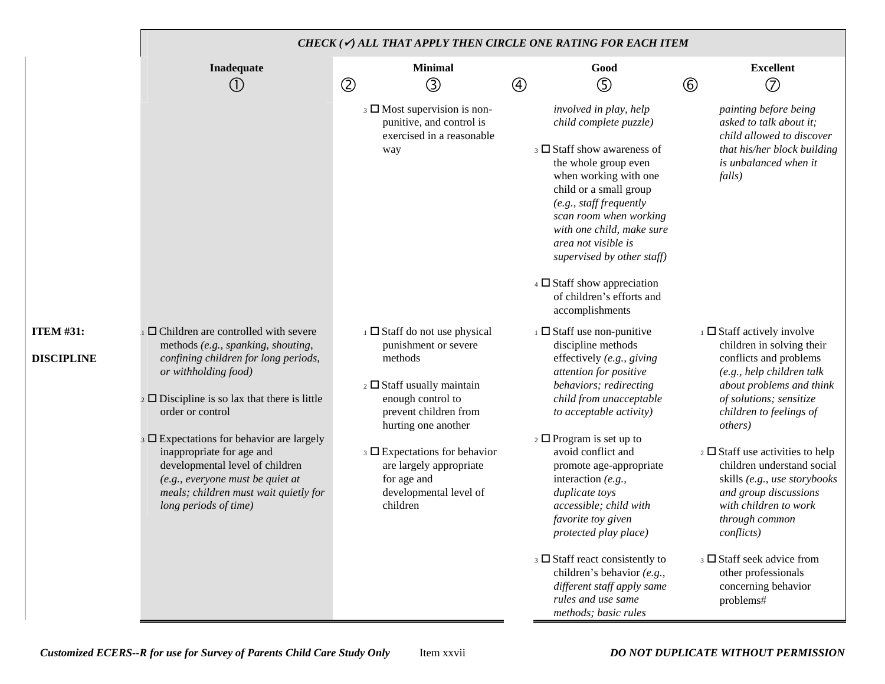| | *CHECK (✓) ALL THAT APPLY THEN CIRCLE ONE RATING FOR EACH ITEM* | | | | | | |
|---|---|---|---|---|---|---|---|
| | **Inadequate** ① | ② | **Minimal** ③ | ④ | **Good** ⑤ | ⑥ | **Excellent** ⑦ |
| | | | .3 ☐ Most supervision is non-punitive, and control is exercised in a reasonable way | | *involved in play, help child complete puzzle)*<br><br>.3 ☐ Staff show awareness of the whole group even when working with one child or a small group *(e.g., staff frequently scan room when working with one child, make sure area not visible is supervised by other staff)*<br><br>.4 ☐ Staff show appreciation of children's efforts and accomplishments | | *painting before being asked to talk about it; child allowed to discover that his/her block building is unbalanced when it falls)* |
| **ITEM #31:**<br><br>**DISCIPLINE** | .1 ☐ Children are controlled with severe methods *(e.g., spanking, shouting, confining children for long periods, or withholding food)*<br><br>.2 ☐ Discipline is so lax that there is little order or control<br><br>.3 ☐ Expectations for behavior are largely inappropriate for age and developmental level of children *(e.g., everyone must be quiet at meals; children must wait quietly for long periods of time)* | | .1 ☐ Staff do not use physical punishment or severe methods<br><br>.2 ☐ Staff usually maintain enough control to prevent children from hurting one another<br><br>.3 ☐ Expectations for behavior are largely appropriate for age and developmental level of children | | .1 ☐ Staff use non-punitive discipline methods effectively *(e.g., giving attention for positive behaviors; redirecting child from unacceptable to acceptable activity)*<br><br>.2 ☐ Program is set up to avoid conflict and promote age-appropriate interaction *(e.g., duplicate toys accessible; child with favorite toy given protected play place)*<br><br>.3 ☐ Staff react consistently to children's behavior *(e.g., different staff apply same rules and use same methods; basic rules* | | .1 ☐ Staff actively involve children in solving their conflicts and problems *(e.g., help children talk about problems and think of solutions; sensitize children to feelings of others)*<br><br>.2 ☐ Staff use activities to help children understand social skills *(e.g., use storybooks and group discussions with children to work through common conflicts)*<br><br>.3 ☐ Staff seek advice from other professionals concerning behavior problems# |

*Customized ECERS--R for use for Survey of Parents Child Care Study Only* Item xxvii ***DO NOT DUPLICATE WITHOUT PERMISSION***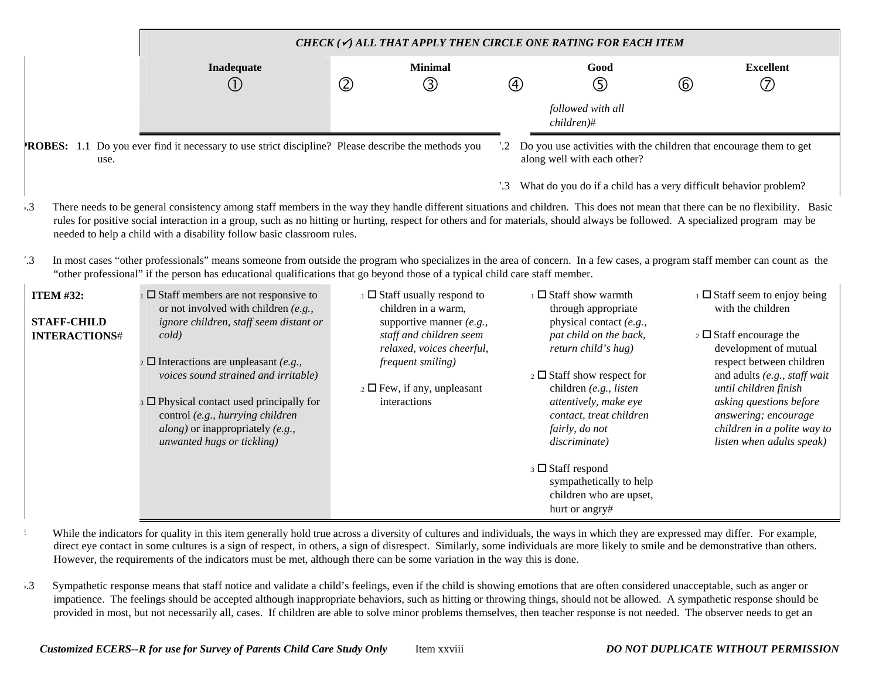| | CHECK (✓) ALL THAT APPLY THEN CIRCLE ONE RATING FOR EACH ITEM | | | | | | |
|---|---|---|---|---|---|---|---|
| | Inadequate | | Minimal | | Good | | Excellent |
| | ① | ② | ③ | ④ | ⑤ | ⑥ | ⑦ |
| | | | | | *followed with all children)#* | | |

**PROBES:** 1.1 Do you ever find it necessary to use strict discipline? Please describe the methods you use.

7.2 Do you use activities with the children that encourage them to get along well with each other?

7.3 What do you do if a child has a very difficult behavior problem?

5.3 There needs to be general consistency among staff members in the way they handle different situations and children. This does not mean that there can be no flexibility. Basic rules for positive social interaction in a group, such as no hitting or hurting, respect for others and for materials, should always be followed. A specialized program may be needed to help a child with a disability follow basic classroom rules.

7.3 In most cases "other professionals" means someone from outside the program who specializes in the area of concern. In a few cases, a program staff member can count as the "other professional" if the person has educational qualifications that go beyond those of a typical child care staff member.

| ITEM #32: STAFF-CHILD INTERACTIONS# | Inadequate | Minimal | Good | Excellent |
|---|---|---|---|---|
| | 1.1 ☐ Staff members are not responsive to or not involved with children *(e.g., ignore children, staff seem distant or cold)*<br><br>1.2 ☐ Interactions are unpleasant *(e.g., voices sound strained and irritable)*<br><br>1.3 ☐ Physical contact used principally for control *(e.g., hurrying children along)* or inappropriately *(e.g., unwanted hugs or tickling)* | 3.1 ☐ Staff usually respond to children in a warm, supportive manner *(e.g., staff and children seem relaxed, voices cheerful, frequent smiling)*<br><br>3.2 ☐ Few, if any, unpleasant interactions | 5.1 ☐ Staff show warmth through appropriate physical contact *(e.g., pat child on the back, return child's hug)*<br><br>5.2 ☐ Staff show respect for children *(e.g., listen attentively, make eye contact, treat children fairly, do not discriminate)*<br><br>5.3 ☐ Staff respond sympathetically to help children who are upset, hurt or angry# | 7.1 ☐ Staff seem to enjoy being with the children<br><br>7.2 ☐ Staff encourage the development of mutual respect between children and adults *(e.g., staff wait until children finish asking questions before answering; encourage children in a polite way to listen when adults speak)* |

# While the indicators for quality in this item generally hold true across a diversity of cultures and individuals, the ways in which they are expressed may differ. For example, direct eye contact in some cultures is a sign of respect, in others, a sign of disrespect. Similarly, some individuals are more likely to smile and be demonstrative than others. However, the requirements of the indicators must be met, although there can be some variation in the way this is done.

5.3 Sympathetic response means that staff notice and validate a child's feelings, even if the child is showing emotions that are often considered unacceptable, such as anger or impatience. The feelings should be accepted although inappropriate behaviors, such as hitting or throwing things, should not be allowed. A sympathetic response should be provided in most, but not necessarily all, cases. If children are able to solve minor problems themselves, then teacher response is not needed. The observer needs to get an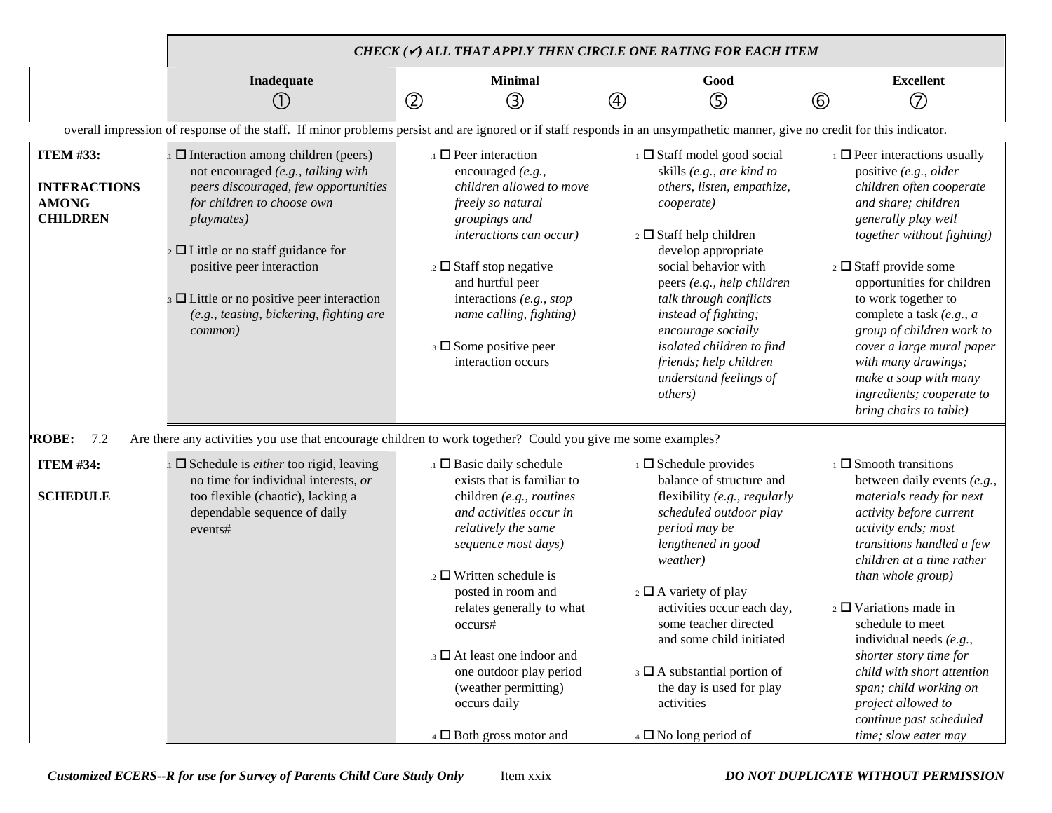| | CHECK (✓) ALL THAT APPLY THEN CIRCLE ONE RATING FOR EACH ITEM | | | | | | |
|---|---|---|---|---|---|---|---|
| | **Inadequate** | | **Minimal** | | **Good** | | **Excellent** |
| | ① | ② | ③ | ④ | ⑤ | ⑥ | ⑦ |

overall impression of response of the staff. If minor problems persist and are ignored or if staff responds in an unsympathetic manner, give no credit for this indicator.

| | Inadequate | Minimal | Good | Excellent |
|---|---|---|---|---|
| **ITEM #33:** **INTERACTIONS AMONG CHILDREN** | 1.1 ☐ Interaction among children (peers) not encouraged *(e.g., talking with peers discouraged, few opportunities for children to choose own playmates)* 1.2 ☐ Little or no staff guidance for positive peer interaction 1.3 ☐ Little or no positive peer interaction *(e.g., teasing, bickering, fighting are common)* | 3.1 ☐ Peer interaction encouraged *(e.g., children allowed to move freely so natural groupings and interactions can occur)* 3.2 ☐ Staff stop negative and hurtful peer interactions *(e.g., stop name calling, fighting)* 3.3 ☐ Some positive peer interaction occurs | 5.1 ☐ Staff model good social skills *(e.g., are kind to others, listen, empathize, cooperate)* 5.2 ☐ Staff help children develop appropriate social behavior with peers *(e.g., help children talk through conflicts instead of fighting; encourage socially isolated children to find friends; help children understand feelings of others)* | 7.1 ☐ Peer interactions usually positive *(e.g., older children often cooperate and share; children generally play well together without fighting)* 7.2 ☐ Staff provide some opportunities for children to work together to complete a task *(e.g., a group of children work to cover a large mural paper with many drawings; make a soup with many ingredients; cooperate to bring chairs to table)* |

**PROBE:** 7.2 Are there any activities you use that encourage children to work together? Could you give me some examples?

| | Inadequate | Minimal | Good | Excellent |
|---|---|---|---|---|
| **ITEM #34:** **SCHEDULE** | 1.1 ☐ Schedule is *either* too rigid, leaving no time for individual interests, *or* too flexible (chaotic), lacking a dependable sequence of daily events# | 3.1 ☐ Basic daily schedule exists that is familiar to children *(e.g., routines and activities occur in relatively the same sequence most days)* 3.2 ☐ Written schedule is posted in room and relates generally to what occurs# 3.3 ☐ At least one indoor and one outdoor play period (weather permitting) occurs daily 3.4 ☐ Both gross motor and | 5.1 ☐ Schedule provides balance of structure and flexibility *(e.g., regularly scheduled outdoor play period may be lengthened in good weather)* 5.2 ☐ A variety of play activities occur each day, some teacher directed and some child initiated 5.3 ☐ A substantial portion of the day is used for play activities 5.4 ☐ No long period of | 7.1 ☐ Smooth transitions between daily events *(e.g., materials ready for next activity before current activity ends; most transitions handled a few children at a time rather than whole group)* 7.2 ☐ Variations made in schedule to meet individual needs *(e.g., shorter story time for child with short attention span; child working on project allowed to continue past scheduled time; slow eater may* |

*Customized ECERS--R for use for Survey of Parents Child Care Study Only* Item xxix **DO NOT DUPLICATE WITHOUT PERMISSION**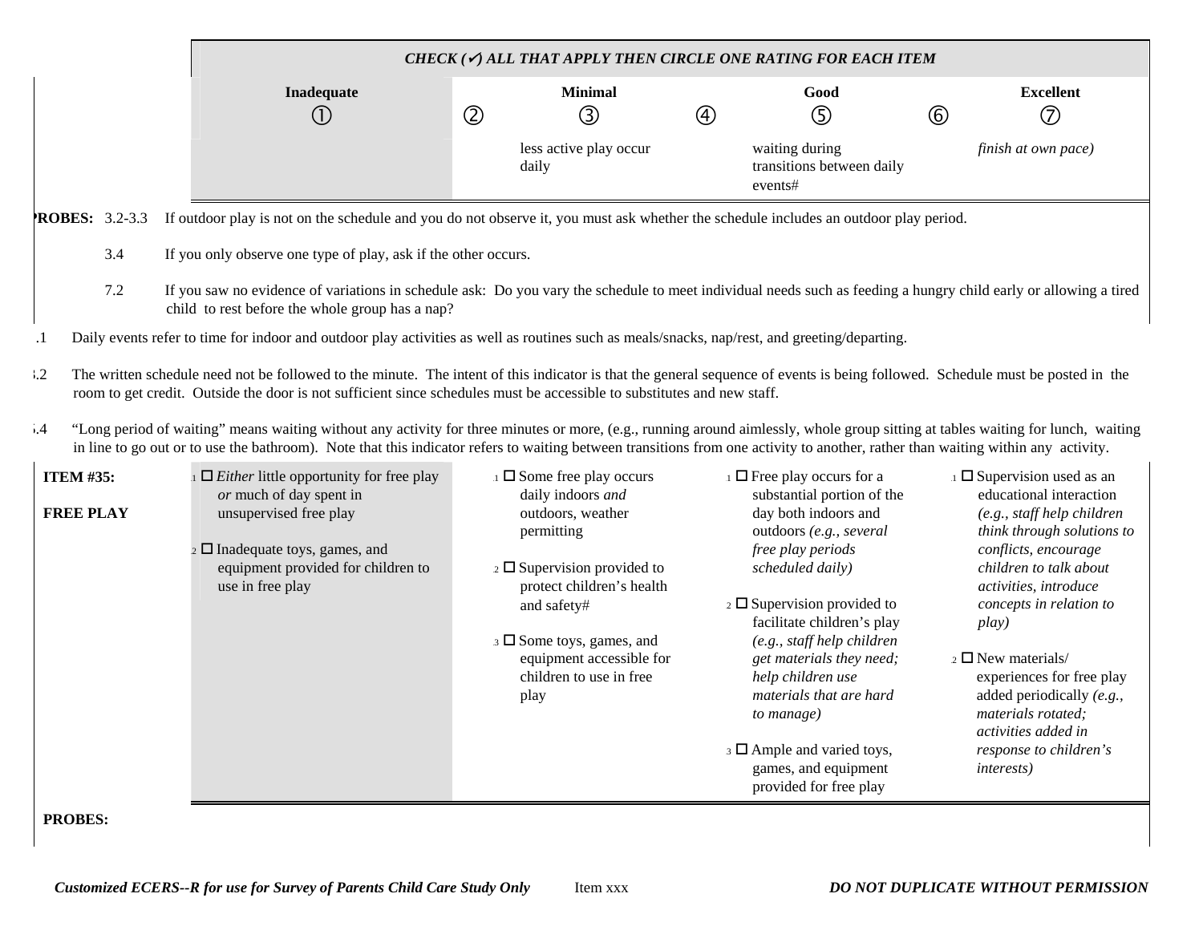| | CHECK (✓) ALL THAT APPLY THEN CIRCLE ONE RATING FOR EACH ITEM | | | | | | |
|---|---|---|---|---|---|---|---|
| | Inadequate ① | ② | Minimal ③ | ④ | Good ⑤ | ⑥ | Excellent ⑦ |
| | | | less active play occur daily | | waiting during transitions between daily events# | | *finish at own pace)* |

**PROBES:** 3.2-3.3 If outdoor play is not on the schedule and you do not observe it, you must ask whether the schedule includes an outdoor play period.

3.4 If you only observe one type of play, ask if the other occurs.

7.2 If you saw no evidence of variations in schedule ask: Do you vary the schedule to meet individual needs such as feeding a hungry child early or allowing a tired child to rest before the whole group has a nap?

.1 Daily events refer to time for indoor and outdoor play activities as well as routines such as meals/snacks, nap/rest, and greeting/departing.

.2 The written schedule need not be followed to the minute. The intent of this indicator is that the general sequence of events is being followed. Schedule must be posted in the room to get credit. Outside the door is not sufficient since schedules must be accessible to substitutes and new staff.

.4 "Long period of waiting" means waiting without any activity for three minutes or more, (e.g., running around aimlessly, whole group sitting at tables waiting for lunch, waiting in line to go out or to use the bathroom). Note that this indicator refers to waiting between transitions from one activity to another, rather than waiting within any activity.

| | Inadequate | Minimal | Good | Excellent |
|---|---|---|---|---|
| **ITEM #35:** **FREE PLAY** | .1 ☐ *Either* little opportunity for free play *or* much of day spent in unsupervised free play<br><br>.2 ☐ Inadequate toys, games, and equipment provided for children to use in free play | .1 ☐ Some free play occurs daily indoors *and* outdoors, weather permitting<br><br>.2 ☐ Supervision provided to protect children's health and safety#<br><br>.3 ☐ Some toys, games, and equipment accessible for children to use in free play | .1 ☐ Free play occurs for a substantial portion of the day both indoors and outdoors *(e.g., several free play periods scheduled daily)*<br><br>.2 ☐ Supervision provided to facilitate children's play *(e.g., staff help children get materials they need; help children use materials that are hard to manage)*<br><br>.3 ☐ Ample and varied toys, games, and equipment provided for free play | .1 ☐ Supervision used as an educational interaction *(e.g., staff help children think through solutions to conflicts, encourage children to talk about activities, introduce concepts in relation to play)*<br><br>.2 ☐ New materials/ experiences for free play added periodically *(e.g., materials rotated; activities added in response to children's interests)* |

**PROBES:**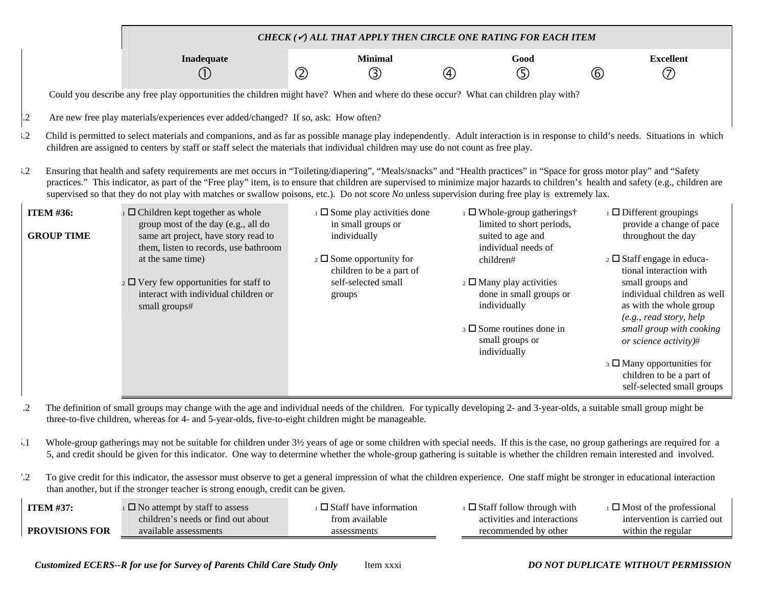| | CHECK (✓) ALL THAT APPLY THEN CIRCLE ONE RATING FOR EACH ITEM | | | | | | |
|---|---|---|---|---|---|---|---|
| | **Inadequate** | | **Minimal** | | **Good** | | **Excellent** |
| | ① | ② | ③ | ④ | ⑤ | ⑥ | ⑦ |

Could you describe any free play opportunities the children might have? When and where do these occur? What can children play with?

.2 Are new free play materials/experiences ever added/changed? If so, ask: How often?

.2 Child is permitted to select materials and companions, and as far as possible manage play independently. Adult interaction is in response to child's needs. Situations in which children are assigned to centers by staff or staff select the materials that individual children may use do not count as free play.

.2 Ensuring that health and safety requirements are met occurs in "Toileting/diapering", "Meals/snacks" and "Health practices" in "Space for gross motor play" and "Safety practices." This indicator, as part of the "Free play" item, is to ensure that children are supervised to minimize major hazards to children's health and safety (e.g., children are supervised so that they do not play with matches or swallow poisons, etc.). Do not score *No* unless supervision during free play is extremely lax.

| | Inadequate | Minimal | Good | Excellent |
|---|---|---|---|---|
| **ITEM #36:** **GROUP TIME** | .1 ☐ Children kept together as whole group most of the day (e.g., all do same art project, have story read to them, listen to records, use bathroom at the same time)<br><br>.2 ☐ Very few opportunities for staff to interact with individual children or small groups# | .1 ☐ Some play activities done in small groups or individually<br><br>.2 ☐ Some opportunity for children to be a part of self-selected small groups | .1 ☐ Whole-group gatherings† limited to short periods, suited to age and individual needs of children#<br><br>.2 ☐ Many play activities done in small groups or individually<br><br>.3 ☐ Some routines done in small groups or individually | .1 ☐ Different groupings provide a change of pace throughout the day<br><br>.2 ☐ Staff engage in educational interaction with small groups and individual children as well as with the whole group *(e.g., read story, help small group with cooking or science activity)*#<br><br>.3 ☐ Many opportunities for children to be a part of self-selected small groups |

.2 The definition of small groups may change with the age and individual needs of the children. For typically developing 2- and 3-year-olds, a suitable small group might be three-to-five children, whereas for 4- and 5-year-olds, five-to-eight children might be manageable.

.1 Whole-group gatherings may not be suitable for children under 3½ years of age or some children with special needs. If this is the case, no group gatherings are required for a 5, and credit should be given for this indicator. One way to determine whether the whole-group gathering is suitable is whether the children remain interested and involved.

.2 To give credit for this indicator, the assessor must observe to get a general impression of what the children experience. One staff might be stronger in educational interaction than another, but if the stronger teacher is strong enough, credit can be given.

| | Inadequate | Minimal | Good | Excellent |
|---|---|---|---|---|
| **ITEM #37:** **PROVISIONS FOR** | .1 ☐ No attempt by staff to assess children's needs or find out about available assessments | .1 ☐ Staff have information from available assessments | .1 ☐ Staff follow through with activities and interactions recommended by other | .1 ☐ Most of the professional intervention is carried out within the regular |

*Customized ECERS--R for use for Survey of Parents Child Care Study Only* Item xxxi *DO NOT DUPLICATE WITHOUT PERMISSION*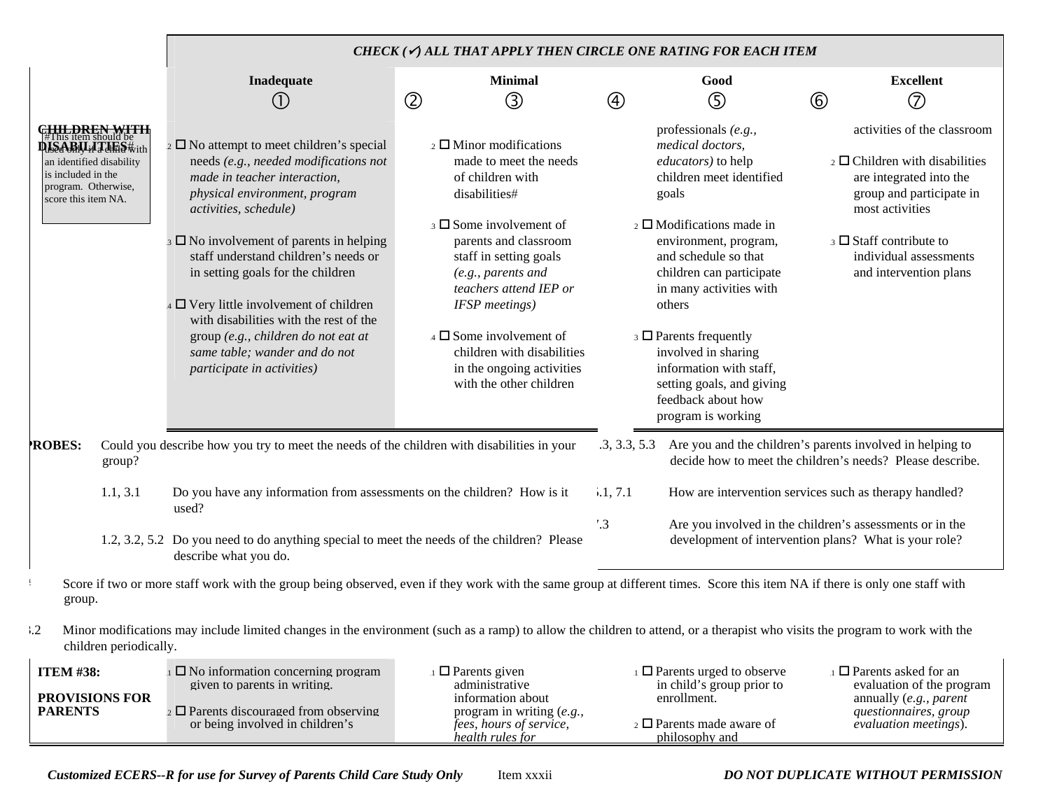CHECK (✓) ALL THAT APPLY THEN CIRCLE ONE RATING FOR EACH ITEM

| | Inadequate ① | ② | Minimal ③ | ④ | Good ⑤ | ⑥ | Excellent ⑦ |
|---|---|---|---|---|---|---|---|
| **CHILDREN WITH DISABILITIES#** (#This item should be used only if a child with an identified disability is included in the program. Otherwise, score this item NA.) | .2 ☐ No attempt to meet children's special needs *(e.g., needed modifications not made in teacher interaction, physical environment, program activities, schedule)*<br><br>.3 ☐ No involvement of parents in helping staff understand children's needs or in setting goals for the children<br><br>.4 ☐ Very little involvement of children with disabilities with the rest of the group *(e.g., children do not eat at same table; wander and do not participate in activities)* | | .2 ☐ Minor modifications made to meet the needs of children with disabilities#<br><br>.3 ☐ Some involvement of parents and classroom staff in setting goals *(e.g., parents and teachers attend IEP or IFSP meetings)*<br><br>.4 ☐ Some involvement of children with disabilities in the ongoing activities with the other children | | professionals *(e.g., medical doctors, educators)* to help children meet identified goals<br><br>.2 ☐ Modifications made in environment, program, and schedule so that children can participate in many activities with others<br><br>.3 ☐ Parents frequently involved in sharing information with staff, setting goals, and giving feedback about how program is working | | activities of the classroom<br><br>.2 ☐ Children with disabilities are integrated into the group and participate in most activities<br><br>.3 ☐ Staff contribute to individual assessments and intervention plans |

**PROBES:** Could you describe how you try to meet the needs of the children with disabilities in your group?

1.1, 3.1 Do you have any information from assessments on the children? How is it used?

1.2, 3.2, 5.2 Do you need to do anything special to meet the needs of the children? Please describe what you do.

.3, 3.3, 5.3 Are you and the children's parents involved in helping to decide how to meet the children's needs? Please describe.

.1, 7.1 How are intervention services such as therapy handled?

.3 Are you involved in the children's assessments or in the development of intervention plans? What is your role?

Score if two or more staff work with the group being observed, even if they work with the same group at different times. Score this item NA if there is only one staff with group.

.2 Minor modifications may include limited changes in the environment (such as a ramp) to allow the children to attend, or a therapist who visits the program to work with the children periodically.

| | Inadequate | Minimal | Good | Excellent |
|---|---|---|---|---|
| **ITEM #38: PROVISIONS FOR PARENTS** | .1 ☐ No information concerning program given to parents in writing.<br><br>.2 ☐ Parents discouraged from observing or being involved in children's | .1 ☐ Parents given administrative information about program in writing (*e.g., fees, hours of service, health rules for* | .1 ☐ Parents urged to observe in child's group prior to enrollment.<br><br>.2 ☐ Parents made aware of philosophy and | .1 ☐ Parents asked for an evaluation of the program annually (*e.g., parent questionnaires, group evaluation meetings*). |

*Customized ECERS--R for use for Survey of Parents Child Care Study Only* Item xxxii ***DO NOT DUPLICATE WITHOUT PERMISSION***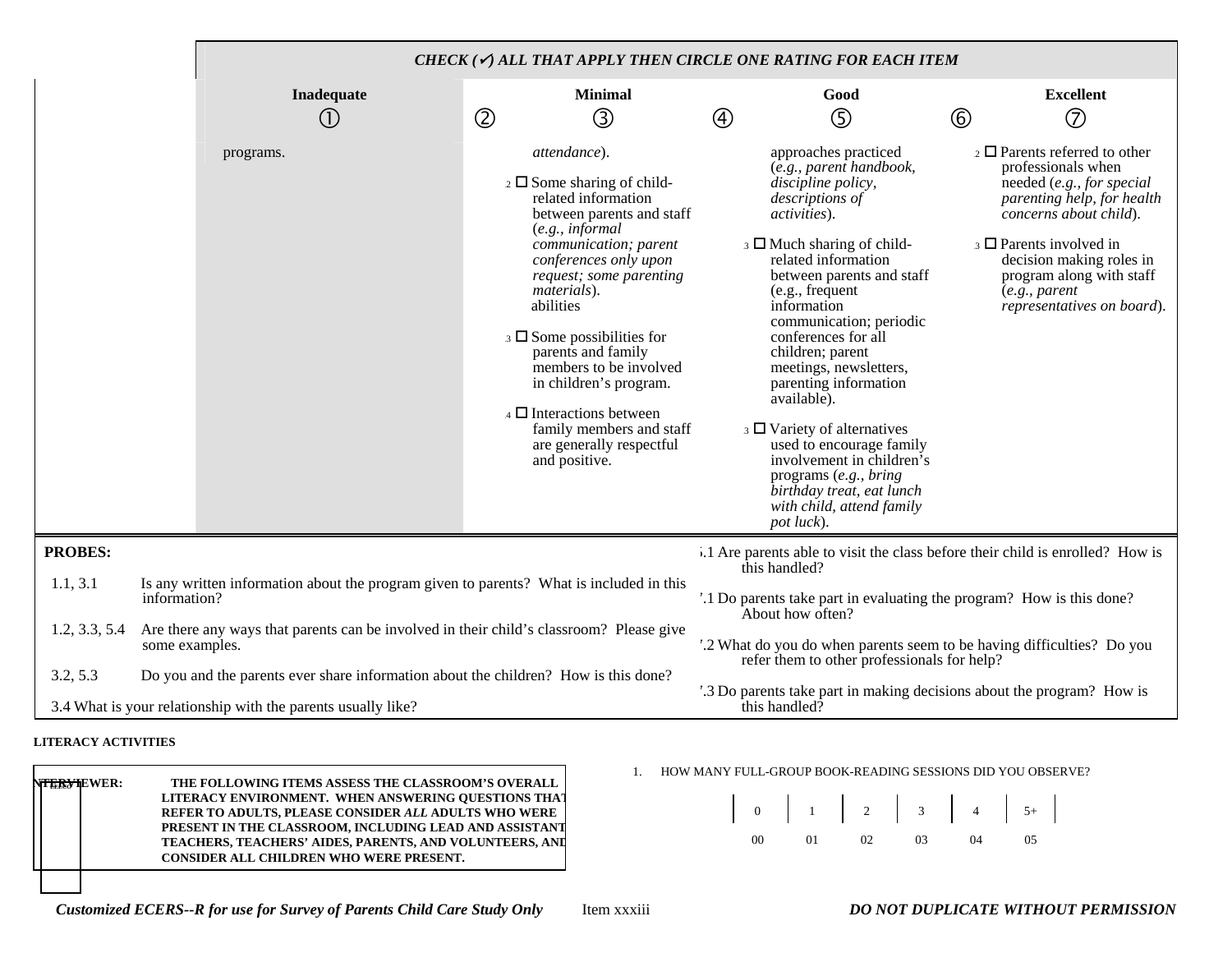| | *CHECK (✓) ALL THAT APPLY THEN CIRCLE ONE RATING FOR EACH ITEM* | | | | | | |
|---|---|---|---|---|---|---|---|
| | **Inadequate** ① | ② | **Minimal** ③ | ④ | **Good** ⑤ | ⑥ | **Excellent** ⑦ |
| | programs. | | *attendance*).<br><br>.2 ☐ Some sharing of child-related information between parents and staff (*e.g., informal communication; parent conferences only upon request; some parenting materials*).<br>abilities<br><br>.3 ☐ Some possibilities for parents and family members to be involved in children's program.<br><br>.4 ☐ Interactions between family members and staff are generally respectful and positive. | | approaches practiced (*e.g., parent handbook, discipline policy, descriptions of activities*).<br><br>.3 ☐ Much sharing of child-related information between parents and staff (e.g., frequent information communication; periodic conferences for all children; parent meetings, newsletters, parenting information available).<br><br>.3 ☐ Variety of alternatives used to encourage family involvement in children's programs (*e.g., bring birthday treat, eat lunch with child, attend family pot luck*). | | .2 ☐ Parents referred to other professionals when needed (*e.g., for special parenting help, for health concerns about child*).<br><br>.3 ☐ Parents involved in decision making roles in program along with staff (*e.g., parent representatives on board*). |

**PROBES:**

1.1, 3.1 Is any written information about the program given to parents? What is included in this information?

1.2, 3.3, 5.4 Are there any ways that parents can be involved in their child's classroom? Please give some examples.

3.2, 5.3 Do you and the parents ever share information about the children? How is this done?

3.4 What is your relationship with the parents usually like?

5.1 Are parents able to visit the class before their child is enrolled? How is this handled?

7.1 Do parents take part in evaluating the program? How is this done? About how often?

7.2 What do you do when parents seem to be having difficulties? Do you refer them to other professionals for help?

7.3 Do parents take part in making decisions about the program? How is this handled?

**LITERACY ACTIVITIES**

**INTERVIEWER: THE FOLLOWING ITEMS ASSESS THE CLASSROOM'S OVERALL LITERACY ENVIRONMENT. WHEN ANSWERING QUESTIONS THAT REFER TO ADULTS, PLEASE CONSIDER *ALL* ADULTS WHO WERE PRESENT IN THE CLASSROOM, INCLUDING LEAD AND ASSISTANT TEACHERS, TEACHERS' AIDES, PARENTS, AND VOLUNTEERS, AND CONSIDER ALL CHILDREN WHO WERE PRESENT.**

1. HOW MANY FULL-GROUP BOOK-READING SESSIONS DID YOU OBSERVE?

| 0 | 1 | 2 | 3 | 4 | 5+ |
|---|---|---|---|---|---|
| 00 | 01 | 02 | 03 | 04 | 05 |

*Customized ECERS--R for use for Survey of Parents Child Care Study Only* Item xxxiii *DO NOT DUPLICATE WITHOUT PERMISSION*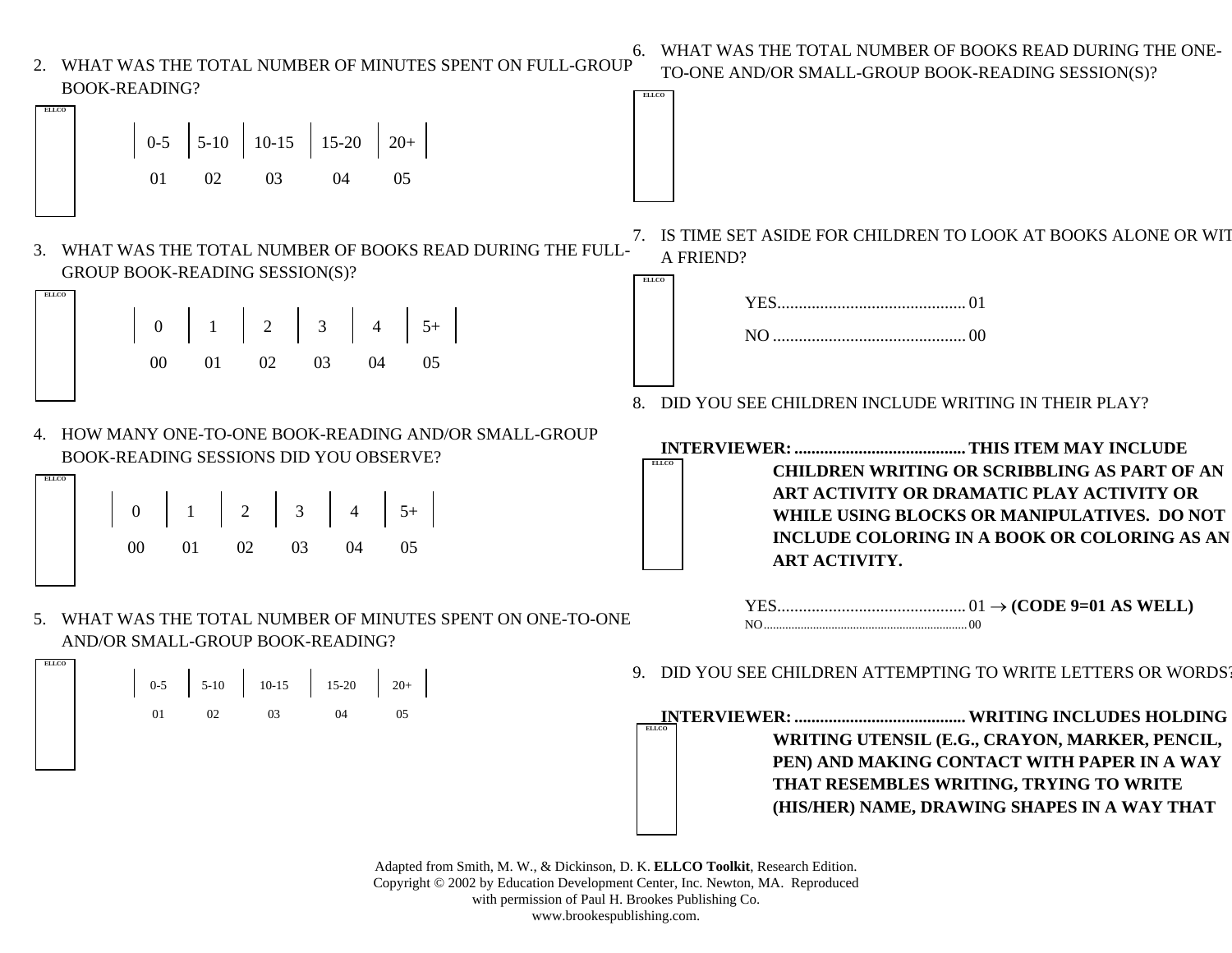2. WHAT WAS THE TOTAL NUMBER OF MINUTES SPENT ON FULL-GROUP BOOK-READING?

ELLCO

| 0-5 | 5-10 | 10-15 | 15-20 | 20+ |
|---|---|---|---|---|
| 01 | 02 | 03 | 04 | 05 |

3. WHAT WAS THE TOTAL NUMBER OF BOOKS READ DURING THE FULL-GROUP BOOK-READING SESSION(S)?

ELLCO

| 0 | 1 | 2 | 3 | 4 | 5+ |
|---|---|---|---|---|---|
| 00 | 01 | 02 | 03 | 04 | 05 |

4. HOW MANY ONE-TO-ONE BOOK-READING AND/OR SMALL-GROUP BOOK-READING SESSIONS DID YOU OBSERVE?

ELLCO

| 0 | 1 | 2 | 3 | 4 | 5+ |
|---|---|---|---|---|---|
| 00 | 01 | 02 | 03 | 04 | 05 |

5. WHAT WAS THE TOTAL NUMBER OF MINUTES SPENT ON ONE-TO-ONE AND/OR SMALL-GROUP BOOK-READING?

ELLCO

| 0-5 | 5-10 | 10-15 | 15-20 | 20+ |
|---|---|---|---|---|
| 01 | 02 | 03 | 04 | 05 |

6. WHAT WAS THE TOTAL NUMBER OF BOOKS READ DURING THE ONE-TO-ONE AND/OR SMALL-GROUP BOOK-READING SESSION(S)?

ELLCO

7. IS TIME SET ASIDE FOR CHILDREN TO LOOK AT BOOKS ALONE OR WIT A FRIEND?

ELLCO

YES............................................ 01

NO ............................................. 00

8. DID YOU SEE CHILDREN INCLUDE WRITING IN THEIR PLAY?

**INTERVIEWER:........................................ THIS ITEM MAY INCLUDE CHILDREN WRITING OR SCRIBBLING AS PART OF AN ART ACTIVITY OR DRAMATIC PLAY ACTIVITY OR WHILE USING BLOCKS OR MANIPULATIVES. DO NOT INCLUDE COLORING IN A BOOK OR COLORING AS AN ART ACTIVITY.**

ELLCO

YES............................................ 01 → **(CODE 9=01 AS WELL)**

NO............................................. 00

9. DID YOU SEE CHILDREN ATTEMPTING TO WRITE LETTERS OR WORDS?

**INTERVIEWER:........................................ WRITING INCLUDES HOLDING WRITING UTENSIL (E.G., CRAYON, MARKER, PENCIL, PEN) AND MAKING CONTACT WITH PAPER IN A WAY THAT RESEMBLES WRITING, TRYING TO WRITE (HIS/HER) NAME, DRAWING SHAPES IN A WAY THAT**

ELLCO

Adapted from Smith, M. W., & Dickinson, D. K. **ELLCO Toolkit**, Research Edition. Copyright © 2002 by Education Development Center, Inc. Newton, MA. Reproduced with permission of Paul H. Brookes Publishing Co. www.brookespublishing.com.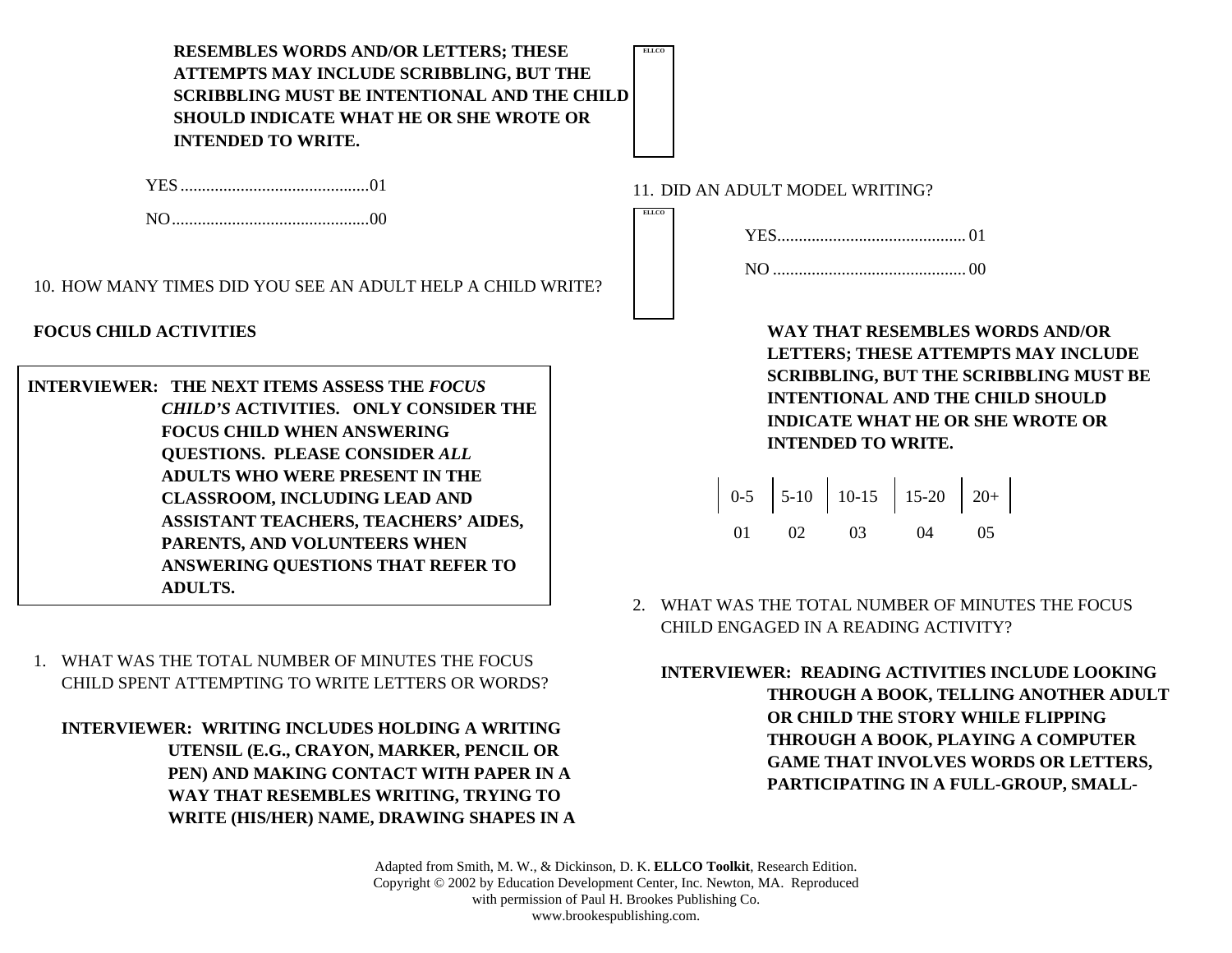**RESEMBLES WORDS AND/OR LETTERS; THESE ATTEMPTS MAY INCLUDE SCRIBBLING, BUT THE SCRIBBLING MUST BE INTENTIONAL AND THE CHILD SHOULD INDICATE WHAT HE OR SHE WROTE OR INTENDED TO WRITE.**

ELLCO

YES............................................01

NO..............................................00

10. HOW MANY TIMES DID YOU SEE AN ADULT HELP A CHILD WRITE?

11. DID AN ADULT MODEL WRITING?

ELLCO

YES............................................01

NO.............................................00

**FOCUS CHILD ACTIVITIES**

**INTERVIEWER: THE NEXT ITEMS ASSESS THE *FOCUS CHILD'S* ACTIVITIES. ONLY CONSIDER THE FOCUS CHILD WHEN ANSWERING QUESTIONS. PLEASE CONSIDER *ALL* ADULTS WHO WERE PRESENT IN THE CLASSROOM, INCLUDING LEAD AND ASSISTANT TEACHERS, TEACHERS' AIDES, PARENTS, AND VOLUNTEERS WHEN ANSWERING QUESTIONS THAT REFER TO ADULTS.**

1. WHAT WAS THE TOTAL NUMBER OF MINUTES THE FOCUS CHILD SPENT ATTEMPTING TO WRITE LETTERS OR WORDS?

   **INTERVIEWER: WRITING INCLUDES HOLDING A WRITING UTENSIL (E.G., CRAYON, MARKER, PENCIL OR PEN) AND MAKING CONTACT WITH PAPER IN A WAY THAT RESEMBLES WRITING, TRYING TO WRITE (HIS/HER) NAME, DRAWING SHAPES IN A WAY THAT RESEMBLES WORDS AND/OR LETTERS; THESE ATTEMPTS MAY INCLUDE SCRIBBLING, BUT THE SCRIBBLING MUST BE INTENTIONAL AND THE CHILD SHOULD INDICATE WHAT HE OR SHE WROTE OR INTENDED TO WRITE.**

| 0-5 | 5-10 | 10-15 | 15-20 | 20+ |
|---|---|---|---|---|
| 01 | 02 | 03 | 04 | 05 |

2. WHAT WAS THE TOTAL NUMBER OF MINUTES THE FOCUS CHILD ENGAGED IN A READING ACTIVITY?

   **INTERVIEWER: READING ACTIVITIES INCLUDE LOOKING THROUGH A BOOK, TELLING ANOTHER ADULT OR CHILD THE STORY WHILE FLIPPING THROUGH A BOOK, PLAYING A COMPUTER GAME THAT INVOLVES WORDS OR LETTERS, PARTICIPATING IN A FULL-GROUP, SMALL-**

Adapted from Smith, M. W., & Dickinson, D. K. **ELLCO Toolkit**, Research Edition. Copyright © 2002 by Education Development Center, Inc. Newton, MA. Reproduced with permission of Paul H. Brookes Publishing Co. www.brookespublishing.com.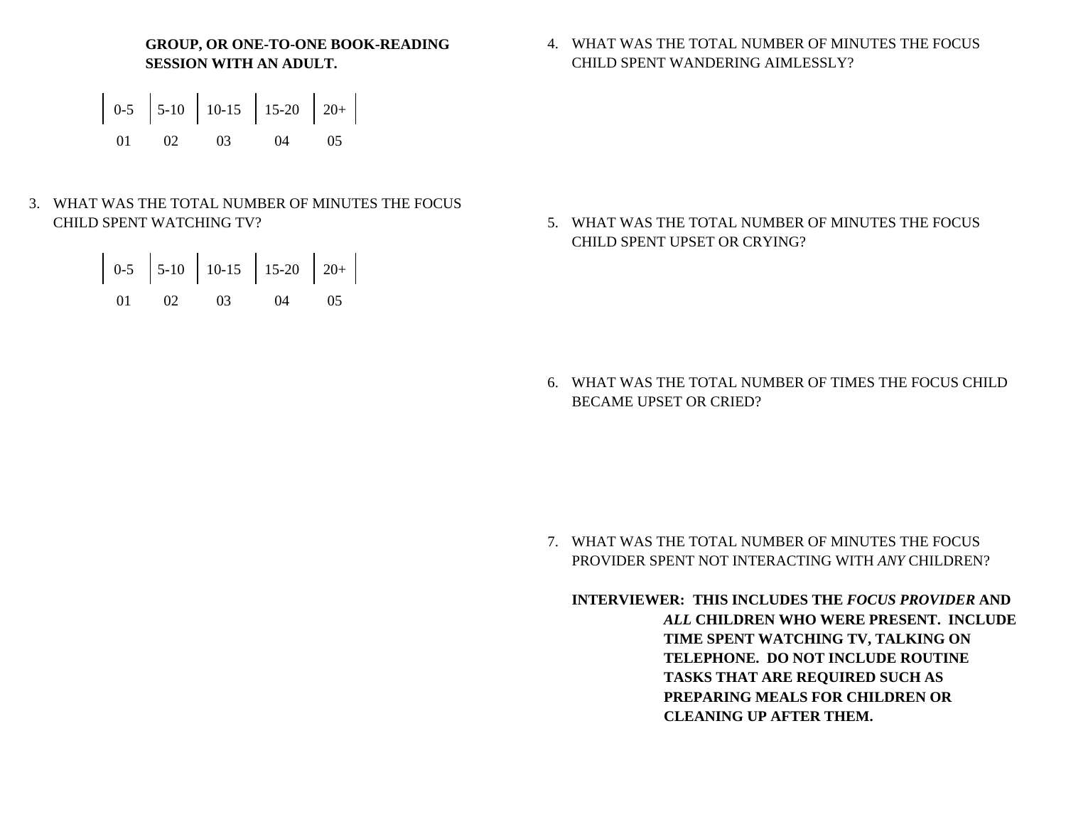**GROUP, OR ONE-TO-ONE BOOK-READING SESSION WITH AN ADULT.**

| 0-5 | 5-10 | 10-15 | 15-20 | 20+ |
|---|---|---|---|---|
| 01 | 02 | 03 | 04 | 05 |

3. WHAT WAS THE TOTAL NUMBER OF MINUTES THE FOCUS CHILD SPENT WATCHING TV?

| 0-5 | 5-10 | 10-15 | 15-20 | 20+ |
|---|---|---|---|---|
| 01 | 02 | 03 | 04 | 05 |

4. WHAT WAS THE TOTAL NUMBER OF MINUTES THE FOCUS CHILD SPENT WANDERING AIMLESSLY?

5. WHAT WAS THE TOTAL NUMBER OF MINUTES THE FOCUS CHILD SPENT UPSET OR CRYING?

6. WHAT WAS THE TOTAL NUMBER OF TIMES THE FOCUS CHILD BECAME UPSET OR CRIED?

7. WHAT WAS THE TOTAL NUMBER OF MINUTES THE FOCUS PROVIDER SPENT NOT INTERACTING WITH *ANY* CHILDREN?

   **INTERVIEWER: THIS INCLUDES THE *FOCUS PROVIDER* AND *ALL* CHILDREN WHO WERE PRESENT. INCLUDE TIME SPENT WATCHING TV, TALKING ON TELEPHONE. DO NOT INCLUDE ROUTINE TASKS THAT ARE REQUIRED SUCH AS PREPARING MEALS FOR CHILDREN OR CLEANING UP AFTER THEM.**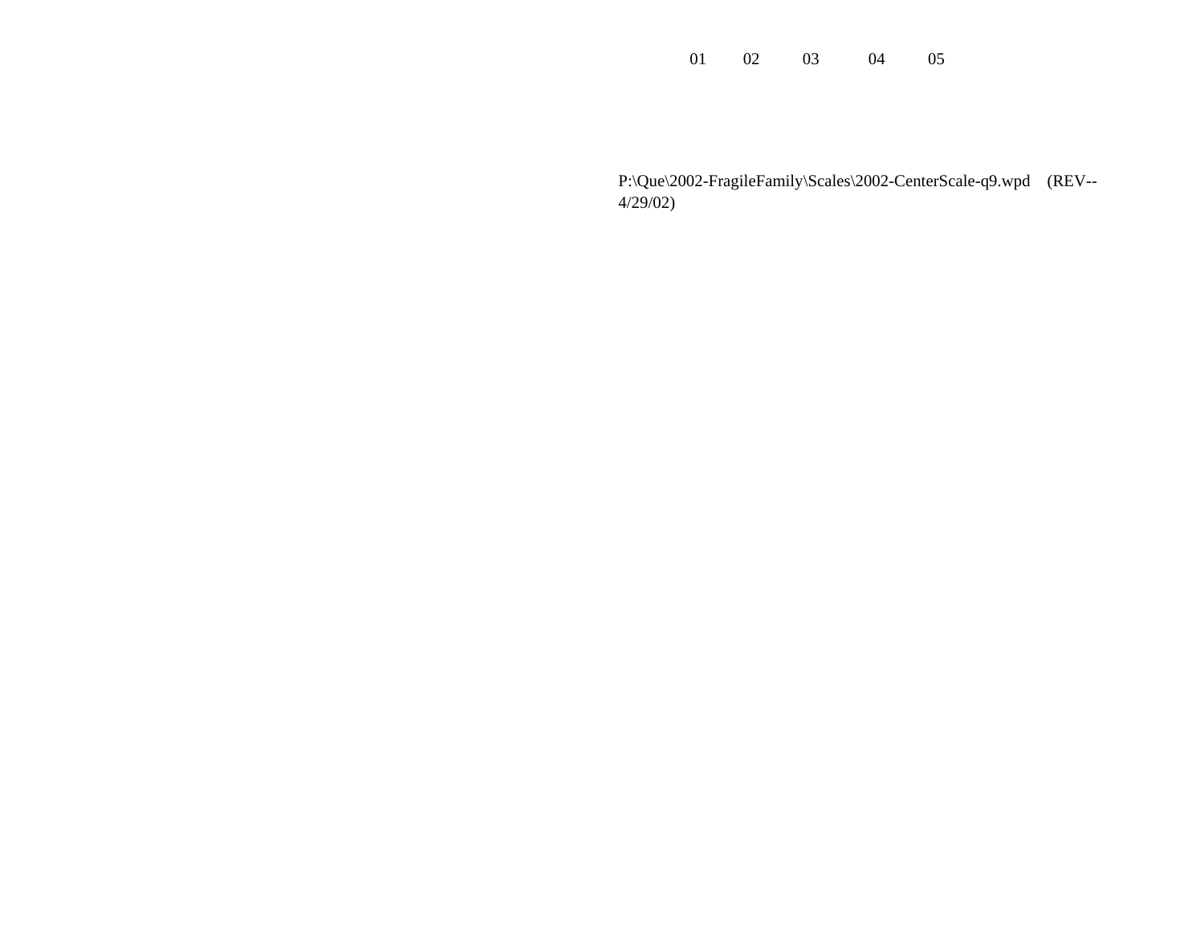01 02 03 04 05

P:\Que\2002-FragileFamily\Scales\2002-CenterScale-q9.wpd (REV--4/29/02)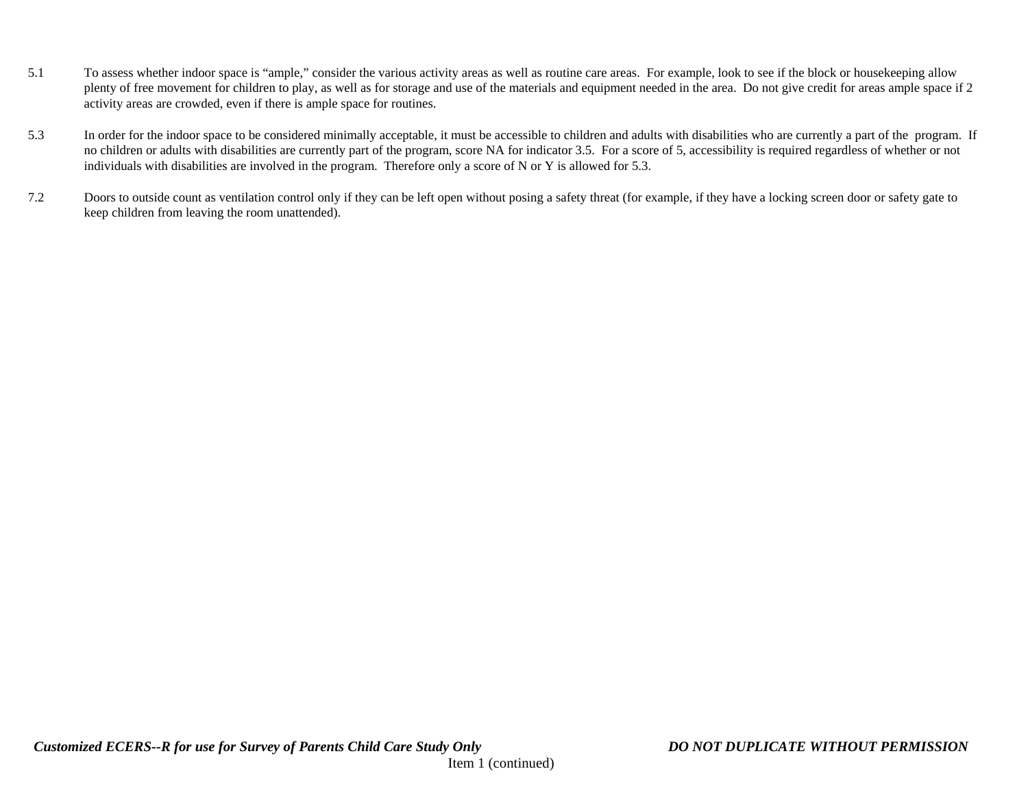5.1 To assess whether indoor space is “ample,” consider the various activity areas as well as routine care areas. For example, look to see if the block or housekeeping allow plenty of free movement for children to play, as well as for storage and use of the materials and equipment needed in the area. Do not give credit for areas ample space if 2 activity areas are crowded, even if there is ample space for routines.

5.3 In order for the indoor space to be considered minimally acceptable, it must be accessible to children and adults with disabilities who are currently a part of the program. If no children or adults with disabilities are currently part of the program, score NA for indicator 3.5. For a score of 5, accessibility is required regardless of whether or not individuals with disabilities are involved in the program. Therefore only a score of N or Y is allowed for 5.3.

7.2 Doors to outside count as ventilation control only if they can be left open without posing a safety threat (for example, if they have a locking screen door or safety gate to keep children from leaving the room unattended).

Item 1 (continued)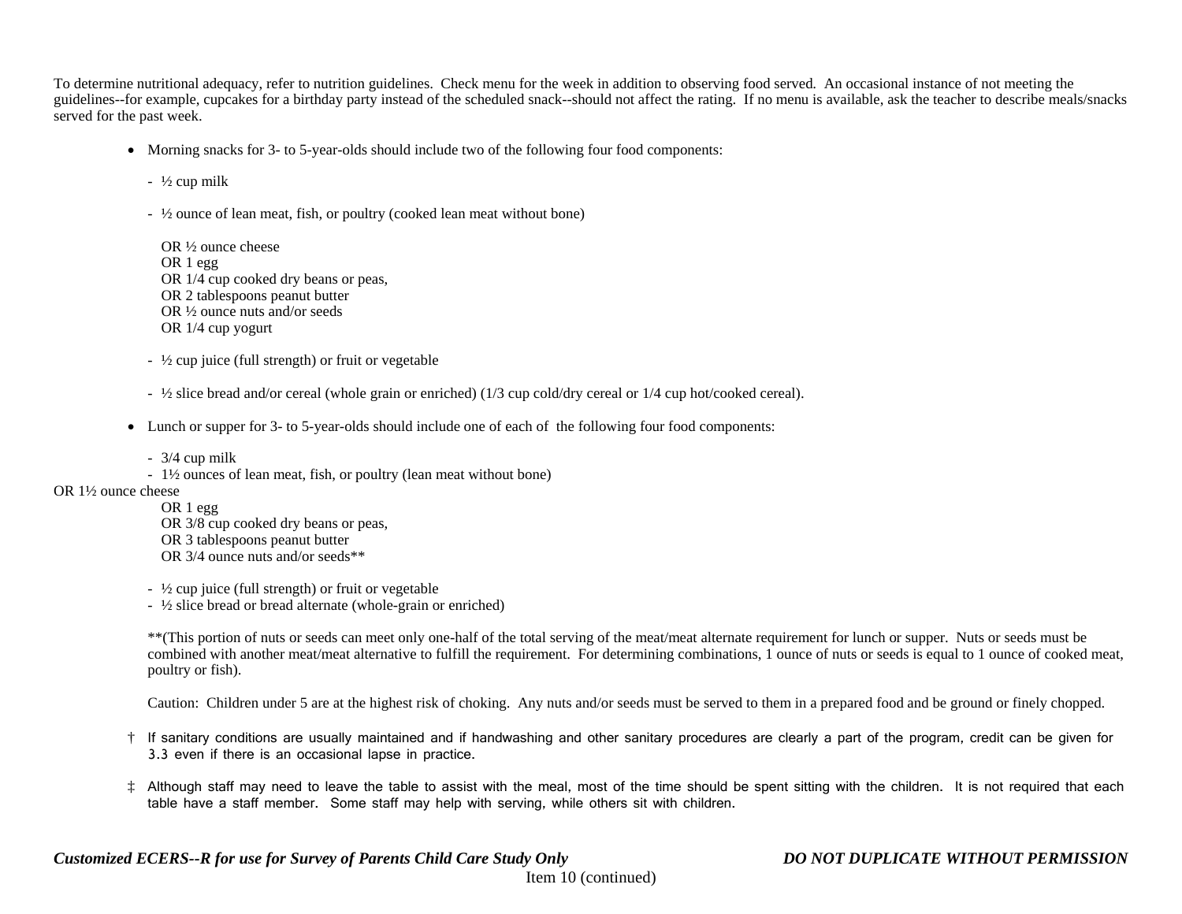To determine nutritional adequacy, refer to nutrition guidelines. Check menu for the week in addition to observing food served. An occasional instance of not meeting the guidelines--for example, cupcakes for a birthday party instead of the scheduled snack--should not affect the rating. If no menu is available, ask the teacher to describe meals/snacks served for the past week.

- Morning snacks for 3- to 5-year-olds should include two of the following four food components:

  - ½ cup milk

  - ½ ounce of lean meat, fish, or poultry (cooked lean meat without bone)

    OR ½ ounce cheese
    OR 1 egg
    OR 1/4 cup cooked dry beans or peas,
    OR 2 tablespoons peanut butter
    OR ½ ounce nuts and/or seeds
    OR 1/4 cup yogurt

  - ½ cup juice (full strength) or fruit or vegetable

  - ½ slice bread and/or cereal (whole grain or enriched) (1/3 cup cold/dry cereal or 1/4 cup hot/cooked cereal).

- Lunch or supper for 3- to 5-year-olds should include one of each of the following four food components:

  - 3/4 cup milk
  - 1½ ounces of lean meat, fish, or poultry (lean meat without bone)

    OR 1½ ounce cheese
    OR 1 egg
    OR 3/8 cup cooked dry beans or peas,
    OR 3 tablespoons peanut butter
    OR 3/4 ounce nuts and/or seeds**

  - ½ cup juice (full strength) or fruit or vegetable
  - ½ slice bread or bread alternate (whole-grain or enriched)

  **(This portion of nuts or seeds can meet only one-half of the total serving of the meat/meat alternate requirement for lunch or supper. Nuts or seeds must be combined with another meat/meat alternative to fulfill the requirement. For determining combinations, 1 ounce of nuts or seeds is equal to 1 ounce of cooked meat, poultry or fish).

  Caution: Children under 5 are at the highest risk of choking. Any nuts and/or seeds must be served to them in a prepared food and be ground or finely chopped.

† If sanitary conditions are usually maintained and if handwashing and other sanitary procedures are clearly a part of the program, credit can be given for 3.3 even if there is an occasional lapse in practice.

‡ Although staff may need to leave the table to assist with the meal, most of the time should be spent sitting with the children. It is not required that each table have a staff member. Some staff may help with serving, while others sit with children.

Item 10 (continued)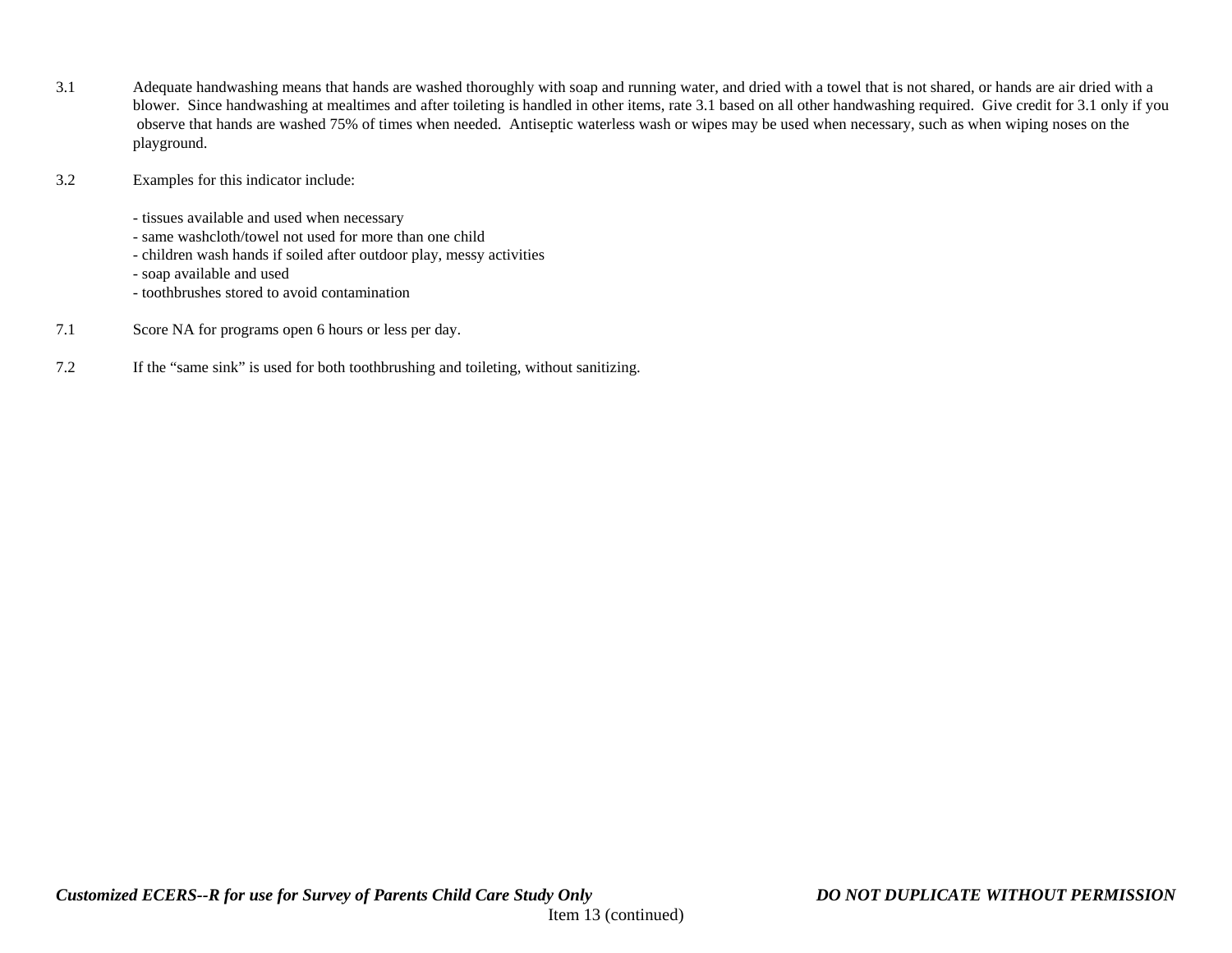3.1 Adequate handwashing means that hands are washed thoroughly with soap and running water, and dried with a towel that is not shared, or hands are air dried with a blower. Since handwashing at mealtimes and after toileting is handled in other items, rate 3.1 based on all other handwashing required. Give credit for 3.1 only if you observe that hands are washed 75% of times when needed. Antiseptic waterless wash or wipes may be used when necessary, such as when wiping noses on the playground.

3.2 Examples for this indicator include:

- tissues available and used when necessary
- same washcloth/towel not used for more than one child
- children wash hands if soiled after outdoor play, messy activities
- soap available and used
- toothbrushes stored to avoid contamination

7.1 Score NA for programs open 6 hours or less per day.

7.2 If the "same sink" is used for both toothbrushing and toileting, without sanitizing.

Item 13 (continued)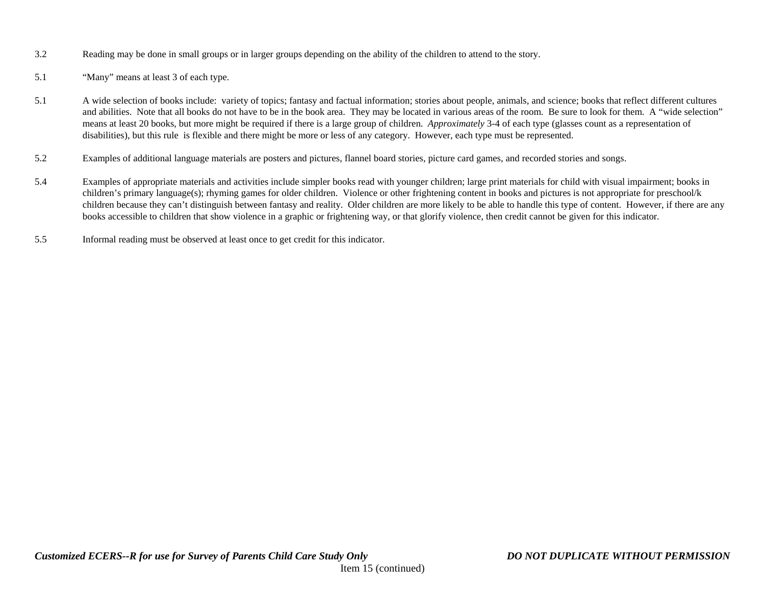3.2 Reading may be done in small groups or in larger groups depending on the ability of the children to attend to the story.

5.1 "Many" means at least 3 of each type.

5.1 A wide selection of books include: variety of topics; fantasy and factual information; stories about people, animals, and science; books that reflect different cultures and abilities. Note that all books do not have to be in the book area. They may be located in various areas of the room. Be sure to look for them. A "wide selection" means at least 20 books, but more might be required if there is a large group of children. *Approximately* 3-4 of each type (glasses count as a representation of disabilities), but this rule is flexible and there might be more or less of any category. However, each type must be represented.

5.2 Examples of additional language materials are posters and pictures, flannel board stories, picture card games, and recorded stories and songs.

5.4 Examples of appropriate materials and activities include simpler books read with younger children; large print materials for child with visual impairment; books in children's primary language(s); rhyming games for older children. Violence or other frightening content in books and pictures is not appropriate for preschool/k children because they can't distinguish between fantasy and reality. Older children are more likely to be able to handle this type of content. However, if there are any books accessible to children that show violence in a graphic or frightening way, or that glorify violence, then credit cannot be given for this indicator.

5.5 Informal reading must be observed at least once to get credit for this indicator.

Item 15 (continued)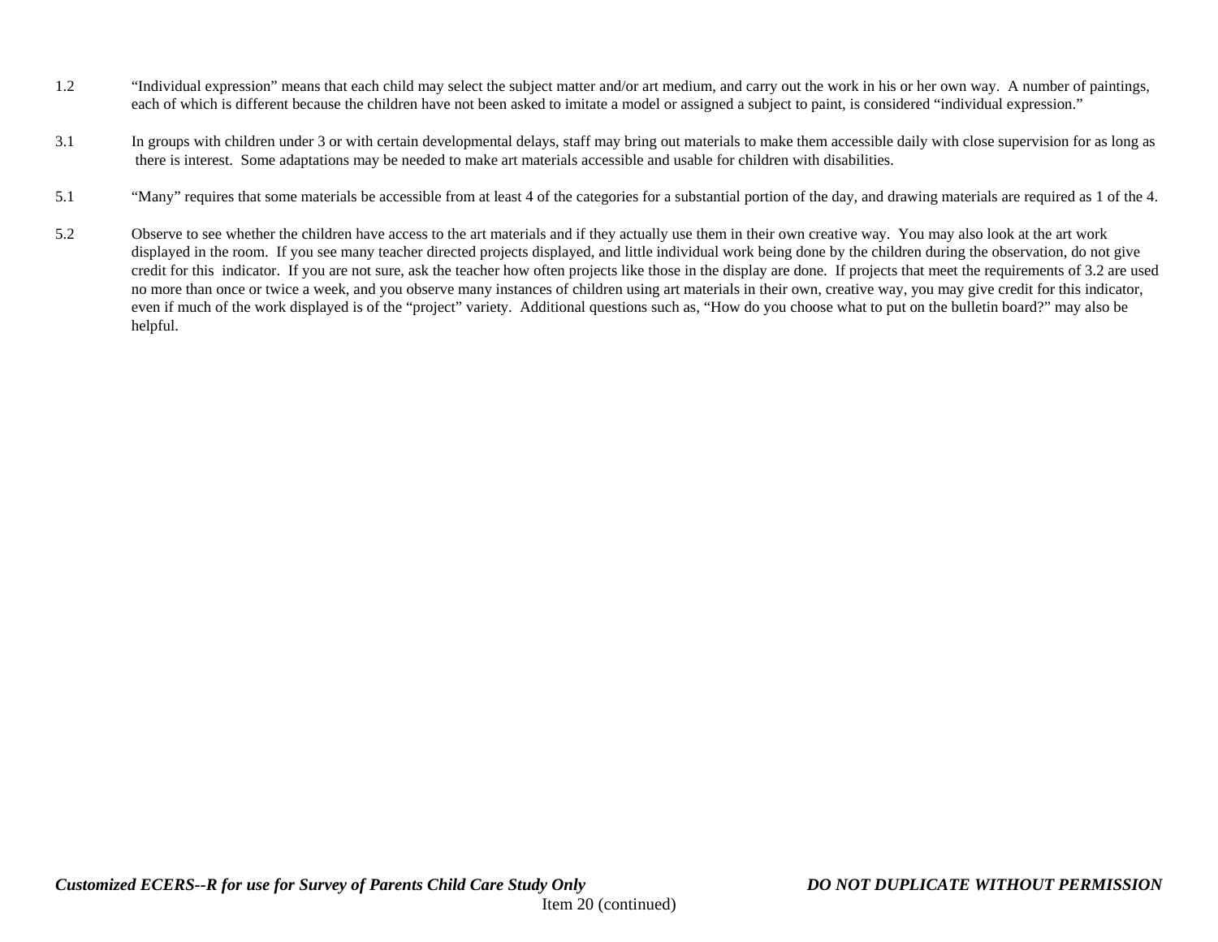1.2 “Individual expression” means that each child may select the subject matter and/or art medium, and carry out the work in his or her own way. A number of paintings, each of which is different because the children have not been asked to imitate a model or assigned a subject to paint, is considered “individual expression.”

3.1 In groups with children under 3 or with certain developmental delays, staff may bring out materials to make them accessible daily with close supervision for as long as there is interest. Some adaptations may be needed to make art materials accessible and usable for children with disabilities.

5.1 “Many” requires that some materials be accessible from at least 4 of the categories for a substantial portion of the day, and drawing materials are required as 1 of the 4.

5.2 Observe to see whether the children have access to the art materials and if they actually use them in their own creative way. You may also look at the art work displayed in the room. If you see many teacher directed projects displayed, and little individual work being done by the children during the observation, do not give credit for this indicator. If you are not sure, ask the teacher how often projects like those in the display are done. If projects that meet the requirements of 3.2 are used no more than once or twice a week, and you observe many instances of children using art materials in their own, creative way, you may give credit for this indicator, even if much of the work displayed is of the “project” variety. Additional questions such as, “How do you choose what to put on the bulletin board?” may also be helpful.

Item 20 (continued)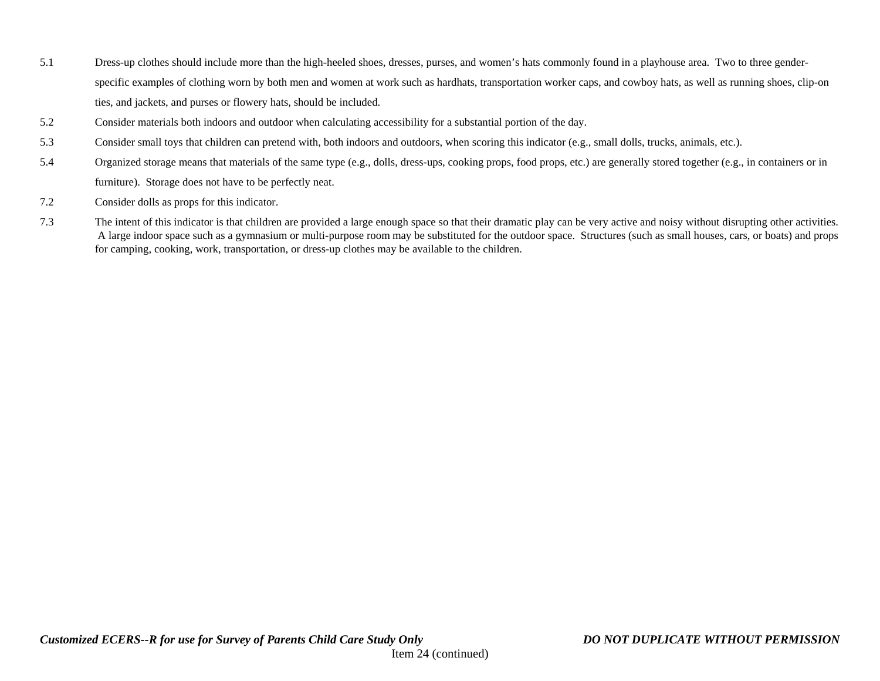5.1 Dress-up clothes should include more than the high-heeled shoes, dresses, purses, and women's hats commonly found in a playhouse area. Two to three gender-specific examples of clothing worn by both men and women at work such as hardhats, transportation worker caps, and cowboy hats, as well as running shoes, clip-on ties, and jackets, and purses or flowery hats, should be included.

5.2 Consider materials both indoors and outdoor when calculating accessibility for a substantial portion of the day.

5.3 Consider small toys that children can pretend with, both indoors and outdoors, when scoring this indicator (e.g., small dolls, trucks, animals, etc.).

5.4 Organized storage means that materials of the same type (e.g., dolls, dress-ups, cooking props, food props, etc.) are generally stored together (e.g., in containers or in furniture). Storage does not have to be perfectly neat.

7.2 Consider dolls as props for this indicator.

7.3 The intent of this indicator is that children are provided a large enough space so that their dramatic play can be very active and noisy without disrupting other activities. A large indoor space such as a gymnasium or multi-purpose room may be substituted for the outdoor space. Structures (such as small houses, cars, or boats) and props for camping, cooking, work, transportation, or dress-up clothes may be available to the children.

Item 24 (continued)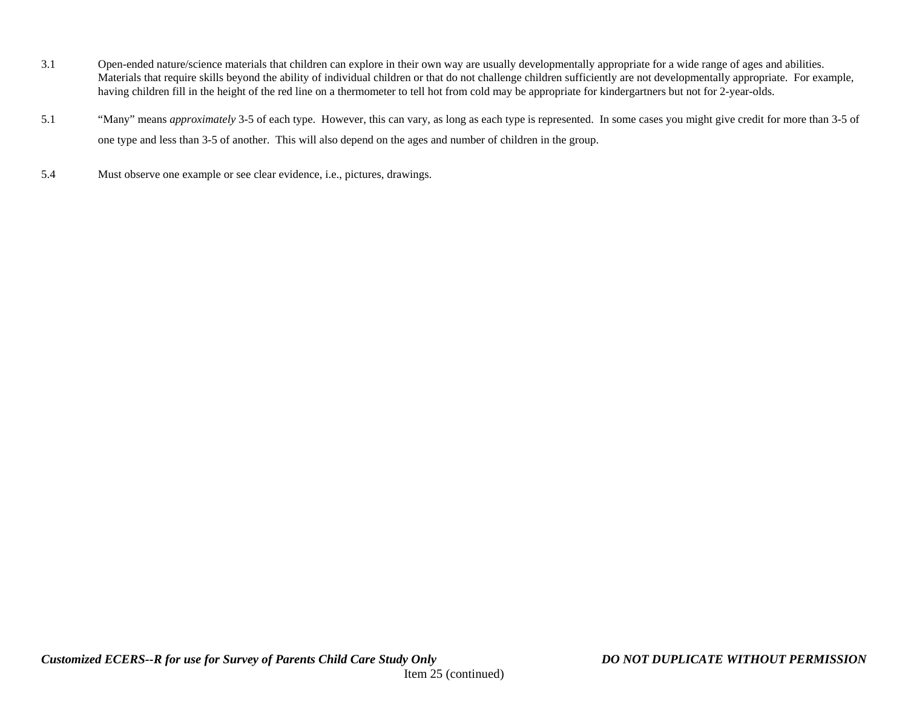3.1 Open-ended nature/science materials that children can explore in their own way are usually developmentally appropriate for a wide range of ages and abilities. Materials that require skills beyond the ability of individual children or that do not challenge children sufficiently are not developmentally appropriate. For example, having children fill in the height of the red line on a thermometer to tell hot from cold may be appropriate for kindergartners but not for 2-year-olds.

5.1 "Many" means *approximately* 3-5 of each type. However, this can vary, as long as each type is represented. In some cases you might give credit for more than 3-5 of one type and less than 3-5 of another. This will also depend on the ages and number of children in the group.

5.4 Must observe one example or see clear evidence, i.e., pictures, drawings.

Item 25 (continued)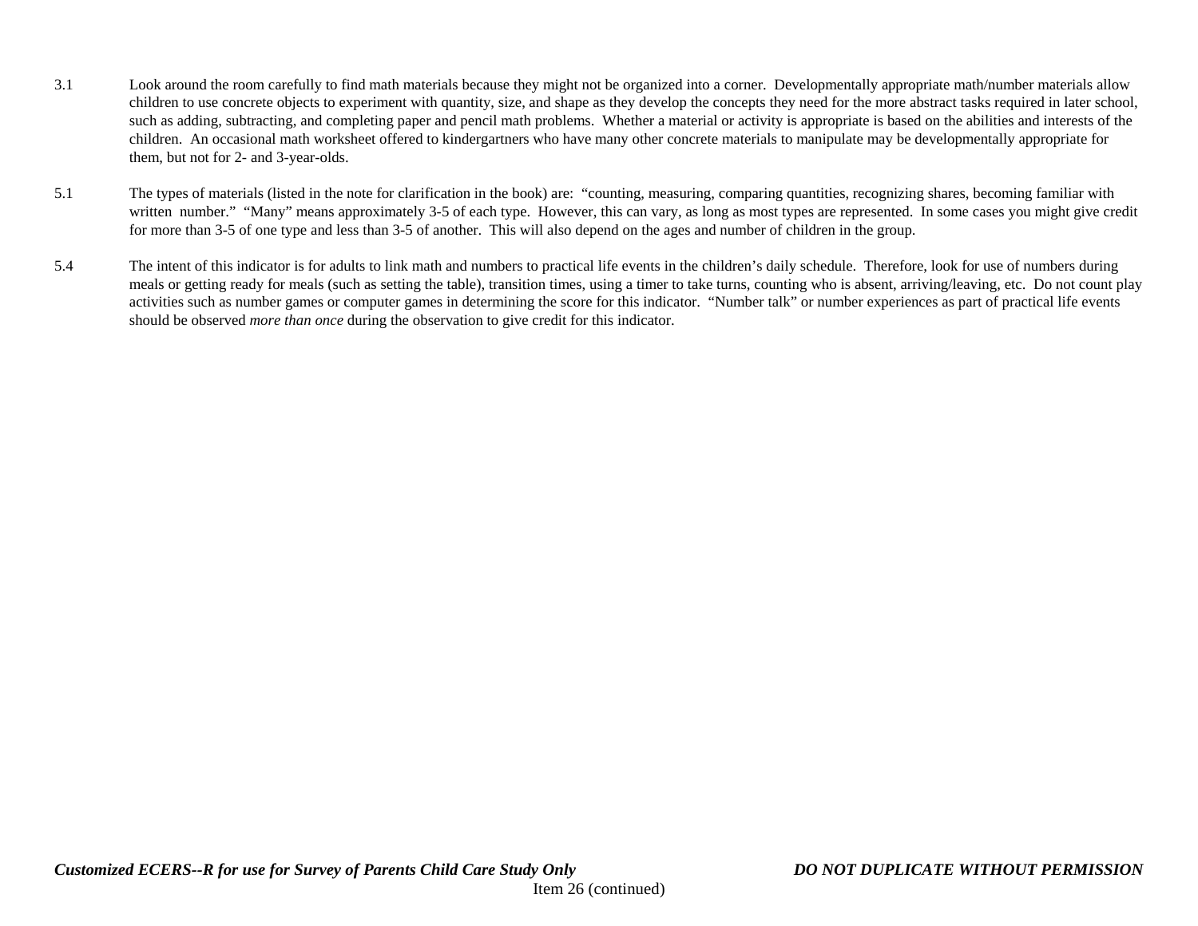3.1 Look around the room carefully to find math materials because they might not be organized into a corner. Developmentally appropriate math/number materials allow children to use concrete objects to experiment with quantity, size, and shape as they develop the concepts they need for the more abstract tasks required in later school, such as adding, subtracting, and completing paper and pencil math problems. Whether a material or activity is appropriate is based on the abilities and interests of the children. An occasional math worksheet offered to kindergartners who have many other concrete materials to manipulate may be developmentally appropriate for them, but not for 2- and 3-year-olds.

5.1 The types of materials (listed in the note for clarification in the book) are: "counting, measuring, comparing quantities, recognizing shares, becoming familiar with written number." "Many" means approximately 3-5 of each type. However, this can vary, as long as most types are represented. In some cases you might give credit for more than 3-5 of one type and less than 3-5 of another. This will also depend on the ages and number of children in the group.

5.4 The intent of this indicator is for adults to link math and numbers to practical life events in the children's daily schedule. Therefore, look for use of numbers during meals or getting ready for meals (such as setting the table), transition times, using a timer to take turns, counting who is absent, arriving/leaving, etc. Do not count play activities such as number games or computer games in determining the score for this indicator. "Number talk" or number experiences as part of practical life events should be observed *more than once* during the observation to give credit for this indicator.

Item 26 (continued)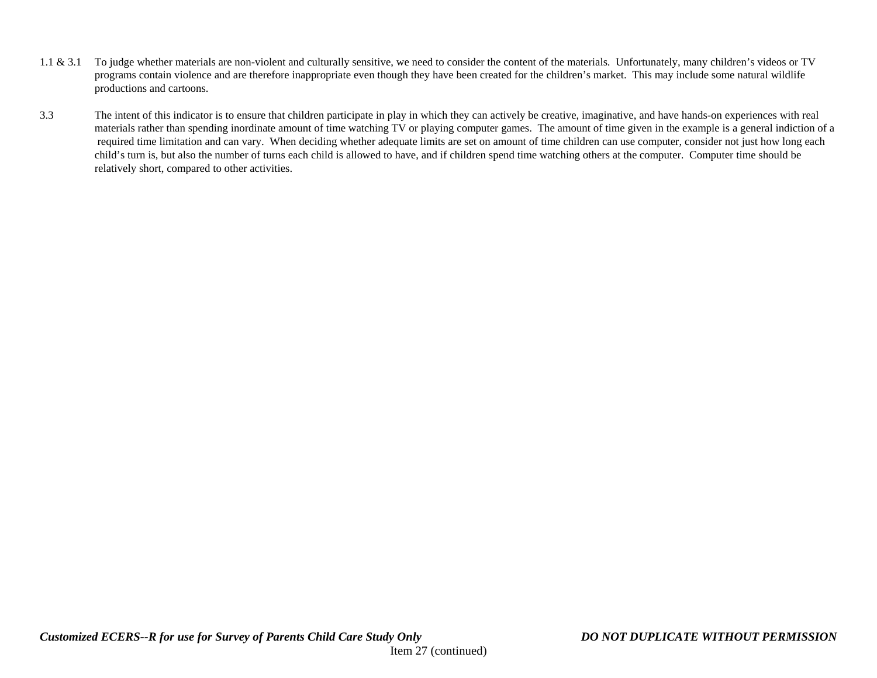1.1 & 3.1 To judge whether materials are non-violent and culturally sensitive, we need to consider the content of the materials. Unfortunately, many children's videos or TV programs contain violence and are therefore inappropriate even though they have been created for the children's market. This may include some natural wildlife productions and cartoons.

3.3 The intent of this indicator is to ensure that children participate in play in which they can actively be creative, imaginative, and have hands-on experiences with real materials rather than spending inordinate amount of time watching TV or playing computer games. The amount of time given in the example is a general indiction of a required time limitation and can vary. When deciding whether adequate limits are set on amount of time children can use computer, consider not just how long each child's turn is, but also the number of turns each child is allowed to have, and if children spend time watching others at the computer. Computer time should be relatively short, compared to other activities.

Item 27 (continued)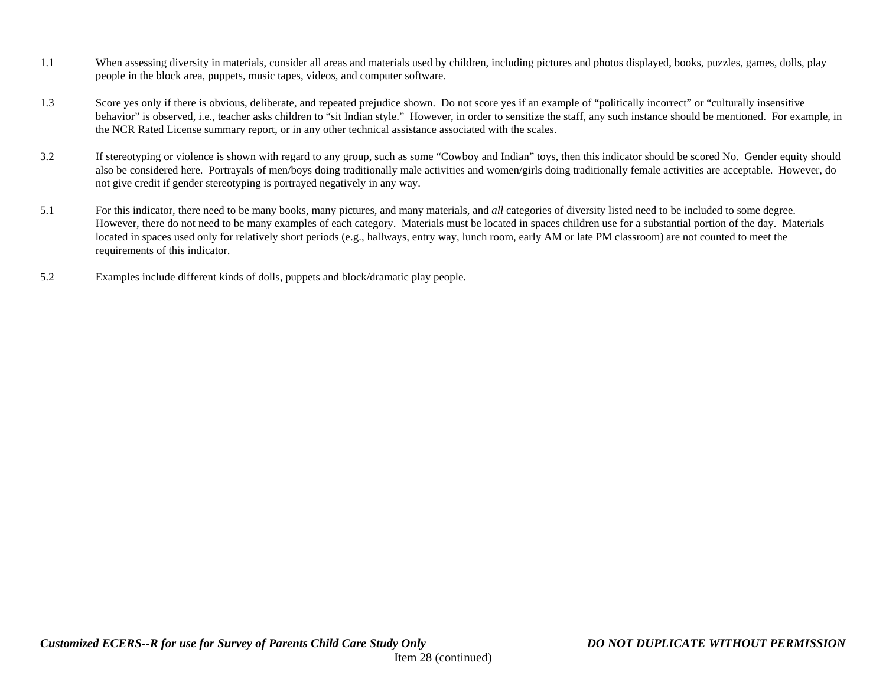1.1 When assessing diversity in materials, consider all areas and materials used by children, including pictures and photos displayed, books, puzzles, games, dolls, play people in the block area, puppets, music tapes, videos, and computer software.

1.3 Score yes only if there is obvious, deliberate, and repeated prejudice shown. Do not score yes if an example of "politically incorrect" or "culturally insensitive behavior" is observed, i.e., teacher asks children to "sit Indian style." However, in order to sensitize the staff, any such instance should be mentioned. For example, in the NCR Rated License summary report, or in any other technical assistance associated with the scales.

3.2 If stereotyping or violence is shown with regard to any group, such as some "Cowboy and Indian" toys, then this indicator should be scored No. Gender equity should also be considered here. Portrayals of men/boys doing traditionally male activities and women/girls doing traditionally female activities are acceptable. However, do not give credit if gender stereotyping is portrayed negatively in any way.

5.1 For this indicator, there need to be many books, many pictures, and many materials, and *all* categories of diversity listed need to be included to some degree. However, there do not need to be many examples of each category. Materials must be located in spaces children use for a substantial portion of the day. Materials located in spaces used only for relatively short periods (e.g., hallways, entry way, lunch room, early AM or late PM classroom) are not counted to meet the requirements of this indicator.

5.2 Examples include different kinds of dolls, puppets and block/dramatic play people.

Item 28 (continued)